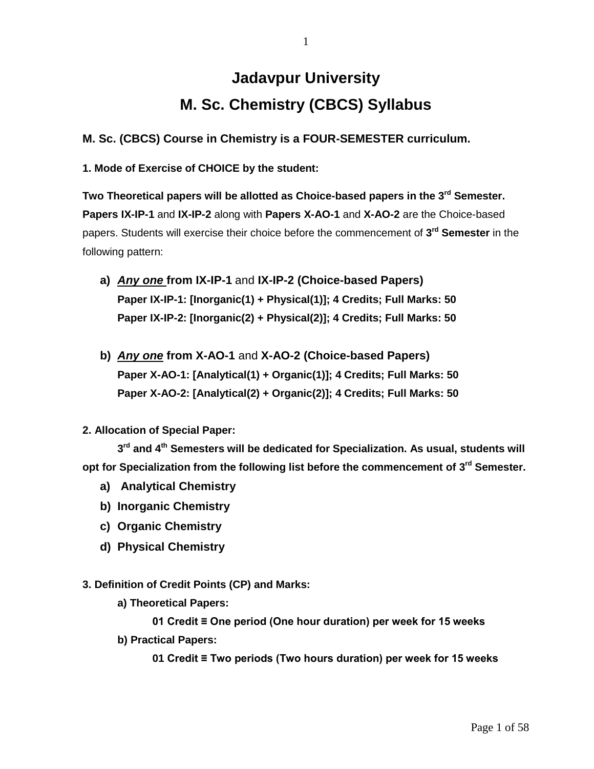# Jadavpur University

# M. Sc. Chemistry (CBCS) Syllabus

**M. Sc. (CBCS) Course in Chemistry is a FOUR-SEMESTER curriculum.**

**1. Mode of Exercise of CHOICE by the student:**

**Two Theoretical papers will be allotted as Choice-based papers in the 3rd Semester. Papers IX-IP-1** and **IX-IP-2** along with **Papers X-AO-1** and **X-AO-2** are the Choice-based papers. Students will exercise their choice before the commencement of **3rd Semester** in the following pattern:

a) ***Any one*** **from IX-IP-1** and **IX-IP-2 (Choice-based Papers)**
   **Paper IX-IP-1: [Inorganic(1) + Physical(1)]; 4 Credits; Full Marks: 50**
   **Paper IX-IP-2: [Inorganic(2) + Physical(2)]; 4 Credits; Full Marks: 50**

b) ***Any one*** **from X-AO-1** and **X-AO-2 (Choice-based Papers)**
   **Paper X-AO-1: [Analytical(1) + Organic(1)]; 4 Credits; Full Marks: 50**
   **Paper X-AO-2: [Analytical(2) + Organic(2)]; 4 Credits; Full Marks: 50**

**2. Allocation of Special Paper:**

**3rd and 4th Semesters will be dedicated for Specialization. As usual, students will opt for Specialization from the following list before the commencement of 3rd Semester.**

a) **Analytical Chemistry**
b) **Inorganic Chemistry**
c) **Organic Chemistry**
d) **Physical Chemistry**

**3. Definition of Credit Points (CP) and Marks:**

**a) Theoretical Papers:**

**01 Credit ≡ One period (One hour duration) per week for 15 weeks**

**b) Practical Papers:**

**01 Credit ≡ Two periods (Two hours duration) per week for 15 weeks**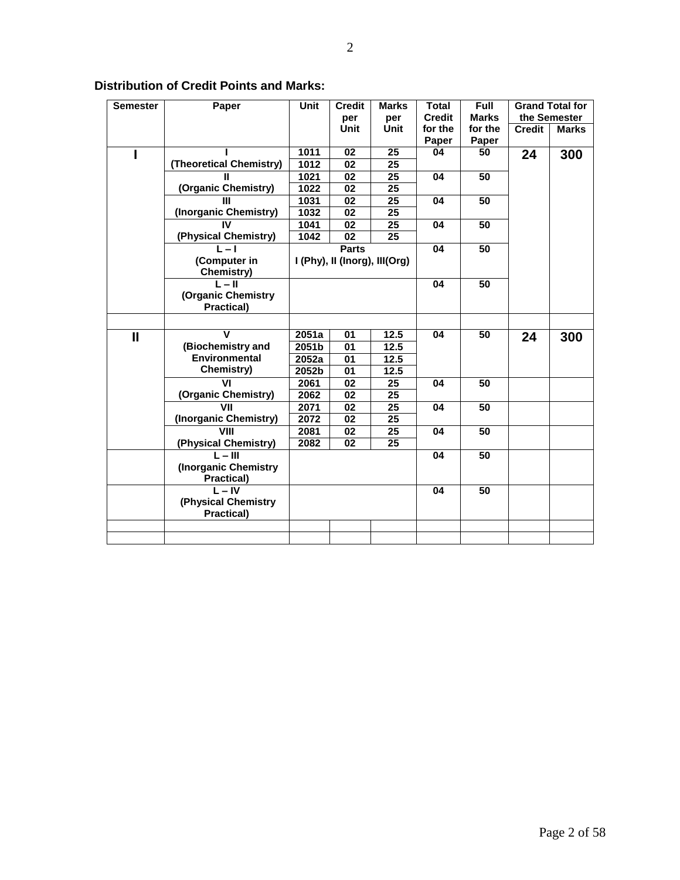## Distribution of Credit Points and Marks:

| Semester | Paper | Unit | Credit per Unit | Marks per Unit | Total Credit for the Paper | Full Marks for the Paper | Grand Total for the Semester | |
|---|---|---|---|---|---|---|---|---|
| | | | | | | | Credit | Marks |
| I | I (Theoretical Chemistry) | 1011 | 02 | 25 | 04 | 50 | 24 | 300 |
| | | 1012 | 02 | 25 | | | | |
| | II (Organic Chemistry) | 1021 | 02 | 25 | 04 | 50 | | |
| | | 1022 | 02 | 25 | | | | |
| | III (Inorganic Chemistry) | 1031 | 02 | 25 | 04 | 50 | | |
| | | 1032 | 02 | 25 | | | | |
| | IV (Physical Chemistry) | 1041 | 02 | 25 | 04 | 50 | | |
| | | 1042 | 02 | 25 | | | | |
| | L – I (Computer in Chemistry) | Parts I (Phy), II (Inorg), III(Org) | | | 04 | 50 | | |
| | L – II (Organic Chemistry Practical) | | | | 04 | 50 | | |
| | | | | | | | | |
| II | V (Biochemistry and Environmental Chemistry) | 2051a | 01 | 12.5 | 04 | 50 | 24 | 300 |
| | | 2051b | 01 | 12.5 | | | | |
| | | 2052a | 01 | 12.5 | | | | |
| | | 2052b | 01 | 12.5 | | | | |
| | VI (Organic Chemistry) | 2061 | 02 | 25 | 04 | 50 | | |
| | | 2062 | 02 | 25 | | | | |
| | VII (Inorganic Chemistry) | 2071 | 02 | 25 | 04 | 50 | | |
| | | 2072 | 02 | 25 | | | | |
| | VIII (Physical Chemistry) | 2081 | 02 | 25 | 04 | 50 | | |
| | | 2082 | 02 | 25 | | | | |
| | L – III (Inorganic Chemistry Practical) | | | | 04 | 50 | | |
| | L – IV (Physical Chemistry Practical) | | | | 04 | 50 | | |
| | | | | | | | | |
| | | | | | | | | |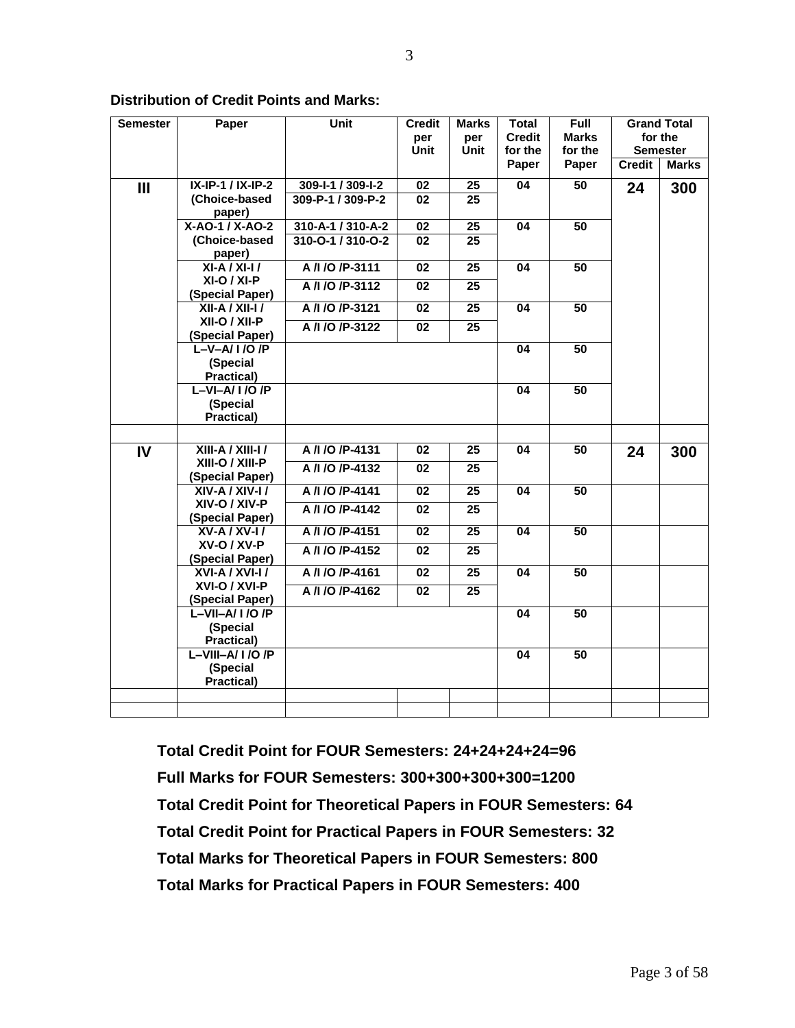**Distribution of Credit Points and Marks:**

| Semester | Paper | Unit | Credit per Unit | Marks per Unit | Total Credit for the Paper | Full Marks for the Paper | Grand Total for the Semester | |
|---|---|---|---|---|---|---|---|---|
| | | | | | | | Credit | Marks |
| III | IX-IP-1 / IX-IP-2 (Choice-based paper) | 309-I-1 / 309-I-2 | 02 | 25 | 04 | 50 | 24 | 300 |
| | | 309-P-1 / 309-P-2 | 02 | 25 | | | | |
| | X-AO-1 / X-AO-2 (Choice-based paper) | 310-A-1 / 310-A-2 | 02 | 25 | 04 | 50 | | |
| | | 310-O-1 / 310-O-2 | 02 | 25 | | | | |
| | XI-A / XI-I / XI-O / XI-P (Special Paper) | A /I /O /P-3111 | 02 | 25 | 04 | 50 | | |
| | | A /I /O /P-3112 | 02 | 25 | | | | |
| | XII-A / XII-I / XII-O / XII-P (Special Paper) | A /I /O /P-3121 | 02 | 25 | 04 | 50 | | |
| | | A /I /O /P-3122 | 02 | 25 | | | | |
| | L–V–A/ I /O /P (Special Practical) | | | | 04 | 50 | | |
| | L–VI–A/ I /O /P (Special Practical) | | | | 04 | 50 | | |
| | | | | | | | | |
| IV | XIII-A / XIII-I / XIII-O / XIII-P (Special Paper) | A /I /O /P-4131 | 02 | 25 | 04 | 50 | 24 | 300 |
| | | A /I /O /P-4132 | 02 | 25 | | | | |
| | XIV-A / XIV-I / XIV-O / XIV-P (Special Paper) | A /I /O /P-4141 | 02 | 25 | 04 | 50 | | |
| | | A /I /O /P-4142 | 02 | 25 | | | | |
| | XV-A / XV-I / XV-O / XV-P (Special Paper) | A /I /O /P-4151 | 02 | 25 | 04 | 50 | | |
| | | A /I /O /P-4152 | 02 | 25 | | | | |
| | XVI-A / XVI-I / XVI-O / XVI-P (Special Paper) | A /I /O /P-4161 | 02 | 25 | 04 | 50 | | |
| | | A /I /O /P-4162 | 02 | 25 | | | | |
| | L–VII–A/ I /O /P (Special Practical) | | | | 04 | 50 | | |
| | L–VIII–A/ I /O /P (Special Practical) | | | | 04 | 50 | | |
| | | | | | | | | |
| | | | | | | | | |

**Total Credit Point for FOUR Semesters: 24+24+24+24=96**

**Full Marks for FOUR Semesters: 300+300+300+300=1200**

**Total Credit Point for Theoretical Papers in FOUR Semesters: 64**

**Total Credit Point for Practical Papers in FOUR Semesters: 32**

**Total Marks for Theoretical Papers in FOUR Semesters: 800**

**Total Marks for Practical Papers in FOUR Semesters: 400**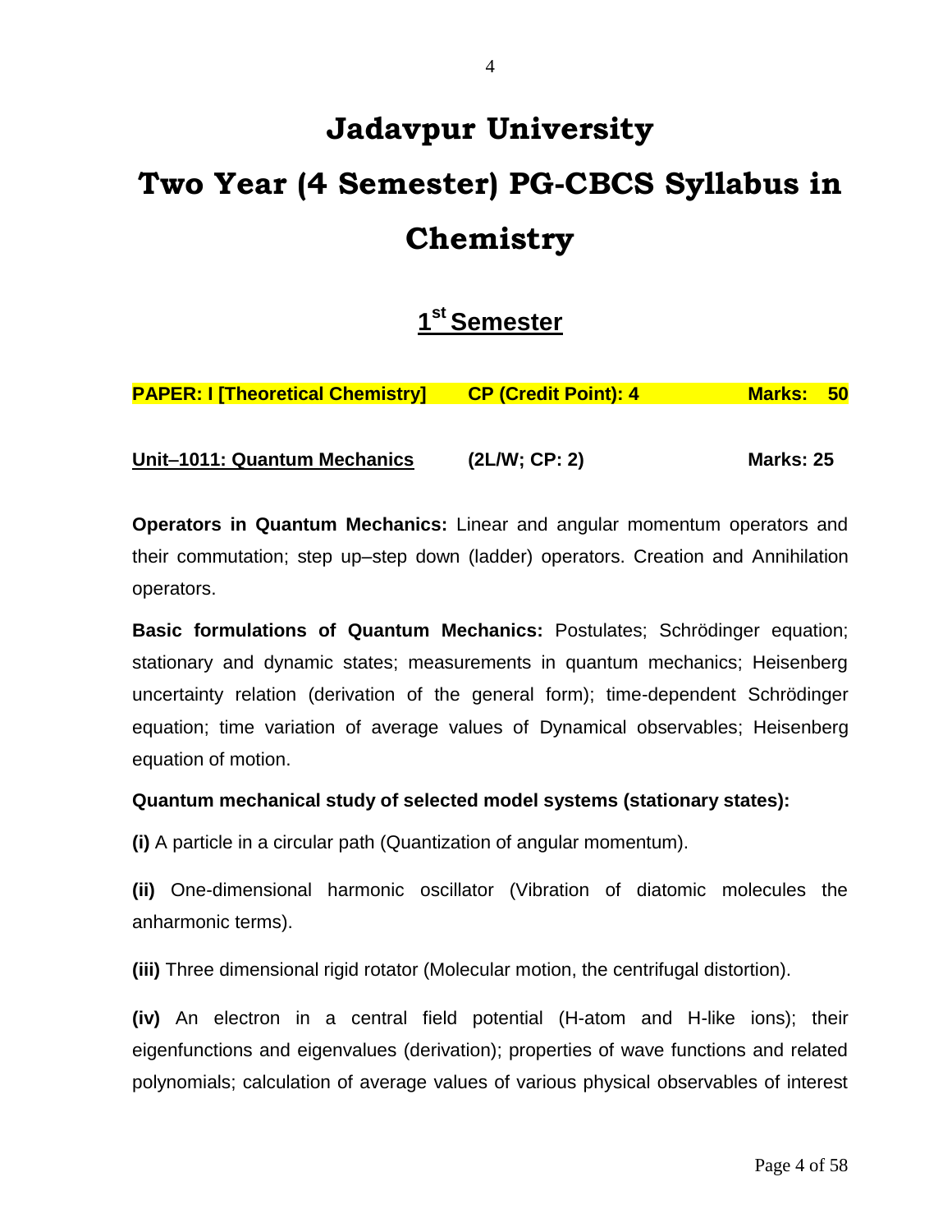# Jadavpur University

# Two Year (4 Semester) PG-CBCS Syllabus in Chemistry

## 1st Semester

**PAPER: I [Theoretical Chemistry] CP (Credit Point): 4 Marks: 50**

**Unit–1011: Quantum Mechanics (2L/W; CP: 2) Marks: 25**

**Operators in Quantum Mechanics:** Linear and angular momentum operators and their commutation; step up–step down (ladder) operators. Creation and Annihilation operators.

**Basic formulations of Quantum Mechanics:** Postulates; Schrödinger equation; stationary and dynamic states; measurements in quantum mechanics; Heisenberg uncertainty relation (derivation of the general form); time-dependent Schrödinger equation; time variation of average values of Dynamical observables; Heisenberg equation of motion.

**Quantum mechanical study of selected model systems (stationary states):**

**(i)** A particle in a circular path (Quantization of angular momentum).

**(ii)** One-dimensional harmonic oscillator (Vibration of diatomic molecules the anharmonic terms).

**(iii)** Three dimensional rigid rotator (Molecular motion, the centrifugal distortion).

**(iv)** An electron in a central field potential (H-atom and H-like ions); their eigenfunctions and eigenvalues (derivation); properties of wave functions and related polynomials; calculation of average values of various physical observables of interest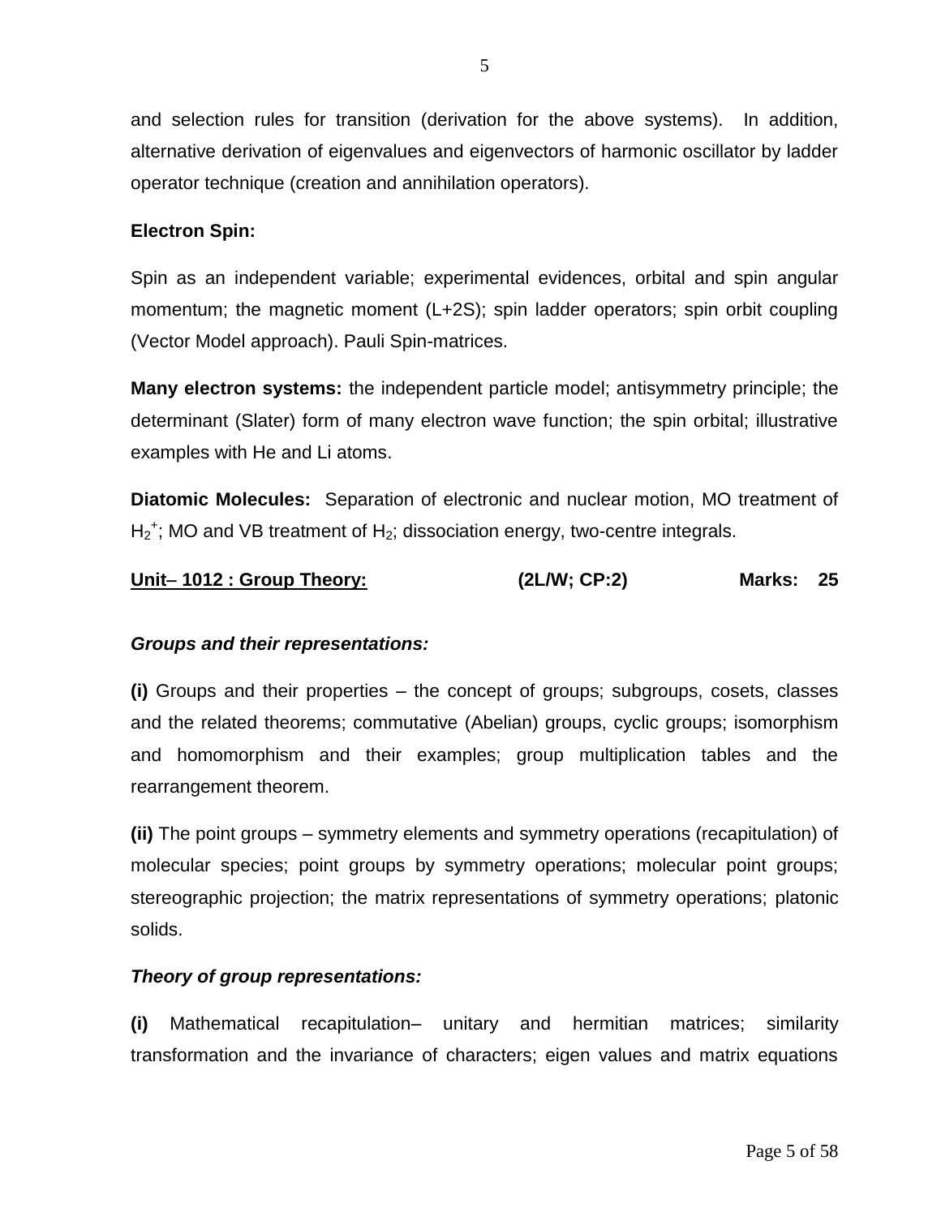and selection rules for transition (derivation for the above systems). In addition, alternative derivation of eigenvalues and eigenvectors of harmonic oscillator by ladder operator technique (creation and annihilation operators).

**Electron Spin:**

Spin as an independent variable; experimental evidences, orbital and spin angular momentum; the magnetic moment (L+2S); spin ladder operators; spin orbit coupling (Vector Model approach). Pauli Spin-matrices.

**Many electron systems:** the independent particle model; antisymmetry principle; the determinant (Slater) form of many electron wave function; the spin orbital; illustrative examples with He and Li atoms.

**Diatomic Molecules:** Separation of electronic and nuclear motion, MO treatment of $H_2^+$; MO and VB treatment of $H_2$; dissociation energy, two-centre integrals.

**Unit– 1012 : Group Theory:** **(2L/W; CP:2)** **Marks: 25**

***Groups and their representations:***

**(i)** Groups and their properties – the concept of groups; subgroups, cosets, classes and the related theorems; commutative (Abelian) groups, cyclic groups; isomorphism and homomorphism and their examples; group multiplication tables and the rearrangement theorem.

**(ii)** The point groups – symmetry elements and symmetry operations (recapitulation) of molecular species; point groups by symmetry operations; molecular point groups; stereographic projection; the matrix representations of symmetry operations; platonic solids.

***Theory of group representations:***

**(i)** Mathematical recapitulation– unitary and hermitian matrices; similarity transformation and the invariance of characters; eigen values and matrix equations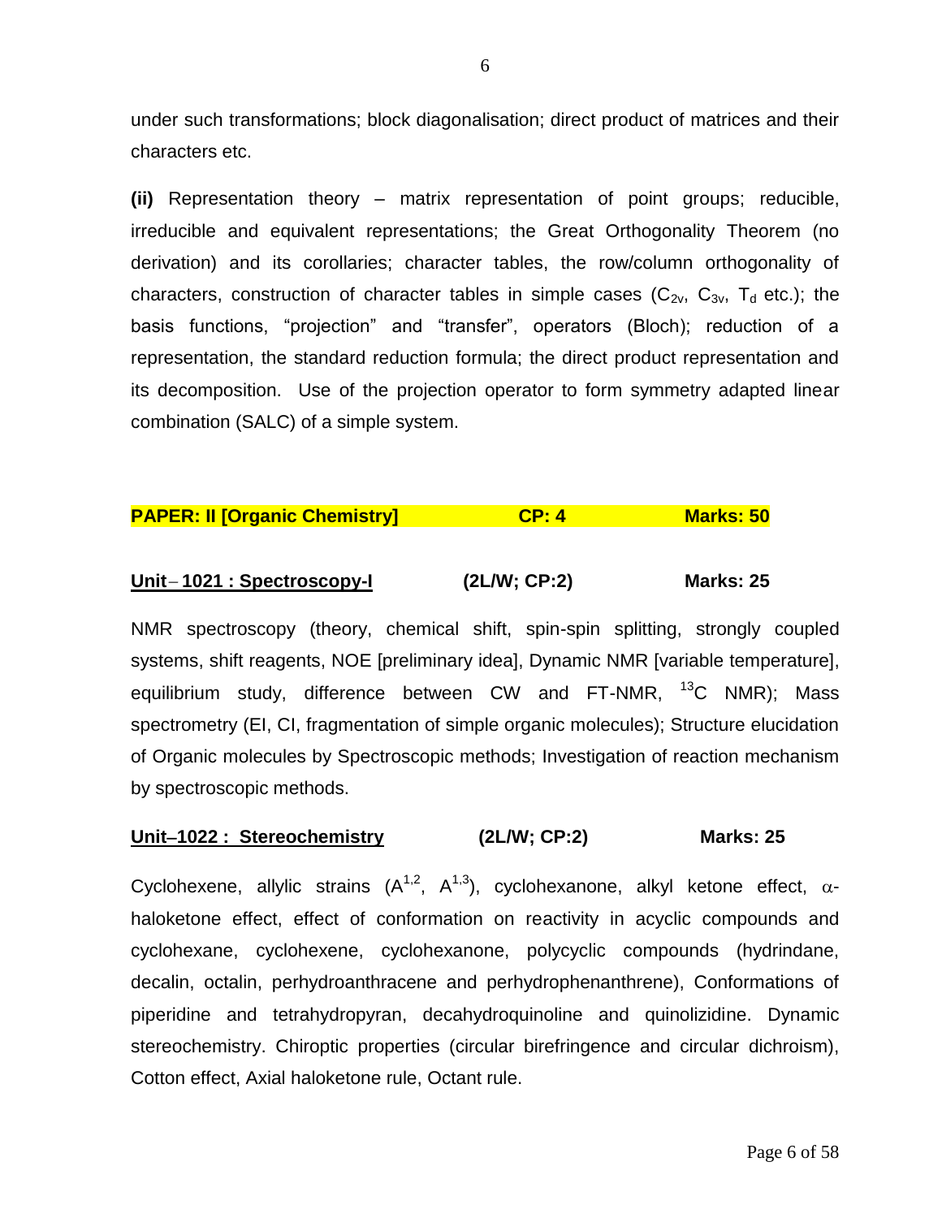under such transformations; block diagonalisation; direct product of matrices and their characters etc.

**(ii)** Representation theory – matrix representation of point groups; reducible, irreducible and equivalent representations; the Great Orthogonality Theorem (no derivation) and its corollaries; character tables, the row/column orthogonality of characters, construction of character tables in simple cases ($C_{2v}$, $C_{3v}$, $T_d$ etc.); the basis functions, "projection" and "transfer", operators (Bloch); reduction of a representation, the standard reduction formula; the direct product representation and its decomposition. Use of the projection operator to form symmetry adapted linear combination (SALC) of a simple system.

## PAPER: II [Organic Chemistry] CP: 4 Marks: 50

### Unit – 1021 : Spectroscopy-I (2L/W; CP:2) Marks: 25

NMR spectroscopy (theory, chemical shift, spin-spin splitting, strongly coupled systems, shift reagents, NOE [preliminary idea], Dynamic NMR [variable temperature], equilibrium study, difference between CW and FT-NMR, $^{13}C$ NMR); Mass spectrometry (EI, CI, fragmentation of simple organic molecules); Structure elucidation of Organic molecules by Spectroscopic methods; Investigation of reaction mechanism by spectroscopic methods.

### Unit–1022 : Stereochemistry (2L/W; CP:2) Marks: 25

Cyclohexene, allylic strains ($A^{1,2}$, $A^{1,3}$), cyclohexanone, alkyl ketone effect, $\alpha$-haloketone effect, effect of conformation on reactivity in acyclic compounds and cyclohexane, cyclohexene, cyclohexanone, polycyclic compounds (hydrindane, decalin, octalin, perhydroanthracene and perhydrophenanthrene), Conformations of piperidine and tetrahydropyran, decahydroquinoline and quinolizidine. Dynamic stereochemistry. Chiroptic properties (circular birefringence and circular dichroism), Cotton effect, Axial haloketone rule, Octant rule.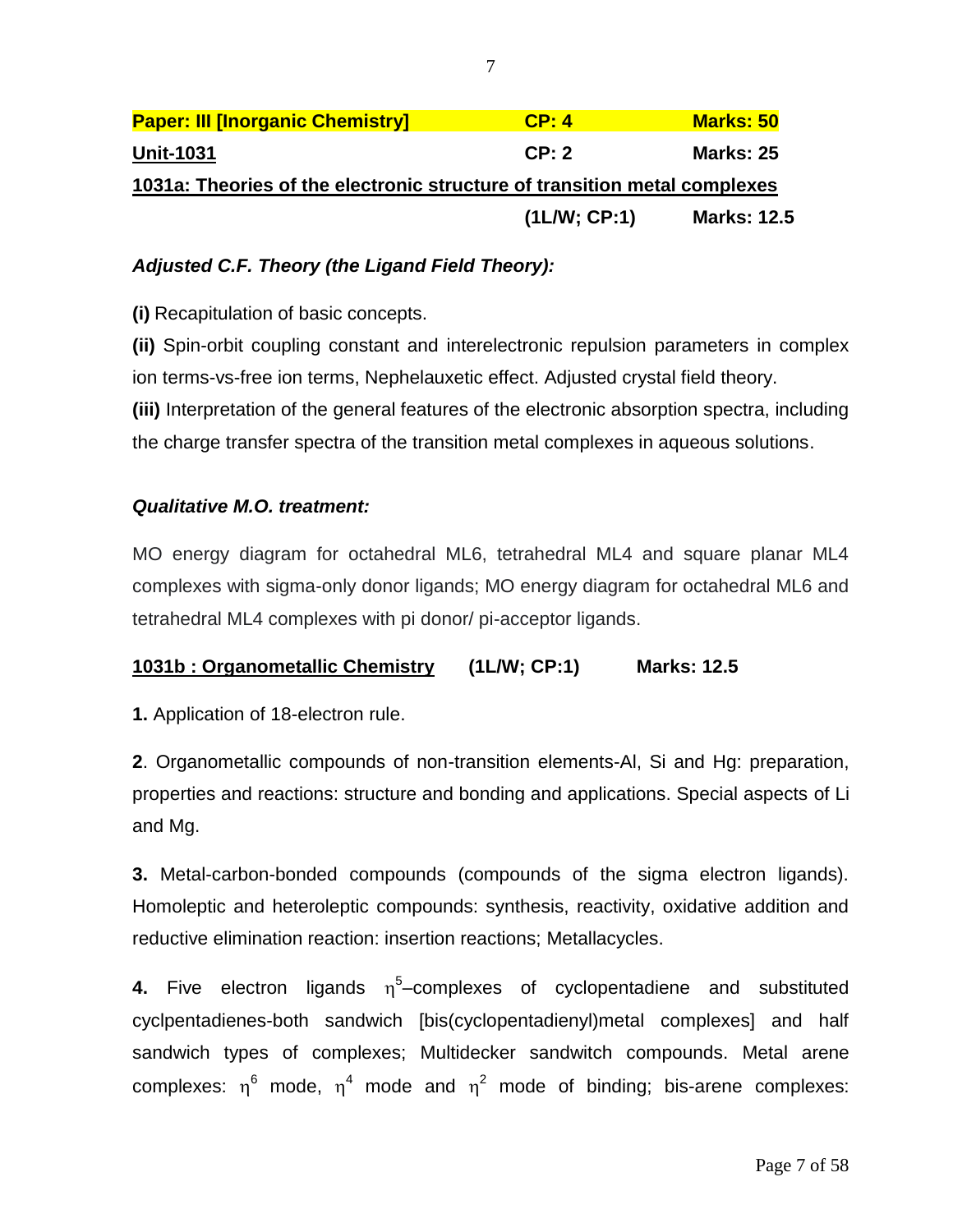**Paper: III [Inorganic Chemistry] CP: 4 Marks: 50**

**Unit-1031 CP: 2 Marks: 25**

**1031a: Theories of the electronic structure of transition metal complexes**

**(1L/W; CP:1) Marks: 12.5**

***Adjusted C.F. Theory (the Ligand Field Theory):***

**(i)** Recapitulation of basic concepts.

**(ii)** Spin-orbit coupling constant and interelectronic repulsion parameters in complex ion terms-vs-free ion terms, Nephelauxetic effect. Adjusted crystal field theory.

**(iii)** Interpretation of the general features of the electronic absorption spectra, including the charge transfer spectra of the transition metal complexes in aqueous solutions.

***Qualitative M.O. treatment:***

MO energy diagram for octahedral ML6, tetrahedral ML4 and square planar ML4 complexes with sigma-only donor ligands; MO energy diagram for octahedral ML6 and tetrahedral ML4 complexes with pi donor/ pi-acceptor ligands.

**1031b : Organometallic Chemistry (1L/W; CP:1) Marks: 12.5**

**1.** Application of 18-electron rule.

**2**. Organometallic compounds of non-transition elements-Al, Si and Hg: preparation, properties and reactions: structure and bonding and applications. Special aspects of Li and Mg.

**3.** Metal-carbon-bonded compounds (compounds of the sigma electron ligands). Homoleptic and heteroleptic compounds: synthesis, reactivity, oxidative addition and reductive elimination reaction: insertion reactions; Metallacycles.

**4.** Five electron ligands $\eta^5$–complexes of cyclopentadiene and substituted cyclpentadienes-both sandwich [bis(cyclopentadienyl)metal complexes] and half sandwich types of complexes; Multidecker sandwich compounds. Metal arene complexes: $\eta^6$ mode, $\eta^4$ mode and $\eta^2$ mode of binding; bis-arene complexes: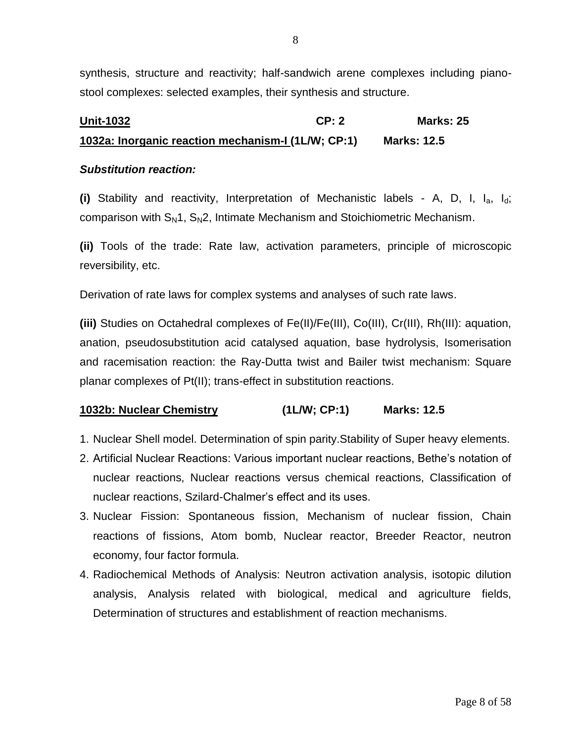synthesis, structure and reactivity; half-sandwich arene complexes including piano-stool complexes: selected examples, their synthesis and structure.

**Unit-1032** **CP: 2** **Marks: 25**

**1032a: Inorganic reaction mechanism-I (1L/W; CP:1)** **Marks: 12.5**

***Substitution reaction:***

**(i)** Stability and reactivity, Interpretation of Mechanistic labels - A, D, I, $I_a$, $I_d$; comparison with $S_N1$, $S_N2$, Intimate Mechanism and Stoichiometric Mechanism.

**(ii)** Tools of the trade: Rate law, activation parameters, principle of microscopic reversibility, etc.

Derivation of rate laws for complex systems and analyses of such rate laws.

**(iii)** Studies on Octahedral complexes of Fe(II)/Fe(III), Co(III), Cr(III), Rh(III): aquation, anation, pseudosubstitution acid catalysed aquation, base hydrolysis, Isomerisation and racemisation reaction: the Ray-Dutta twist and Bailer twist mechanism: Square planar complexes of Pt(II); trans-effect in substitution reactions.

**1032b: Nuclear Chemistry** **(1L/W; CP:1)** **Marks: 12.5**

1. Nuclear Shell model. Determination of spin parity.Stability of Super heavy elements.
2. Artificial Nuclear Reactions: Various important nuclear reactions, Bethe's notation of nuclear reactions, Nuclear reactions versus chemical reactions, Classification of nuclear reactions, Szilard-Chalmer's effect and its uses.
3. Nuclear Fission: Spontaneous fission, Mechanism of nuclear fission, Chain reactions of fissions, Atom bomb, Nuclear reactor, Breeder Reactor, neutron economy, four factor formula.
4. Radiochemical Methods of Analysis: Neutron activation analysis, isotopic dilution analysis, Analysis related with biological, medical and agriculture fields, Determination of structures and establishment of reaction mechanisms.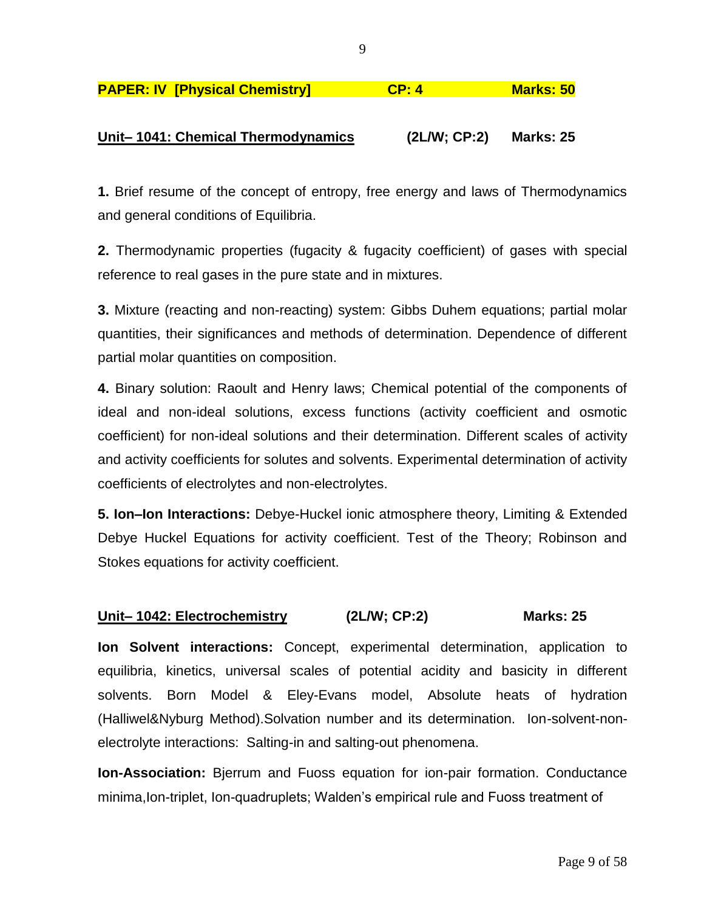**PAPER: IV [Physical Chemistry] CP: 4 Marks: 50**

## Unit– 1041: Chemical Thermodynamics (2L/W; CP:2) Marks: 25

**1.** Brief resume of the concept of entropy, free energy and laws of Thermodynamics and general conditions of Equilibria.

**2.** Thermodynamic properties (fugacity & fugacity coefficient) of gases with special reference to real gases in the pure state and in mixtures.

**3.** Mixture (reacting and non-reacting) system: Gibbs Duhem equations; partial molar quantities, their significances and methods of determination. Dependence of different partial molar quantities on composition.

**4.** Binary solution: Raoult and Henry laws; Chemical potential of the components of ideal and non-ideal solutions, excess functions (activity coefficient and osmotic coefficient) for non-ideal solutions and their determination. Different scales of activity and activity coefficients for solutes and solvents. Experimental determination of activity coefficients of electrolytes and non-electrolytes.

**5. Ion–Ion Interactions:** Debye-Huckel ionic atmosphere theory, Limiting & Extended Debye Huckel Equations for activity coefficient. Test of the Theory; Robinson and Stokes equations for activity coefficient.

## Unit– 1042: Electrochemistry (2L/W; CP:2) Marks: 25

**Ion Solvent interactions:** Concept, experimental determination, application to equilibria, kinetics, universal scales of potential acidity and basicity in different solvents. Born Model & Eley-Evans model, Absolute heats of hydration (Halliwel&Nyburg Method).Solvation number and its determination. Ion-solvent-non-electrolyte interactions: Salting-in and salting-out phenomena.

**Ion-Association:** Bjerrum and Fuoss equation for ion-pair formation. Conductance minima,Ion-triplet, Ion-quadruplets; Walden's empirical rule and Fuoss treatment of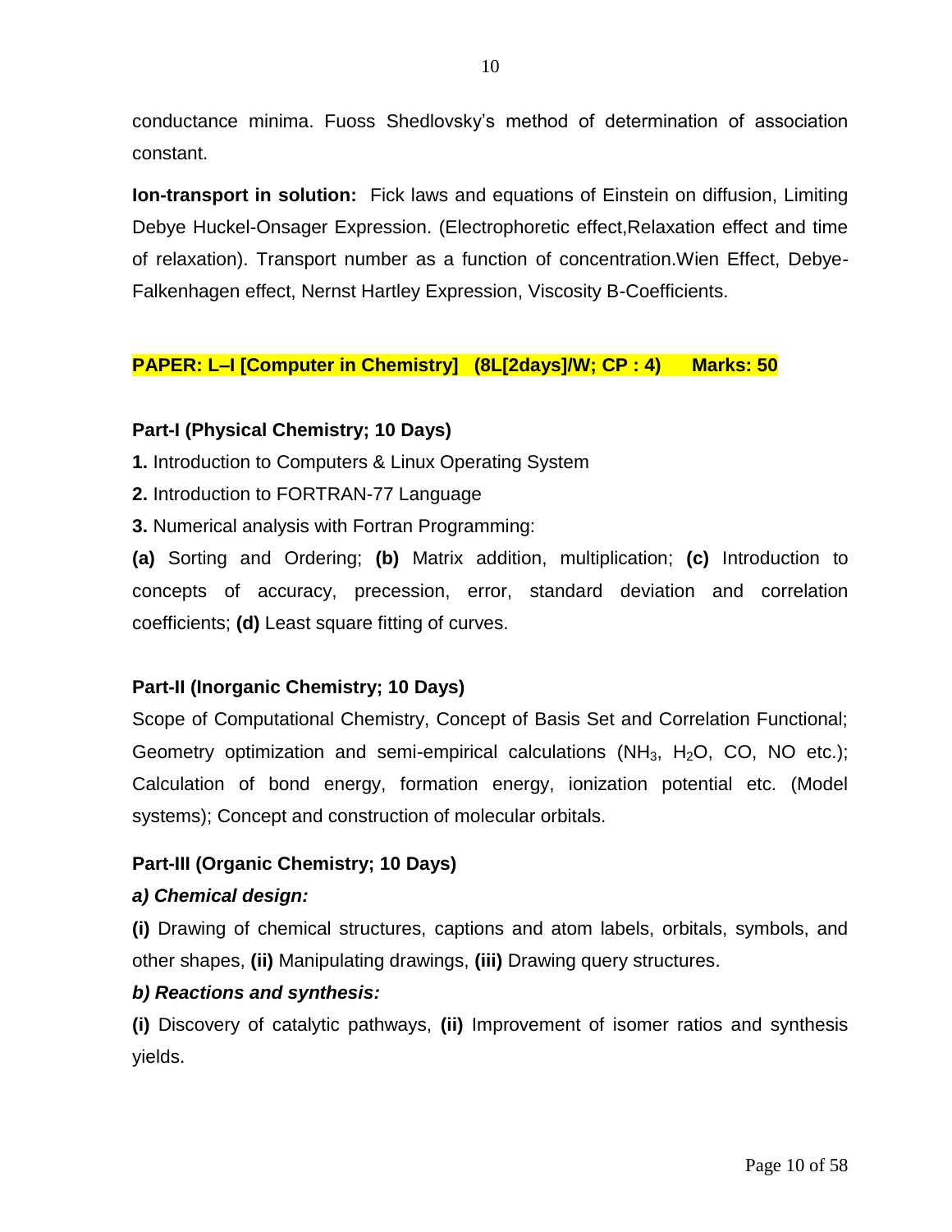conductance minima. Fuoss Shedlovsky's method of determination of association constant.

**Ion-transport in solution:** Fick laws and equations of Einstein on diffusion, Limiting Debye Huckel-Onsager Expression. (Electrophoretic effect,Relaxation effect and time of relaxation). Transport number as a function of concentration.Wien Effect, Debye-Falkenhagen effect, Nernst Hartley Expression, Viscosity B-Coefficients.

## PAPER: L–I [Computer in Chemistry] (8L[2days]/W; CP : 4) Marks: 50

### Part-I (Physical Chemistry; 10 Days)

**1.** Introduction to Computers & Linux Operating System

**2.** Introduction to FORTRAN-77 Language

**3.** Numerical analysis with Fortran Programming:

**(a)** Sorting and Ordering; **(b)** Matrix addition, multiplication; **(c)** Introduction to concepts of accuracy, precession, error, standard deviation and correlation coefficients; **(d)** Least square fitting of curves.

### Part-II (Inorganic Chemistry; 10 Days)

Scope of Computational Chemistry, Concept of Basis Set and Correlation Functional; Geometry optimization and semi-empirical calculations ($NH_3$, $H_2O$, CO, NO etc.); Calculation of bond energy, formation energy, ionization potential etc. (Model systems); Concept and construction of molecular orbitals.

### Part-III (Organic Chemistry; 10 Days)

***a) Chemical design:***

**(i)** Drawing of chemical structures, captions and atom labels, orbitals, symbols, and other shapes, **(ii)** Manipulating drawings, **(iii)** Drawing query structures.

***b) Reactions and synthesis:***

**(i)** Discovery of catalytic pathways, **(ii)** Improvement of isomer ratios and synthesis yields.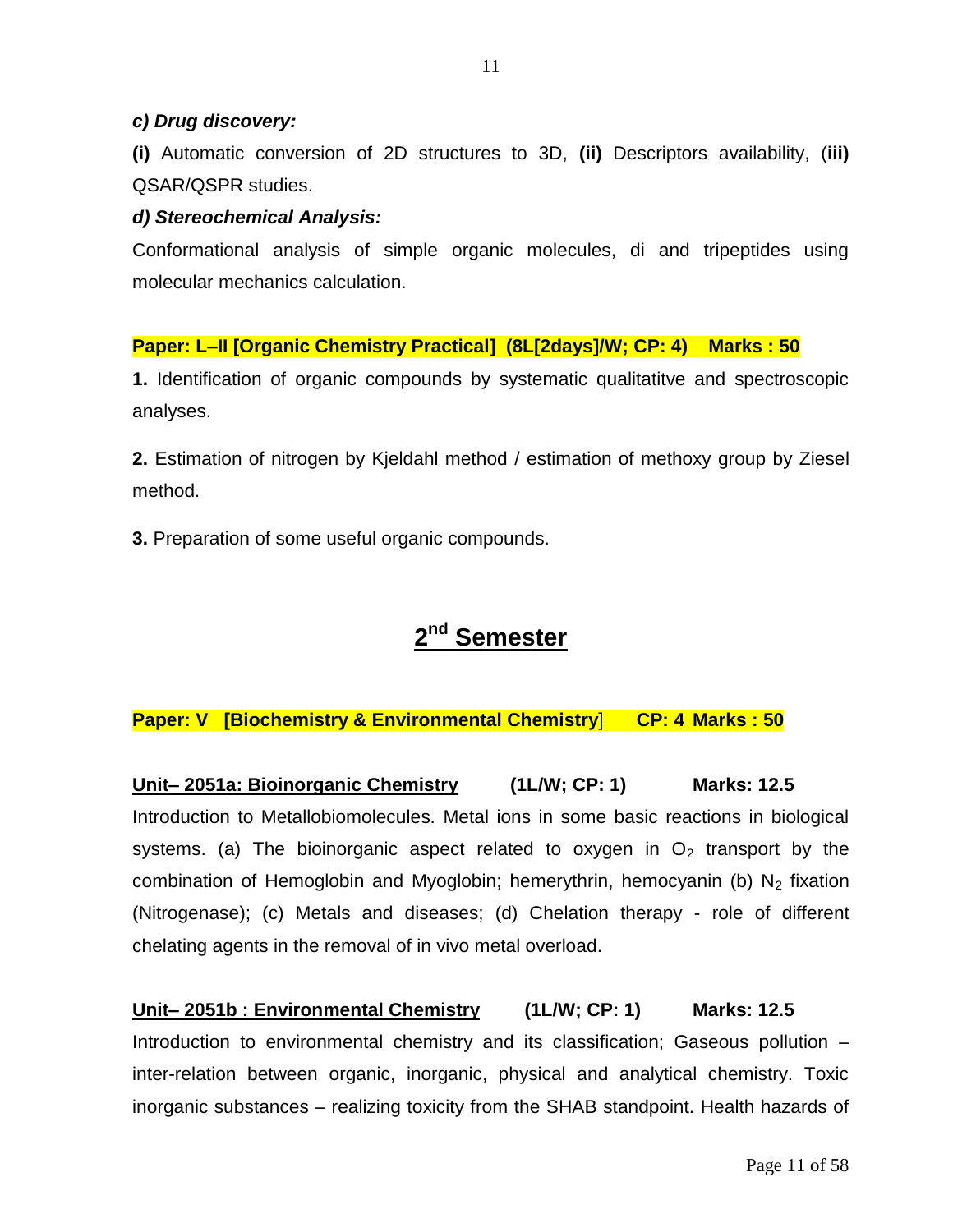***c) Drug discovery:***

**(i)** Automatic conversion of 2D structures to 3D, **(ii)** Descriptors availability, (**iii)** QSAR/QSPR studies.

***d) Stereochemical Analysis:***

Conformational analysis of simple organic molecules, di and tripeptides using molecular mechanics calculation.

**Paper: L–II [Organic Chemistry Practical] (8L[2days]/W; CP: 4) Marks : 50**

**1.** Identification of organic compounds by systematic qualitatitve and spectroscopic analyses.

**2.** Estimation of nitrogen by Kjeldahl method / estimation of methoxy group by Ziesel method.

**3.** Preparation of some useful organic compounds.

# 2nd Semester

**Paper: V [Biochemistry & Environmental Chemistry] CP: 4 Marks : 50**

**Unit– 2051a: Bioinorganic Chemistry (1L/W; CP: 1) Marks: 12.5**

Introduction to Metallobiomolecules. Metal ions in some basic reactions in biological systems. (a) The bioinorganic aspect related to oxygen in $O_2$ transport by the combination of Hemoglobin and Myoglobin; hemerythrin, hemocyanin (b) $N_2$ fixation (Nitrogenase); (c) Metals and diseases; (d) Chelation therapy - role of different chelating agents in the removal of in vivo metal overload.

**Unit– 2051b : Environmental Chemistry (1L/W; CP: 1) Marks: 12.5**

Introduction to environmental chemistry and its classification; Gaseous pollution – inter-relation between organic, inorganic, physical and analytical chemistry. Toxic inorganic substances – realizing toxicity from the SHAB standpoint. Health hazards of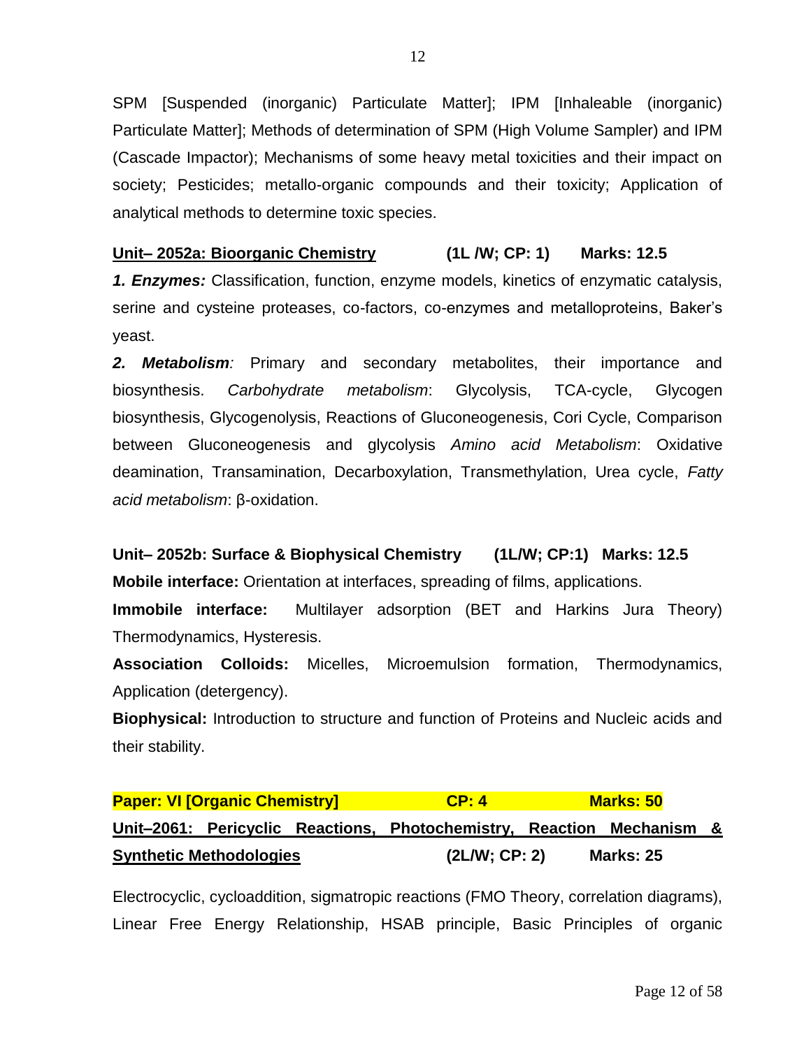SPM [Suspended (inorganic) Particulate Matter]; IPM [Inhaleable (inorganic) Particulate Matter]; Methods of determination of SPM (High Volume Sampler) and IPM (Cascade Impactor); Mechanisms of some heavy metal toxicities and their impact on society; Pesticides; metallo-organic compounds and their toxicity; Application of analytical methods to determine toxic species.

**Unit– 2052a: Bioorganic Chemistry** **(1L /W; CP: 1) Marks: 12.5**

***1. Enzymes:*** Classification, function, enzyme models, kinetics of enzymatic catalysis, serine and cysteine proteases, co-factors, co-enzymes and metalloproteins, Baker's yeast.

***2. Metabolism**:* Primary and secondary metabolites, their importance and biosynthesis. *Carbohydrate metabolism*: Glycolysis, TCA-cycle, Glycogen biosynthesis, Glycogenolysis, Reactions of Gluconeogenesis, Cori Cycle, Comparison between Gluconeogenesis and glycolysis *Amino acid Metabolism*: Oxidative deamination, Transamination, Decarboxylation, Transmethylation, Urea cycle, *Fatty acid metabolism*: β-oxidation.

**Unit– 2052b: Surface & Biophysical Chemistry (1L/W; CP:1) Marks: 12.5**

**Mobile interface:** Orientation at interfaces, spreading of films, applications.

**Immobile interface:** Multilayer adsorption (BET and Harkins Jura Theory) Thermodynamics, Hysteresis.

**Association Colloids:** Micelles, Microemulsion formation, Thermodynamics, Application (detergency).

**Biophysical:** Introduction to structure and function of Proteins and Nucleic acids and their stability.

**Paper: VI [Organic Chemistry] CP: 4 Marks: 50**

**Unit–2061: Pericyclic Reactions, Photochemistry, Reaction Mechanism & Synthetic Methodologies** **(2L/W; CP: 2) Marks: 25**

Electrocyclic, cycloaddition, sigmatropic reactions (FMO Theory, correlation diagrams), Linear Free Energy Relationship, HSAB principle, Basic Principles of organic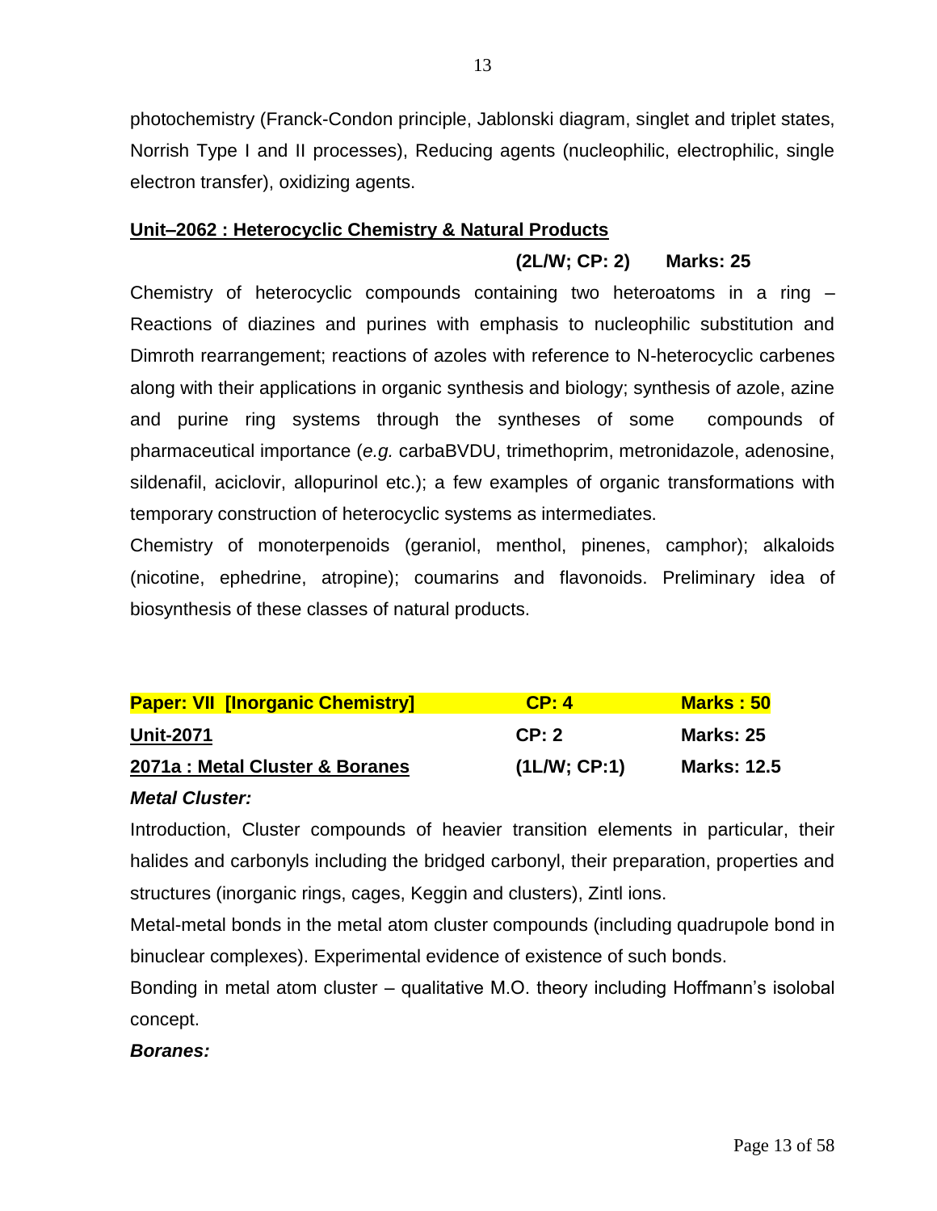photochemistry (Franck-Condon principle, Jablonski diagram, singlet and triplet states, Norrish Type I and II processes), Reducing agents (nucleophilic, electrophilic, single electron transfer), oxidizing agents.

**Unit–2062 : Heterocyclic Chemistry & Natural Products**

**(2L/W; CP: 2) Marks: 25**

Chemistry of heterocyclic compounds containing two heteroatoms in a ring – Reactions of diazines and purines with emphasis to nucleophilic substitution and Dimroth rearrangement; reactions of azoles with reference to N-heterocyclic carbenes along with their applications in organic synthesis and biology; synthesis of azole, azine and purine ring systems through the syntheses of some compounds of pharmaceutical importance (*e.g.* carbaBVDU, trimethoprim, metronidazole, adenosine, sildenafil, aciclovir, allopurinol etc.); a few examples of organic transformations with temporary construction of heterocyclic systems as intermediates.

Chemistry of monoterpenoids (geraniol, menthol, pinenes, camphor); alkaloids (nicotine, ephedrine, atropine); coumarins and flavonoids. Preliminary idea of biosynthesis of these classes of natural products.

| | | |
|---|---|---|
| **Paper: VII [Inorganic Chemistry]** | **CP: 4** | **Marks : 50** |
| **Unit-2071** | **CP: 2** | **Marks: 25** |
| **2071a : Metal Cluster & Boranes** | **(1L/W; CP:1)** | **Marks: 12.5** |

***Metal Cluster:***

Introduction, Cluster compounds of heavier transition elements in particular, their halides and carbonyls including the bridged carbonyl, their preparation, properties and structures (inorganic rings, cages, Keggin and clusters), Zintl ions.

Metal-metal bonds in the metal atom cluster compounds (including quadrupole bond in binuclear complexes). Experimental evidence of existence of such bonds.

Bonding in metal atom cluster – qualitative M.O. theory including Hoffmann's isolobal concept.

***Boranes:***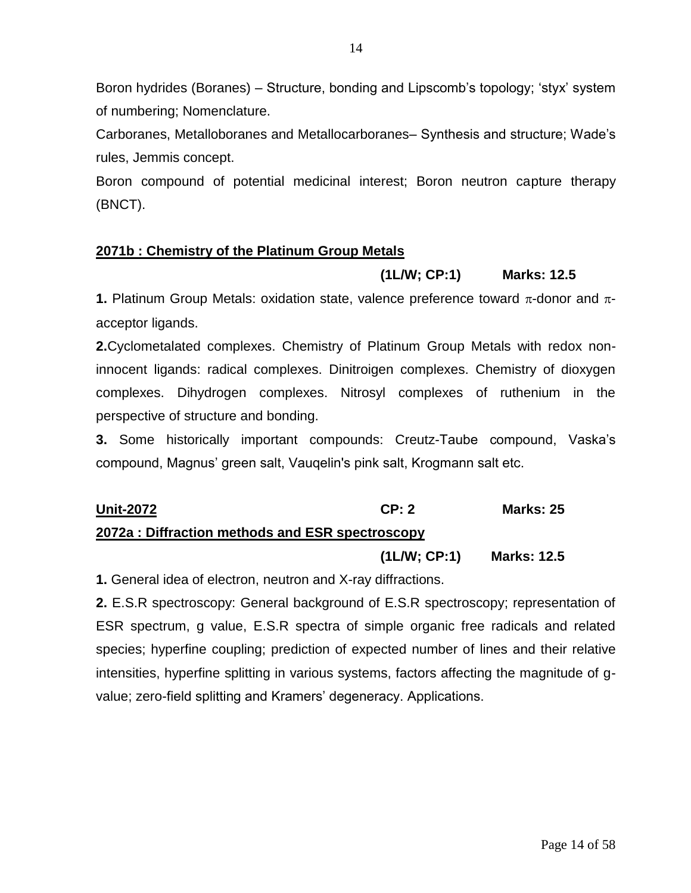Boron hydrides (Boranes) – Structure, bonding and Lipscomb's topology; 'styx' system of numbering; Nomenclature.

Carboranes, Metalloboranes and Metallocarboranes– Synthesis and structure; Wade's rules, Jemmis concept.

Boron compound of potential medicinal interest; Boron neutron capture therapy (BNCT).

## 2071b : Chemistry of the Platinum Group Metals

**(1L/W; CP:1) Marks: 12.5**

**1.** Platinum Group Metals: oxidation state, valence preference toward $\pi$-donor and $\pi$-acceptor ligands.

**2.** Cyclometalated complexes. Chemistry of Platinum Group Metals with redox non-innocent ligands: radical complexes. Dinitroigen complexes. Chemistry of dioxygen complexes. Dihydrogen complexes. Nitrosyl complexes of ruthenium in the perspective of structure and bonding.

**3.** Some historically important compounds: Creutz-Taube compound, Vaska's compound, Magnus' green salt, Vauqelin's pink salt, Krogmann salt etc.

## Unit-2072 CP: 2 Marks: 25

## 2072a : Diffraction methods and ESR spectroscopy

**(1L/W; CP:1) Marks: 12.5**

**1.** General idea of electron, neutron and X-ray diffractions.

**2.** E.S.R spectroscopy: General background of E.S.R spectroscopy; representation of ESR spectrum, g value, E.S.R spectra of simple organic free radicals and related species; hyperfine coupling; prediction of expected number of lines and their relative intensities, hyperfine splitting in various systems, factors affecting the magnitude of g-value; zero-field splitting and Kramers' degeneracy. Applications.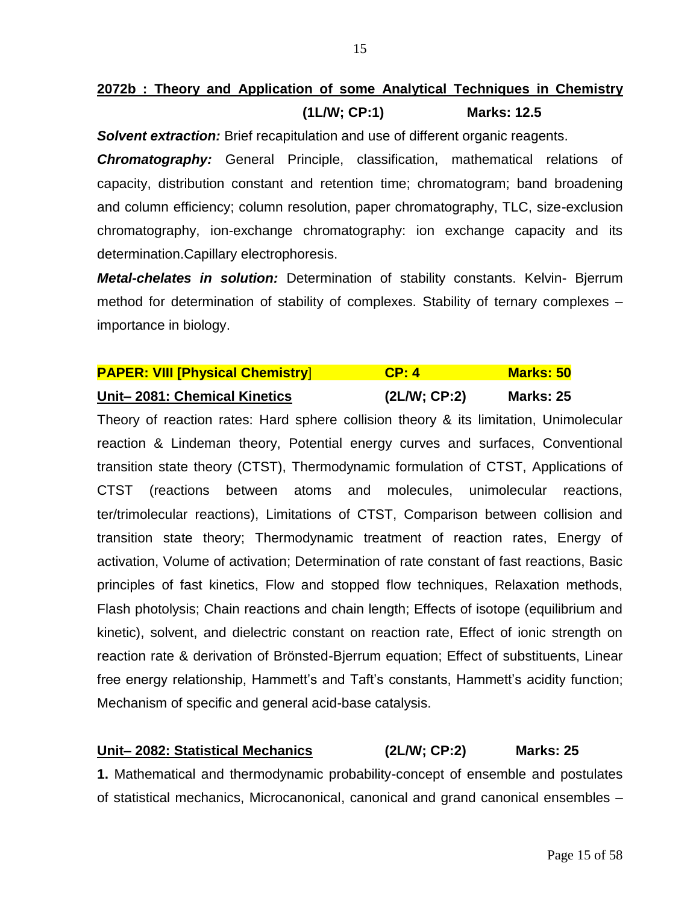## 2072b : Theory and Application of some Analytical Techniques in Chemistry

**(1L/W; CP:1) Marks: 12.5**

***Solvent extraction:*** Brief recapitulation and use of different organic reagents.

***Chromatography:*** General Principle, classification, mathematical relations of capacity, distribution constant and retention time; chromatogram; band broadening and column efficiency; column resolution, paper chromatography, TLC, size-exclusion chromatography, ion-exchange chromatography: ion exchange capacity and its determination.Capillary electrophoresis.

***Metal-chelates in solution:*** Determination of stability constants. Kelvin- Bjerrum method for determination of stability of complexes. Stability of ternary complexes – importance in biology.

## PAPER: VIII [Physical Chemistry] CP: 4 Marks: 50

### Unit– 2081: Chemical Kinetics (2L/W; CP:2) Marks: 25

Theory of reaction rates: Hard sphere collision theory & its limitation, Unimolecular reaction & Lindeman theory, Potential energy curves and surfaces, Conventional transition state theory (CTST), Thermodynamic formulation of CTST, Applications of CTST (reactions between atoms and molecules, unimolecular reactions, ter/trimolecular reactions), Limitations of CTST, Comparison between collision and transition state theory; Thermodynamic treatment of reaction rates, Energy of activation, Volume of activation; Determination of rate constant of fast reactions, Basic principles of fast kinetics, Flow and stopped flow techniques, Relaxation methods, Flash photolysis; Chain reactions and chain length; Effects of isotope (equilibrium and kinetic), solvent, and dielectric constant on reaction rate, Effect of ionic strength on reaction rate & derivation of Brönsted-Bjerrum equation; Effect of substituents, Linear free energy relationship, Hammett's and Taft's constants, Hammett's acidity function; Mechanism of specific and general acid-base catalysis.

### Unit– 2082: Statistical Mechanics (2L/W; CP:2) Marks: 25

**1.** Mathematical and thermodynamic probability-concept of ensemble and postulates of statistical mechanics, Microcanonical, canonical and grand canonical ensembles –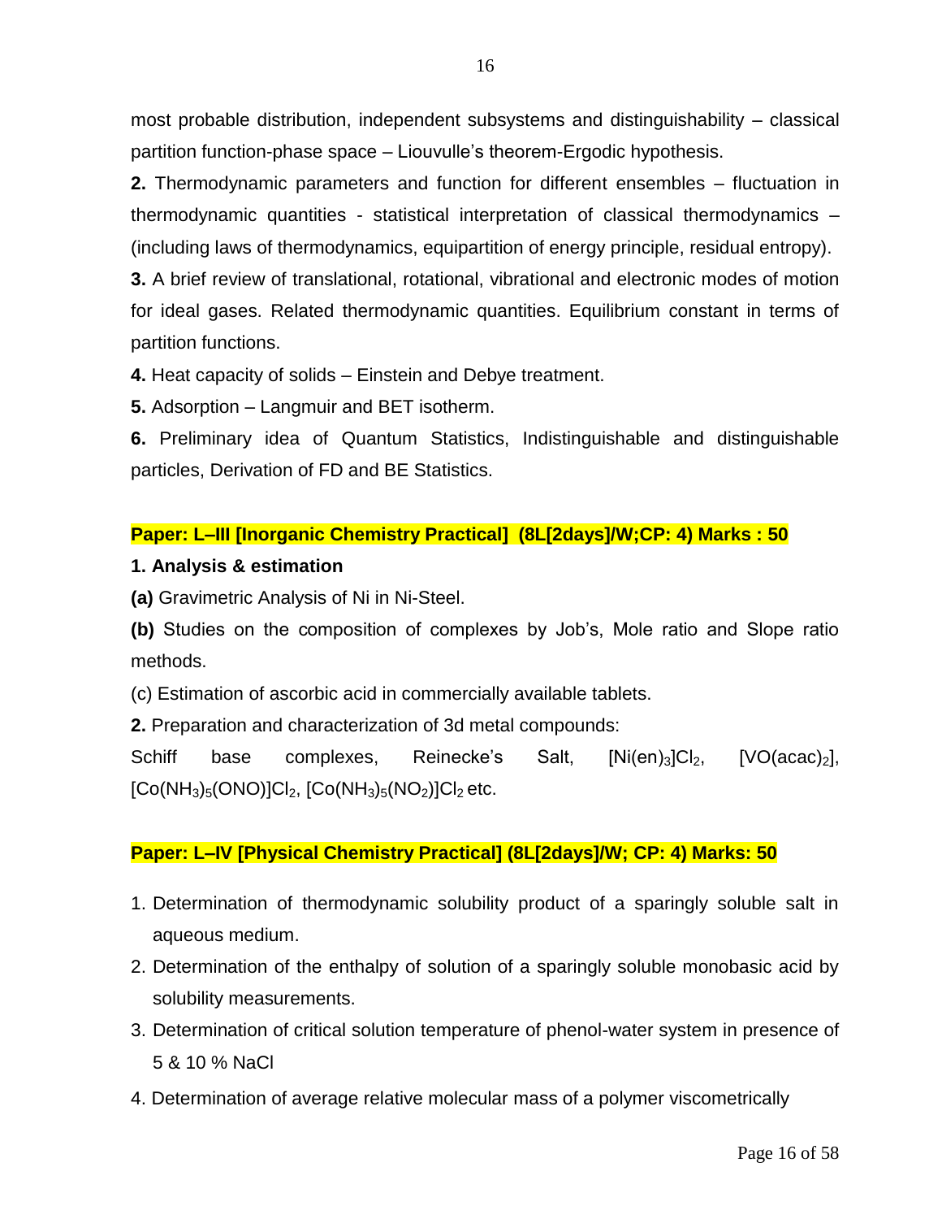most probable distribution, independent subsystems and distinguishability – classical partition function-phase space – Liouvulle's theorem-Ergodic hypothesis.

**2.** Thermodynamic parameters and function for different ensembles – fluctuation in thermodynamic quantities - statistical interpretation of classical thermodynamics – (including laws of thermodynamics, equipartition of energy principle, residual entropy).

**3.** A brief review of translational, rotational, vibrational and electronic modes of motion for ideal gases. Related thermodynamic quantities. Equilibrium constant in terms of partition functions.

**4.** Heat capacity of solids – Einstein and Debye treatment.

**5.** Adsorption – Langmuir and BET isotherm.

**6.** Preliminary idea of Quantum Statistics, Indistinguishable and distinguishable particles, Derivation of FD and BE Statistics.

## Paper: L–III [Inorganic Chemistry Practical] (8L[2days]/W;CP: 4) Marks : 50

**1. Analysis & estimation**

**(a)** Gravimetric Analysis of Ni in Ni-Steel.

**(b)** Studies on the composition of complexes by Job's, Mole ratio and Slope ratio methods.

(c) Estimation of ascorbic acid in commercially available tablets.

**2.** Preparation and characterization of 3d metal compounds:

Schiff base complexes, Reinecke's Salt, $[Ni(en)_3]Cl_2$, $[VO(acac)_2]$, $[Co(NH_3)_5(ONO)]Cl_2$, $[Co(NH_3)_5(NO_2)]Cl_2$ etc.

## Paper: L–IV [Physical Chemistry Practical] (8L[2days]/W; CP: 4) Marks: 50

1. Determination of thermodynamic solubility product of a sparingly soluble salt in aqueous medium.
2. Determination of the enthalpy of solution of a sparingly soluble monobasic acid by solubility measurements.
3. Determination of critical solution temperature of phenol-water system in presence of 5 & 10 % NaCl
4. Determination of average relative molecular mass of a polymer viscometrically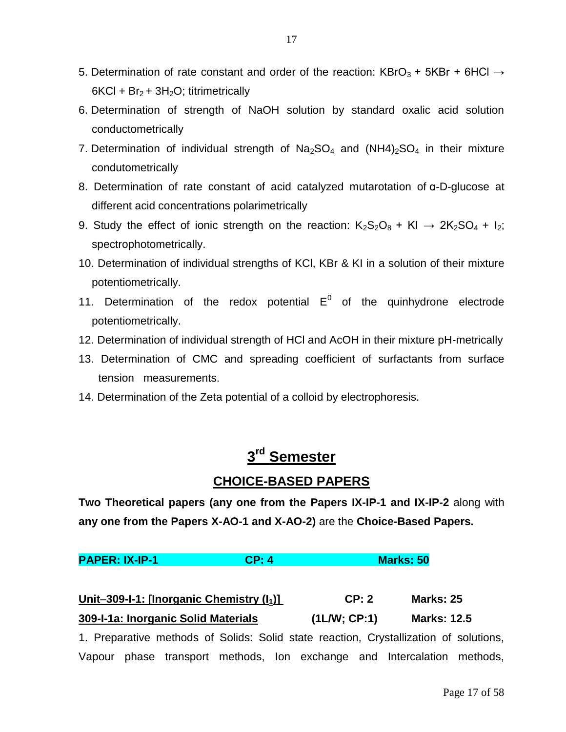5. Determination of rate constant and order of the reaction: $KBrO_3 + 5KBr + 6HCl \rightarrow 6KCl + Br_2 + 3H_2O$; titrimetrically
6. Determination of strength of NaOH solution by standard oxalic acid solution conductometrically
7. Determination of individual strength of $Na_2SO_4$ and $(NH4)_2SO_4$ in their mixture condutometrically
8. Determination of rate constant of acid catalyzed mutarotation of α-D-glucose at different acid concentrations polarimetrically
9. Study the effect of ionic strength on the reaction: $K_2S_2O_8 + KI \rightarrow 2K_2SO_4 + I_2$; spectrophotometrically.
10. Determination of individual strengths of KCl, KBr & KI in a solution of their mixture potentiometrically.
11. Determination of the redox potential $E^0$ of the quinhydrone electrode potentiometrically.
12. Determination of individual strength of HCl and AcOH in their mixture pH-metrically
13. Determination of CMC and spreading coefficient of surfactants from surface tension measurements.
14. Determination of the Zeta potential of a colloid by electrophoresis.

# 3rd Semester

## CHOICE-BASED PAPERS

**Two Theoretical papers (any one from the Papers IX-IP-1 and IX-IP-2** along with **any one from the Papers X-AO-1 and X-AO-2)** are the **Choice-Based Papers.**

**PAPER: IX-IP-1 CP: 4 Marks: 50**

**Unit–309-I-1: [Inorganic Chemistry ($I_1$)] CP: 2 Marks: 25**

**309-I-1a: Inorganic Solid Materials (1L/W; CP:1) Marks: 12.5**

1. Preparative methods of Solids: Solid state reaction, Crystallization of solutions, Vapour phase transport methods, Ion exchange and Intercalation methods,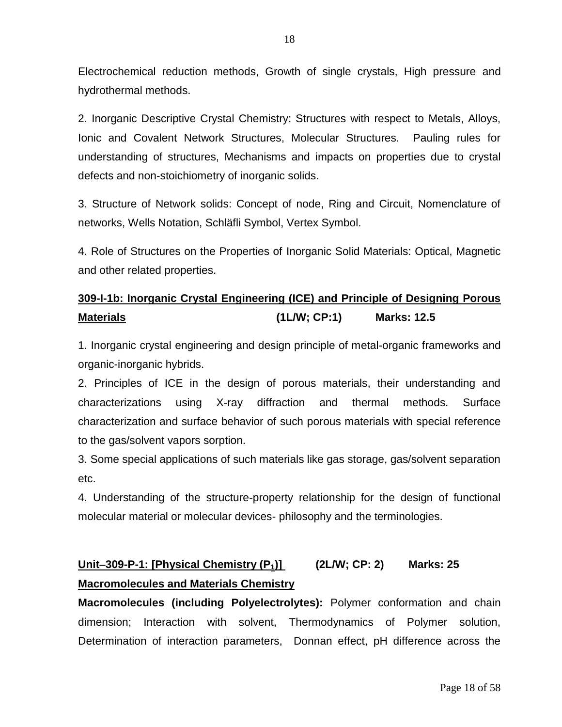Electrochemical reduction methods, Growth of single crystals, High pressure and hydrothermal methods.

2. Inorganic Descriptive Crystal Chemistry: Structures with respect to Metals, Alloys, Ionic and Covalent Network Structures, Molecular Structures. Pauling rules for understanding of structures, Mechanisms and impacts on properties due to crystal defects and non-stoichiometry of inorganic solids.

3. Structure of Network solids: Concept of node, Ring and Circuit, Nomenclature of networks, Wells Notation, Schläfli Symbol, Vertex Symbol.

4. Role of Structures on the Properties of Inorganic Solid Materials: Optical, Magnetic and other related properties.

**309-I-1b: Inorganic Crystal Engineering (ICE) and Principle of Designing Porous Materials (1L/W; CP:1) Marks: 12.5**

1. Inorganic crystal engineering and design principle of metal-organic frameworks and organic-inorganic hybrids.
2. Principles of ICE in the design of porous materials, their understanding and characterizations using X-ray diffraction and thermal methods. Surface characterization and surface behavior of such porous materials with special reference to the gas/solvent vapors sorption.
3. Some special applications of such materials like gas storage, gas/solvent separation etc.
4. Understanding of the structure-property relationship for the design of functional molecular material or molecular devices- philosophy and the terminologies.

**Unit–309-P-1: [Physical Chemistry ($P_1$)] (2L/W; CP: 2) Marks: 25**

**Macromolecules and Materials Chemistry**

**Macromolecules (including Polyelectrolytes):** Polymer conformation and chain dimension; Interaction with solvent, Thermodynamics of Polymer solution, Determination of interaction parameters, Donnan effect, pH difference across the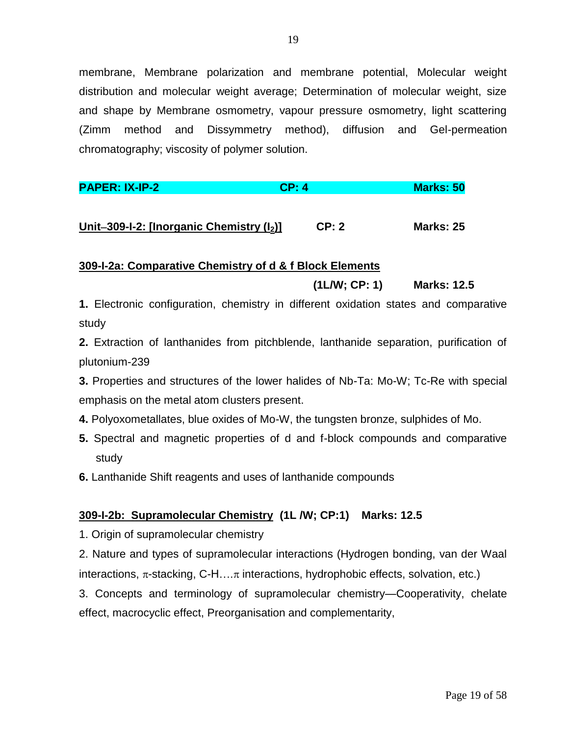membrane, Membrane polarization and membrane potential, Molecular weight distribution and molecular weight average; Determination of molecular weight, size and shape by Membrane osmometry, vapour pressure osmometry, light scattering (Zimm method and Dissymmetry method), diffusion and Gel-permeation chromatography; viscosity of polymer solution.

**PAPER: IX-IP-2 CP: 4 Marks: 50**

**Unit–309-I-2: [Inorganic Chemistry ($I_2$)] CP: 2 Marks: 25**

**309-I-2a: Comparative Chemistry of d & f Block Elements**

**(1L/W; CP: 1) Marks: 12.5**

**1.** Electronic configuration, chemistry in different oxidation states and comparative study

**2.** Extraction of lanthanides from pitchblende, lanthanide separation, purification of plutonium-239

**3.** Properties and structures of the lower halides of Nb-Ta: Mo-W; Tc-Re with special emphasis on the metal atom clusters present.

**4.** Polyoxometallates, blue oxides of Mo-W, the tungsten bronze, sulphides of Mo.

**5.** Spectral and magnetic properties of d and f-block compounds and comparative study

**6.** Lanthanide Shift reagents and uses of lanthanide compounds

**309-I-2b: Supramolecular Chemistry (1L /W; CP:1) Marks: 12.5**

1. Origin of supramolecular chemistry

2. Nature and types of supramolecular interactions (Hydrogen bonding, van der Waal interactions, $\pi$-stacking, C-H….$\pi$ interactions, hydrophobic effects, solvation, etc.)

3. Concepts and terminology of supramolecular chemistry—Cooperativity, chelate effect, macrocyclic effect, Preorganisation and complementarity,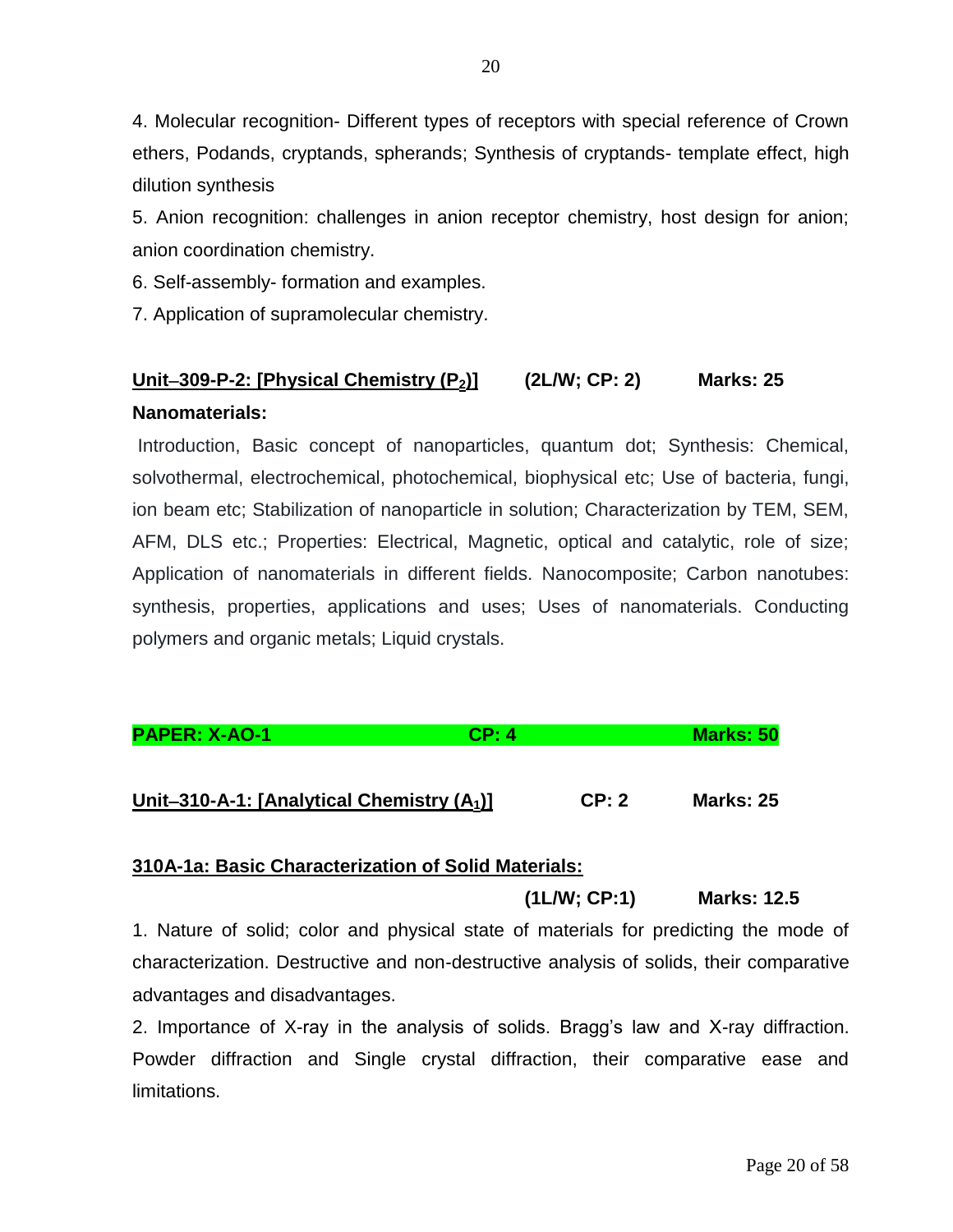4. Molecular recognition- Different types of receptors with special reference of Crown ethers, Podands, cryptands, spherands; Synthesis of cryptands- template effect, high dilution synthesis

5. Anion recognition: challenges in anion receptor chemistry, host design for anion; anion coordination chemistry.

6. Self-assembly- formation and examples.

7. Application of supramolecular chemistry.

**Unit–309-P-2: [Physical Chemistry ($P_2$)]** **(2L/W; CP: 2)** **Marks: 25**

**Nanomaterials:**

Introduction, Basic concept of nanoparticles, quantum dot; Synthesis: Chemical, solvothermal, electrochemical, photochemical, biophysical etc; Use of bacteria, fungi, ion beam etc; Stabilization of nanoparticle in solution; Characterization by TEM, SEM, AFM, DLS etc.; Properties: Electrical, Magnetic, optical and catalytic, role of size; Application of nanomaterials in different fields. Nanocomposite; Carbon nanotubes: synthesis, properties, applications and uses; Uses of nanomaterials. Conducting polymers and organic metals; Liquid crystals.

**PAPER: X-AO-1** **CP: 4** **Marks: 50**

**Unit–310-A-1: [Analytical Chemistry ($A_1$)]** **CP: 2** **Marks: 25**

**310A-1a: Basic Characterization of Solid Materials:**

**(1L/W; CP:1)** **Marks: 12.5**

1. Nature of solid; color and physical state of materials for predicting the mode of characterization. Destructive and non-destructive analysis of solids, their comparative advantages and disadvantages.

2. Importance of X-ray in the analysis of solids. Bragg's law and X-ray diffraction. Powder diffraction and Single crystal diffraction, their comparative ease and limitations.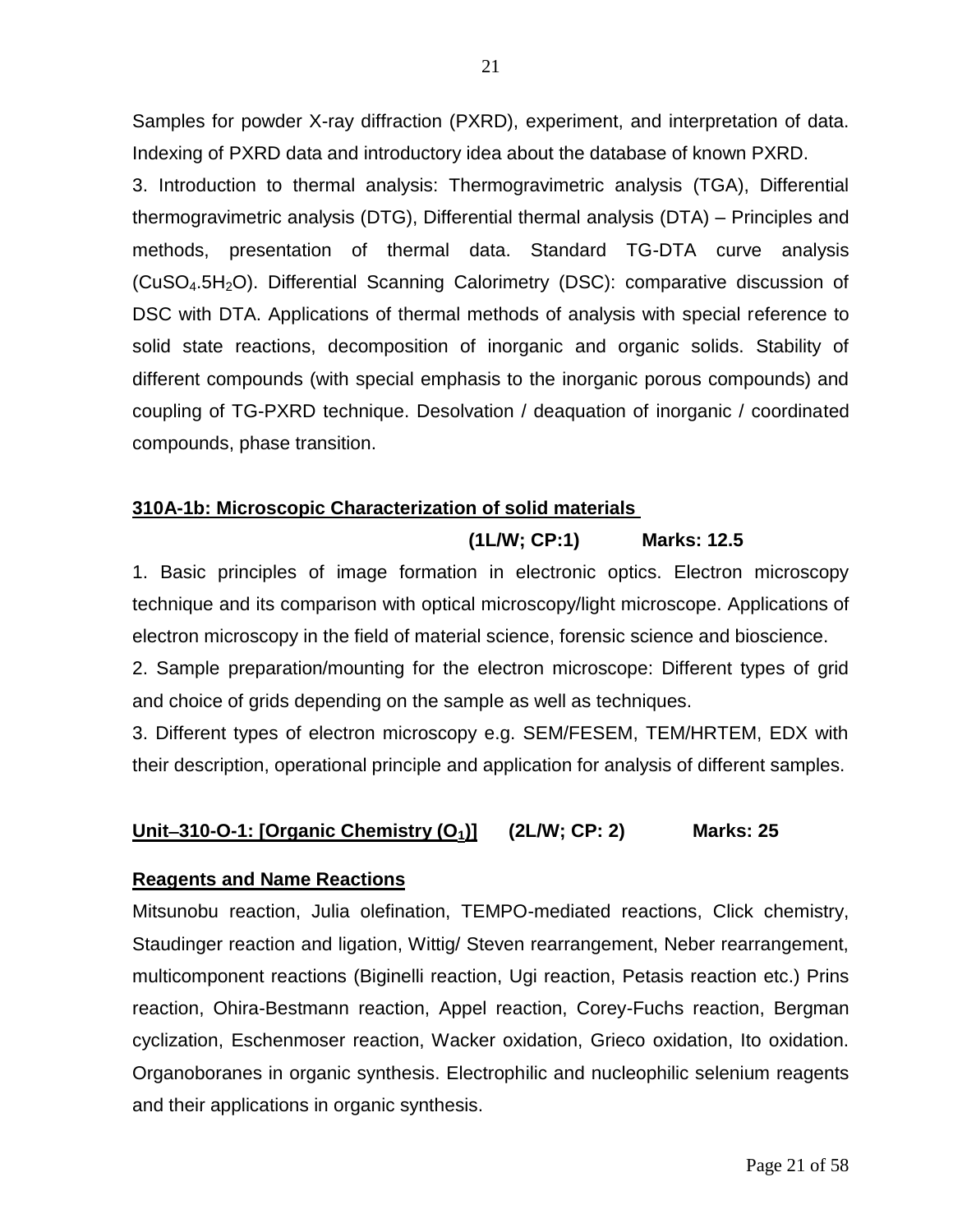Samples for powder X-ray diffraction (PXRD), experiment, and interpretation of data. Indexing of PXRD data and introductory idea about the database of known PXRD.

3. Introduction to thermal analysis: Thermogravimetric analysis (TGA), Differential thermogravimetric analysis (DTG), Differential thermal analysis (DTA) – Principles and methods, presentation of thermal data. Standard TG-DTA curve analysis ($CuSO_4.5H_2O$). Differential Scanning Calorimetry (DSC): comparative discussion of DSC with DTA. Applications of thermal methods of analysis with special reference to solid state reactions, decomposition of inorganic and organic solids. Stability of different compounds (with special emphasis to the inorganic porous compounds) and coupling of TG-PXRD technique. Desolvation / deaquation of inorganic / coordinated compounds, phase transition.

**310A-1b: Microscopic Characterization of solid materials**

**(1L/W; CP:1) Marks: 12.5**

1. Basic principles of image formation in electronic optics. Electron microscopy technique and its comparison with optical microscopy/light microscope. Applications of electron microscopy in the field of material science, forensic science and bioscience.

2. Sample preparation/mounting for the electron microscope: Different types of grid and choice of grids depending on the sample as well as techniques.

3. Different types of electron microscopy e.g. SEM/FESEM, TEM/HRTEM, EDX with their description, operational principle and application for analysis of different samples.

**Unit–310-O-1: [Organic Chemistry ($O_1$)] (2L/W; CP: 2) Marks: 25**

**Reagents and Name Reactions**

Mitsunobu reaction, Julia olefination, TEMPO-mediated reactions, Click chemistry, Staudinger reaction and ligation, Wittig/ Steven rearrangement, Neber rearrangement, multicomponent reactions (Biginelli reaction, Ugi reaction, Petasis reaction etc.) Prins reaction, Ohira-Bestmann reaction, Appel reaction, Corey-Fuchs reaction, Bergman cyclization, Eschenmoser reaction, Wacker oxidation, Grieco oxidation, Ito oxidation. Organoboranes in organic synthesis. Electrophilic and nucleophilic selenium reagents and their applications in organic synthesis.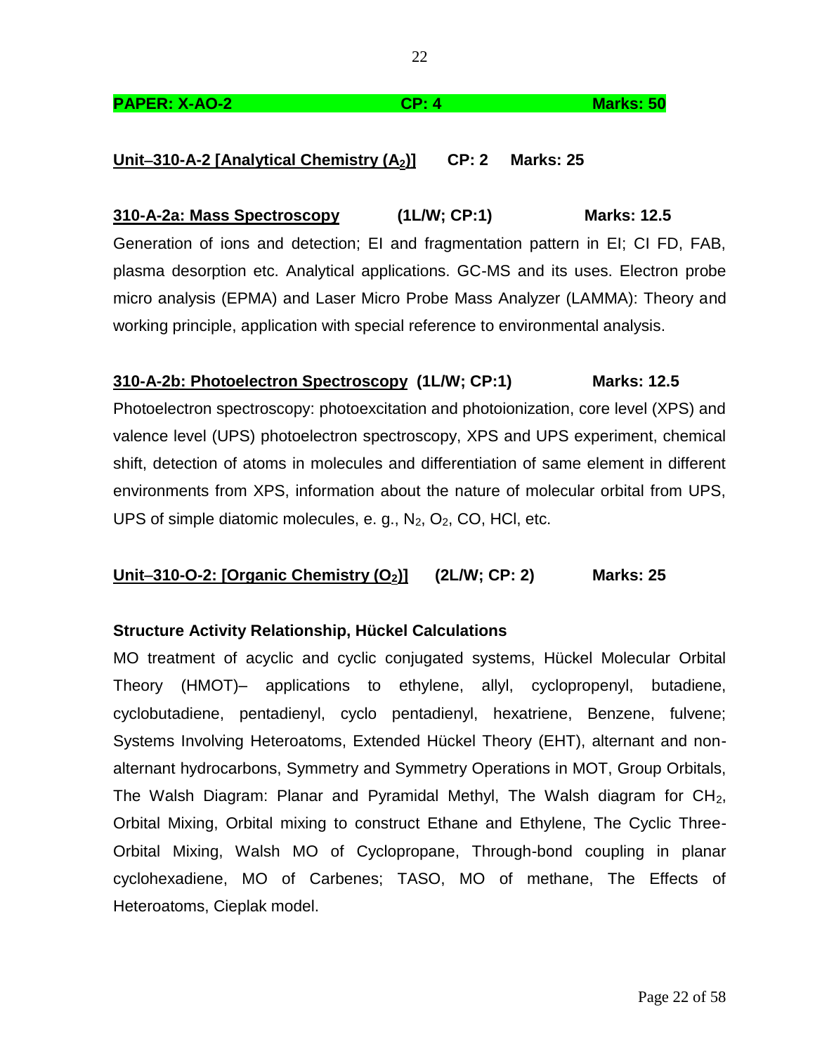**PAPER: X-AO-2 CP: 4 Marks: 50**

**Unit–310-A-2 [Analytical Chemistry ($A_2$)] CP: 2 Marks: 25**

**310-A-2a: Mass Spectroscopy (1L/W; CP:1) Marks: 12.5**

Generation of ions and detection; EI and fragmentation pattern in EI; CI FD, FAB, plasma desorption etc. Analytical applications. GC-MS and its uses. Electron probe micro analysis (EPMA) and Laser Micro Probe Mass Analyzer (LAMMA): Theory and working principle, application with special reference to environmental analysis.

**310-A-2b: Photoelectron Spectroscopy (1L/W; CP:1) Marks: 12.5**

Photoelectron spectroscopy: photoexcitation and photoionization, core level (XPS) and valence level (UPS) photoelectron spectroscopy, XPS and UPS experiment, chemical shift, detection of atoms in molecules and differentiation of same element in different environments from XPS, information about the nature of molecular orbital from UPS, UPS of simple diatomic molecules, e. g., $N_2$, $O_2$, CO, HCl, etc.

**Unit–310-O-2: [Organic Chemistry ($O_2$)] (2L/W; CP: 2) Marks: 25**

**Structure Activity Relationship, Hückel Calculations**

MO treatment of acyclic and cyclic conjugated systems, Hückel Molecular Orbital Theory (HMOT)– applications to ethylene, allyl, cyclopropenyl, butadiene, cyclobutadiene, pentadienyl, cyclo pentadienyl, hexatriene, Benzene, fulvene; Systems Involving Heteroatoms, Extended Hückel Theory (EHT), alternant and non-alternant hydrocarbons, Symmetry and Symmetry Operations in MOT, Group Orbitals, The Walsh Diagram: Planar and Pyramidal Methyl, The Walsh diagram for $CH_2$, Orbital Mixing, Orbital mixing to construct Ethane and Ethylene, The Cyclic Three-Orbital Mixing, Walsh MO of Cyclopropane, Through-bond coupling in planar cyclohexadiene, MO of Carbenes; TASO, MO of methane, The Effects of Heteroatoms, Cieplak model.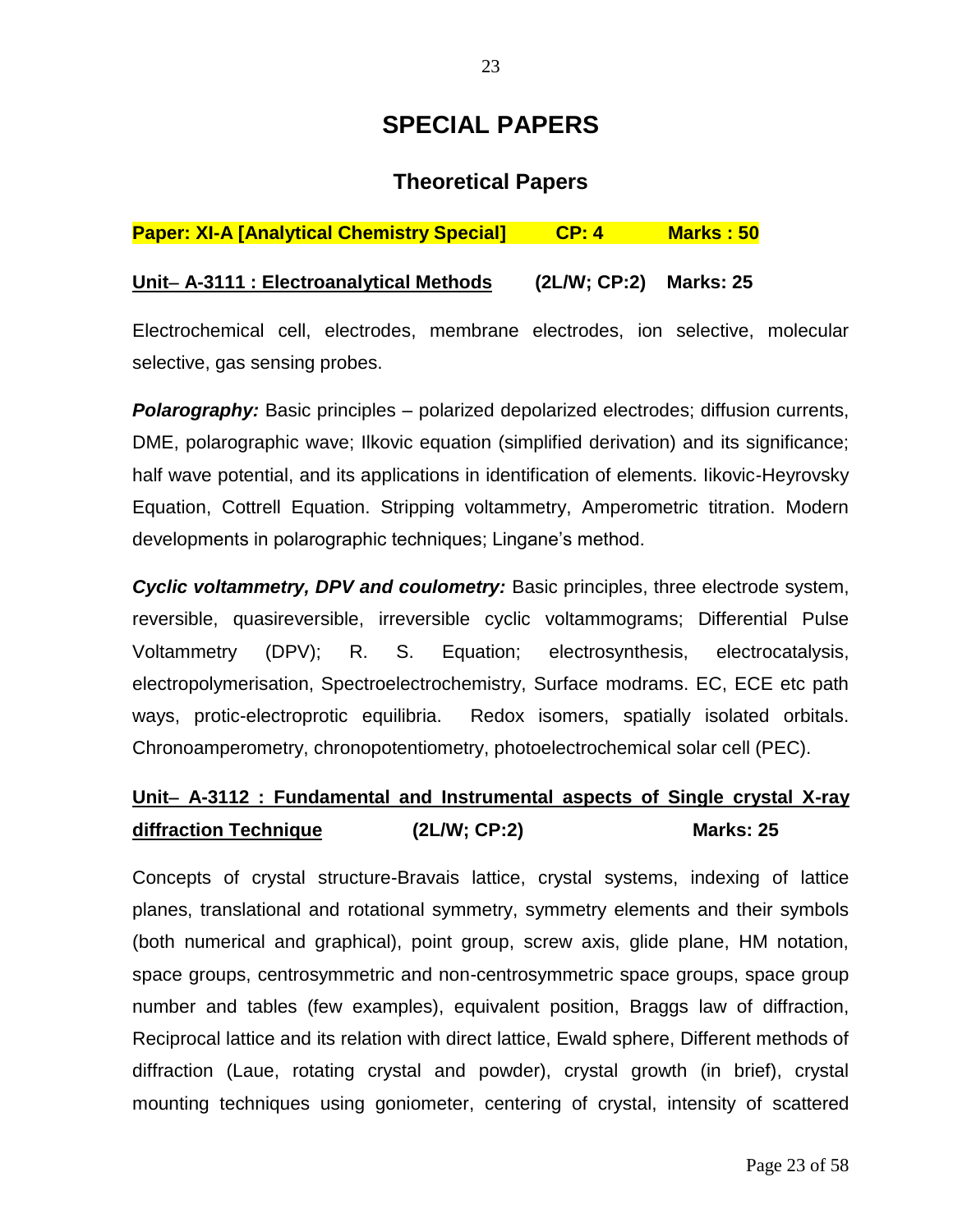# SPECIAL PAPERS

## Theoretical Papers

**Paper: XI-A [Analytical Chemistry Special] CP: 4 Marks : 50**

**Unit– A-3111 : Electroanalytical Methods (2L/W; CP:2) Marks: 25**

Electrochemical cell, electrodes, membrane electrodes, ion selective, molecular selective, gas sensing probes.

***Polarography:*** Basic principles – polarized depolarized electrodes; diffusion currents, DME, polarographic wave; Ilkovic equation (simplified derivation) and its significance; half wave potential, and its applications in identification of elements. Iikovic-Heyrovsky Equation, Cottrell Equation. Stripping voltammetry, Amperometric titration. Modern developments in polarographic techniques; Lingane's method.

***Cyclic voltammetry, DPV and coulometry:*** Basic principles, three electrode system, reversible, quasireversible, irreversible cyclic voltammograms; Differential Pulse Voltammetry (DPV); R. S. Equation; electrosynthesis, electrocatalysis, electropolymerisation, Spectroelectrochemistry, Surface modrams. EC, ECE etc path ways, protic-electroprotic equilibria. Redox isomers, spatially isolated orbitals. Chronoamperometry, chronopotentiometry, photoelectrochemical solar cell (PEC).

**Unit– A-3112 : Fundamental and Instrumental aspects of Single crystal X-ray diffraction Technique (2L/W; CP:2) Marks: 25**

Concepts of crystal structure-Bravais lattice, crystal systems, indexing of lattice planes, translational and rotational symmetry, symmetry elements and their symbols (both numerical and graphical), point group, screw axis, glide plane, HM notation, space groups, centrosymmetric and non-centrosymmetric space groups, space group number and tables (few examples), equivalent position, Braggs law of diffraction, Reciprocal lattice and its relation with direct lattice, Ewald sphere, Different methods of diffraction (Laue, rotating crystal and powder), crystal growth (in brief), crystal mounting techniques using goniometer, centering of crystal, intensity of scattered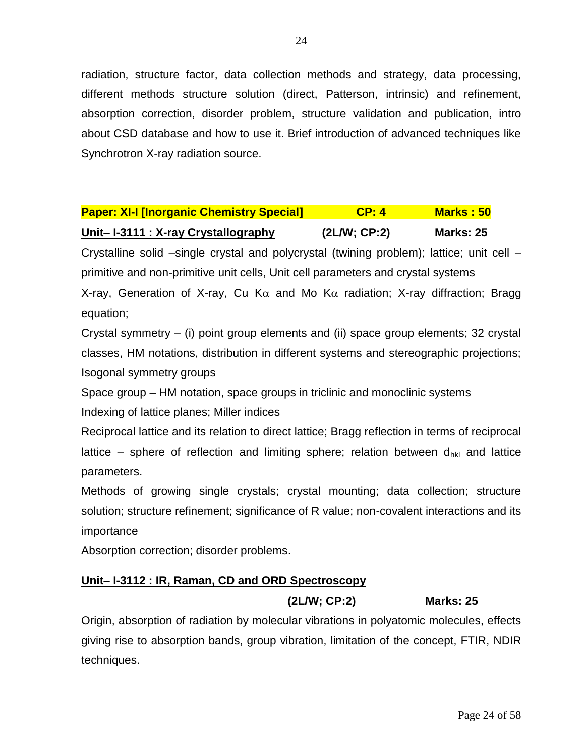radiation, structure factor, data collection methods and strategy, data processing, different methods structure solution (direct, Patterson, intrinsic) and refinement, absorption correction, disorder problem, structure validation and publication, intro about CSD database and how to use it. Brief introduction of advanced techniques like Synchrotron X-ray radiation source.

**Paper: XI-I [Inorganic Chemistry Special]** **CP: 4** **Marks : 50**

**Unit– I-3111 : X-ray Crystallography** **(2L/W; CP:2)** **Marks: 25**

Crystalline solid –single crystal and polycrystal (twining problem); lattice; unit cell – primitive and non-primitive unit cells, Unit cell parameters and crystal systems

X-ray, Generation of X-ray, Cu K$\alpha$ and Mo K$\alpha$ radiation; X-ray diffraction; Bragg equation;

Crystal symmetry – (i) point group elements and (ii) space group elements; 32 crystal classes, HM notations, distribution in different systems and stereographic projections; Isogonal symmetry groups

Space group – HM notation, space groups in triclinic and monoclinic systems

Indexing of lattice planes; Miller indices

Reciprocal lattice and its relation to direct lattice; Bragg reflection in terms of reciprocal lattice – sphere of reflection and limiting sphere; relation between $d_{hkl}$ and lattice parameters.

Methods of growing single crystals; crystal mounting; data collection; structure solution; structure refinement; significance of R value; non-covalent interactions and its importance

Absorption correction; disorder problems.

**Unit– I-3112 : IR, Raman, CD and ORD Spectroscopy**

**(2L/W; CP:2)** **Marks: 25**

Origin, absorption of radiation by molecular vibrations in polyatomic molecules, effects giving rise to absorption bands, group vibration, limitation of the concept, FTIR, NDIR techniques.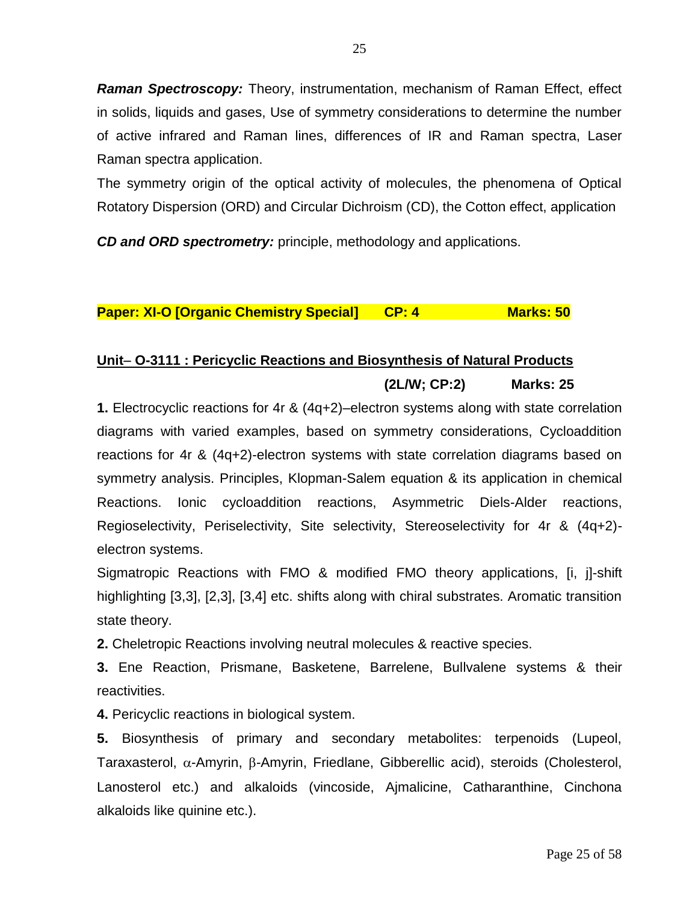***Raman Spectroscopy:*** Theory, instrumentation, mechanism of Raman Effect, effect in solids, liquids and gases, Use of symmetry considerations to determine the number of active infrared and Raman lines, differences of IR and Raman spectra, Laser Raman spectra application.

The symmetry origin of the optical activity of molecules, the phenomena of Optical Rotatory Dispersion (ORD) and Circular Dichroism (CD), the Cotton effect, application

***CD and ORD spectrometry:*** principle, methodology and applications.

**Paper: XI-O [Organic Chemistry Special] CP: 4 Marks: 50**

## Unit– O-3111 : Pericyclic Reactions and Biosynthesis of Natural Products

**(2L/W; CP:2) Marks: 25**

**1.** Electrocyclic reactions for 4r & (4q+2)–electron systems along with state correlation diagrams with varied examples, based on symmetry considerations, Cycloaddition reactions for 4r & (4q+2)-electron systems with state correlation diagrams based on symmetry analysis. Principles, Klopman-Salem equation & its application in chemical Reactions. Ionic cycloaddition reactions, Asymmetric Diels-Alder reactions, Regioselectivity, Periselectivity, Site selectivity, Stereoselectivity for 4r & (4q+2)-electron systems.

Sigmatropic Reactions with FMO & modified FMO theory applications, [i, j]-shift highlighting [3,3], [2,3], [3,4] etc. shifts along with chiral substrates. Aromatic transition state theory.

**2.** Cheletropic Reactions involving neutral molecules & reactive species.

**3.** Ene Reaction, Prismane, Basketene, Barrelene, Bullvalene systems & their reactivities.

**4.** Pericyclic reactions in biological system.

**5.** Biosynthesis of primary and secondary metabolites: terpenoids (Lupeol, Taraxasterol, $\alpha$-Amyrin, $\beta$-Amyrin, Friedlane, Gibberellic acid), steroids (Cholesterol, Lanosterol etc.) and alkaloids (vincoside, Ajmalicine, Catharanthine, Cinchona alkaloids like quinine etc.).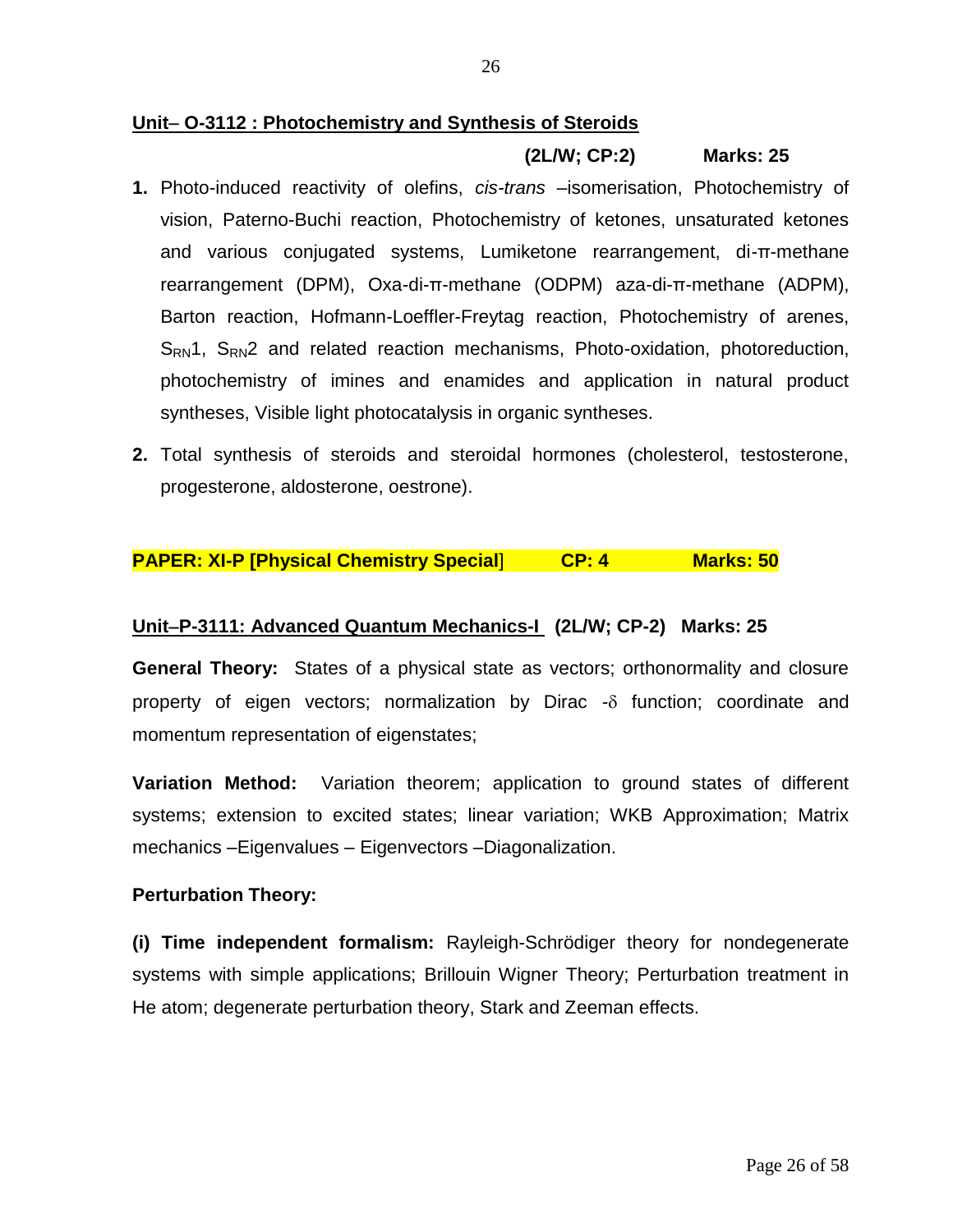## Unit– O-3112 : Photochemistry and Synthesis of Steroids

**(2L/W; CP:2) Marks: 25**

1. Photo-induced reactivity of olefins, *cis-trans* –isomerisation, Photochemistry of vision, Paterno-Buchi reaction, Photochemistry of ketones, unsaturated ketones and various conjugated systems, Lumiketone rearrangement, di-π-methane rearrangement (DPM), Oxa-di-π-methane (ODPM) aza-di-π-methane (ADPM), Barton reaction, Hofmann-Loeffler-Freytag reaction, Photochemistry of arenes, $S_{RN}1$, $S_{RN}2$ and related reaction mechanisms, Photo-oxidation, photoreduction, photochemistry of imines and enamides and application in natural product syntheses, Visible light photocatalysis in organic syntheses.

2. Total synthesis of steroids and steroidal hormones (cholesterol, testosterone, progesterone, aldosterone, oestrone).

**PAPER: XI-P [Physical Chemistry Special] CP: 4 Marks: 50**

## Unit–P-3111: Advanced Quantum Mechanics-I (2L/W; CP-2) Marks: 25

**General Theory:** States of a physical state as vectors; orthonormality and closure property of eigen vectors; normalization by Dirac -$\delta$ function; coordinate and momentum representation of eigenstates;

**Variation Method:** Variation theorem; application to ground states of different systems; extension to excited states; linear variation; WKB Approximation; Matrix mechanics –Eigenvalues – Eigenvectors –Diagonalization.

**Perturbation Theory:**

**(i) Time independent formalism:** Rayleigh-Schrödiger theory for nondegenerate systems with simple applications; Brillouin Wigner Theory; Perturbation treatment in He atom; degenerate perturbation theory, Stark and Zeeman effects.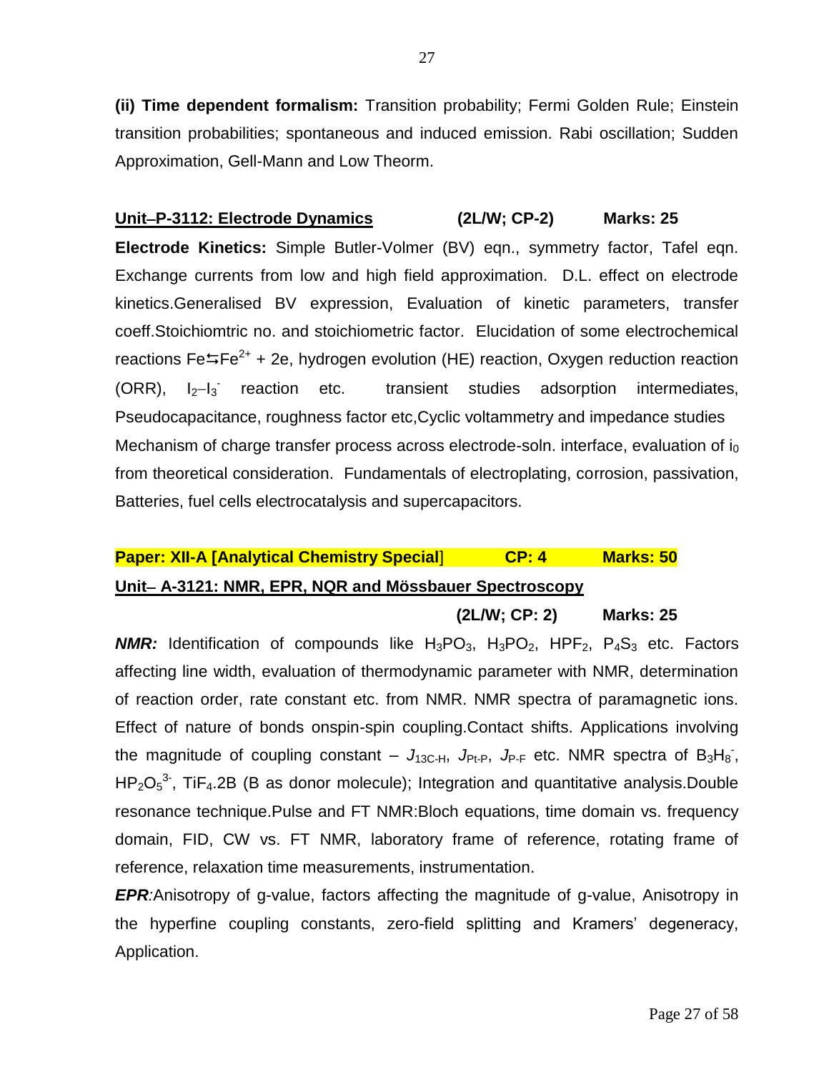**(ii) Time dependent formalism:** Transition probability; Fermi Golden Rule; Einstein transition probabilities; spontaneous and induced emission. Rabi oscillation; Sudden Approximation, Gell-Mann and Low Theorm.

**Unit–P-3112: Electrode Dynamics** **(2L/W; CP-2)** **Marks: 25**

**Electrode Kinetics:** Simple Butler-Volmer (BV) eqn., symmetry factor, Tafel eqn. Exchange currents from low and high field approximation. D.L. effect on electrode kinetics.Generalised BV expression, Evaluation of kinetic parameters, transfer coeff.Stoichiomtric no. and stoichiometric factor. Elucidation of some electrochemical reactions $Fe \leftrightarrows Fe^{2+} + 2e$, hydrogen evolution (HE) reaction, Oxygen reduction reaction (ORR), $I_2$–$I_3^-$ reaction etc. transient studies adsorption intermediates, Pseudocapacitance, roughness factor etc,Cyclic voltammetry and impedance studies Mechanism of charge transfer process across electrode-soln. interface, evaluation of $i_0$ from theoretical consideration. Fundamentals of electroplating, corrosion, passivation, Batteries, fuel cells electrocatalysis and supercapacitors.

**Paper: XII-A [Analytical Chemistry Special]** **CP: 4** **Marks: 50**

**Unit– A-3121: NMR, EPR, NQR and Mössbauer Spectroscopy**

**(2L/W; CP: 2)** **Marks: 25**

***NMR:*** Identification of compounds like $H_3PO_3$, $H_3PO_2$, $HPF_2$, $P_4S_3$ etc. Factors affecting line width, evaluation of thermodynamic parameter with NMR, determination of reaction order, rate constant etc. from NMR. NMR spectra of paramagnetic ions. Effect of nature of bonds onspin-spin coupling.Contact shifts. Applications involving the magnitude of coupling constant – $J_{13C\text{-}H}$, $J_{Pt\text{-}P}$, $J_{P\text{-}F}$ etc. NMR spectra of $B_3H_8^-$, $HP_2O_5^{3-}$, $TiF_4.2B$ (B as donor molecule); Integration and quantitative analysis.Double resonance technique.Pulse and FT NMR:Bloch equations, time domain vs. frequency domain, FID, CW vs. FT NMR, laboratory frame of reference, rotating frame of reference, relaxation time measurements, instrumentation.

***EPR****:*Anisotropy of g-value, factors affecting the magnitude of g-value, Anisotropy in the hyperfine coupling constants, zero-field splitting and Kramers' degeneracy, Application.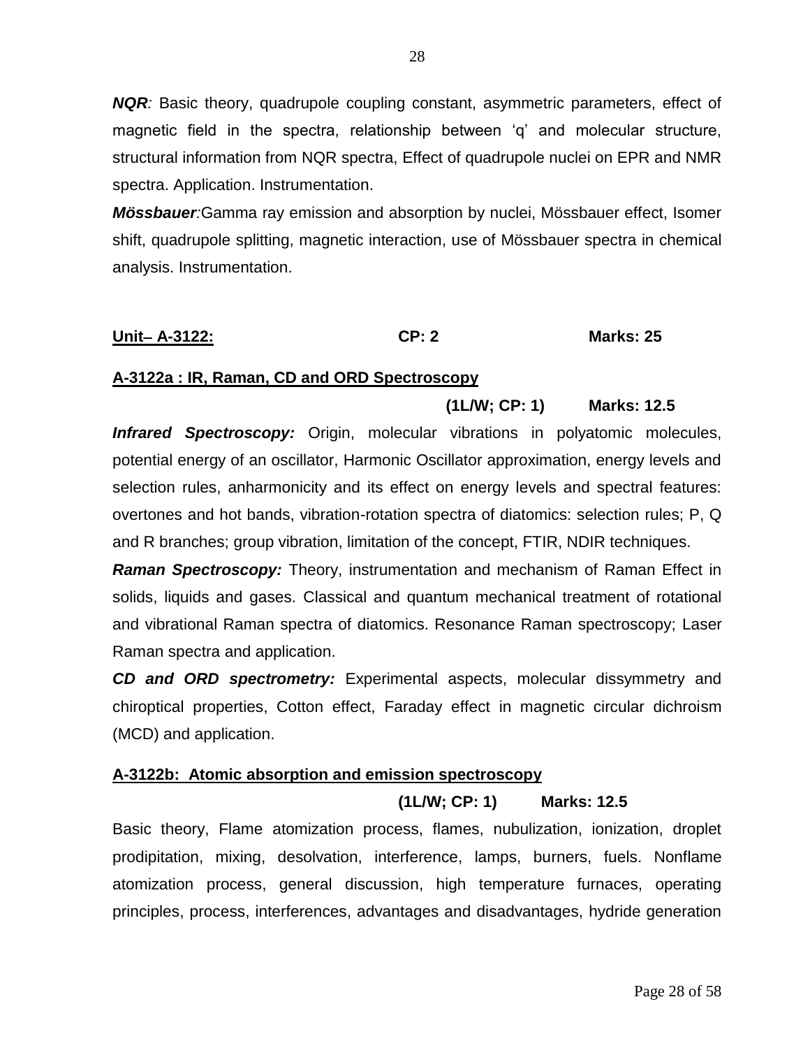***NQR**:* Basic theory, quadrupole coupling constant, asymmetric parameters, effect of magnetic field in the spectra, relationship between 'q' and molecular structure, structural information from NQR spectra, Effect of quadrupole nuclei on EPR and NMR spectra. Application. Instrumentation.

***Mössbauer**:*Gamma ray emission and absorption by nuclei, Mössbauer effect, Isomer shift, quadrupole splitting, magnetic interaction, use of Mössbauer spectra in chemical analysis. Instrumentation.

**<u>Unit– A-3122:</u>** **CP: 2** **Marks: 25**

**<u>A-3122a : IR, Raman, CD and ORD Spectroscopy</u>**

**(1L/W; CP: 1)** **Marks: 12.5**

***Infrared Spectroscopy:*** Origin, molecular vibrations in polyatomic molecules, potential energy of an oscillator, Harmonic Oscillator approximation, energy levels and selection rules, anharmonicity and its effect on energy levels and spectral features: overtones and hot bands, vibration-rotation spectra of diatomics: selection rules; P, Q and R branches; group vibration, limitation of the concept, FTIR, NDIR techniques.

***Raman Spectroscopy:*** Theory, instrumentation and mechanism of Raman Effect in solids, liquids and gases. Classical and quantum mechanical treatment of rotational and vibrational Raman spectra of diatomics. Resonance Raman spectroscopy; Laser Raman spectra and application.

***CD and ORD spectrometry:*** Experimental aspects, molecular dissymmetry and chiroptical properties, Cotton effect, Faraday effect in magnetic circular dichroism (MCD) and application.

**<u>A-3122b: Atomic absorption and emission spectroscopy</u>**

**(1L/W; CP: 1)** **Marks: 12.5**

Basic theory, Flame atomization process, flames, nubulization, ionization, droplet prodipitation, mixing, desolvation, interference, lamps, burners, fuels. Nonflame atomization process, general discussion, high temperature furnaces, operating principles, process, interferences, advantages and disadvantages, hydride generation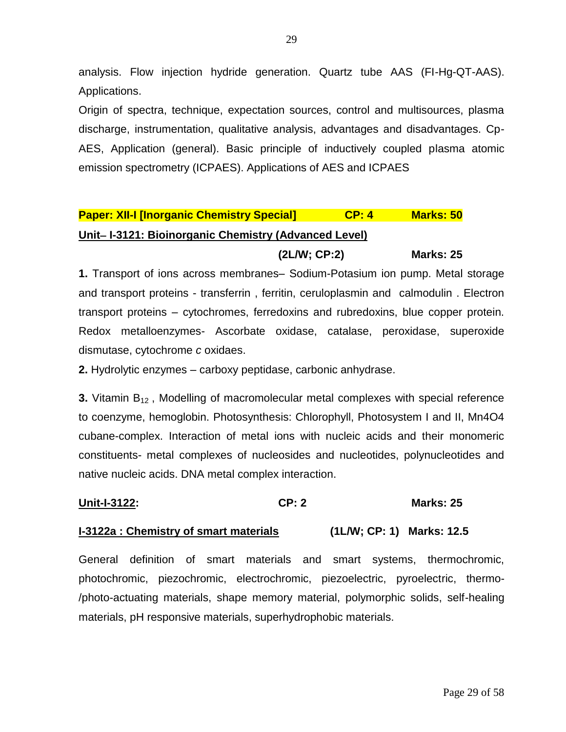analysis. Flow injection hydride generation. Quartz tube AAS (FI-Hg-QT-AAS). Applications.

Origin of spectra, technique, expectation sources, control and multisources, plasma discharge, instrumentation, qualitative analysis, advantages and disadvantages. Cp-AES, Application (general). Basic principle of inductively coupled plasma atomic emission spectrometry (ICPAES). Applications of AES and ICPAES

**Paper: XII-I [Inorganic Chemistry Special]   CP: 4   Marks: 50**

**Unit– I-3121: Bioinorganic Chemistry (Advanced Level)**

**(2L/W; CP:2)   Marks: 25**

**1.** Transport of ions across membranes– Sodium-Potasium ion pump. Metal storage and transport proteins - transferrin , ferritin, ceruloplasmin and calmodulin . Electron transport proteins – cytochromes, ferredoxins and rubredoxins, blue copper protein. Redox metalloenzymes- Ascorbate oxidase, catalase, peroxidase, superoxide dismutase, cytochrome *c* oxidaes.

**2.** Hydrolytic enzymes – carboxy peptidase, carbonic anhydrase.

**3.** Vitamin $B_{12}$ , Modelling of macromolecular metal complexes with special reference to coenzyme, hemoglobin. Photosynthesis: Chlorophyll, Photosystem I and II, Mn4O4 cubane-complex. Interaction of metal ions with nucleic acids and their monomeric constituents- metal complexes of nucleosides and nucleotides, polynucleotides and native nucleic acids. DNA metal complex interaction.

**Unit-I-3122:   CP: 2   Marks: 25**

**I-3122a : Chemistry of smart materials   (1L/W; CP: 1) Marks: 12.5**

General definition of smart materials and smart systems, thermochromic, photochromic, piezochromic, electrochromic, piezoelectric, pyroelectric, thermo-/photo-actuating materials, shape memory material, polymorphic solids, self-healing materials, pH responsive materials, superhydrophobic materials.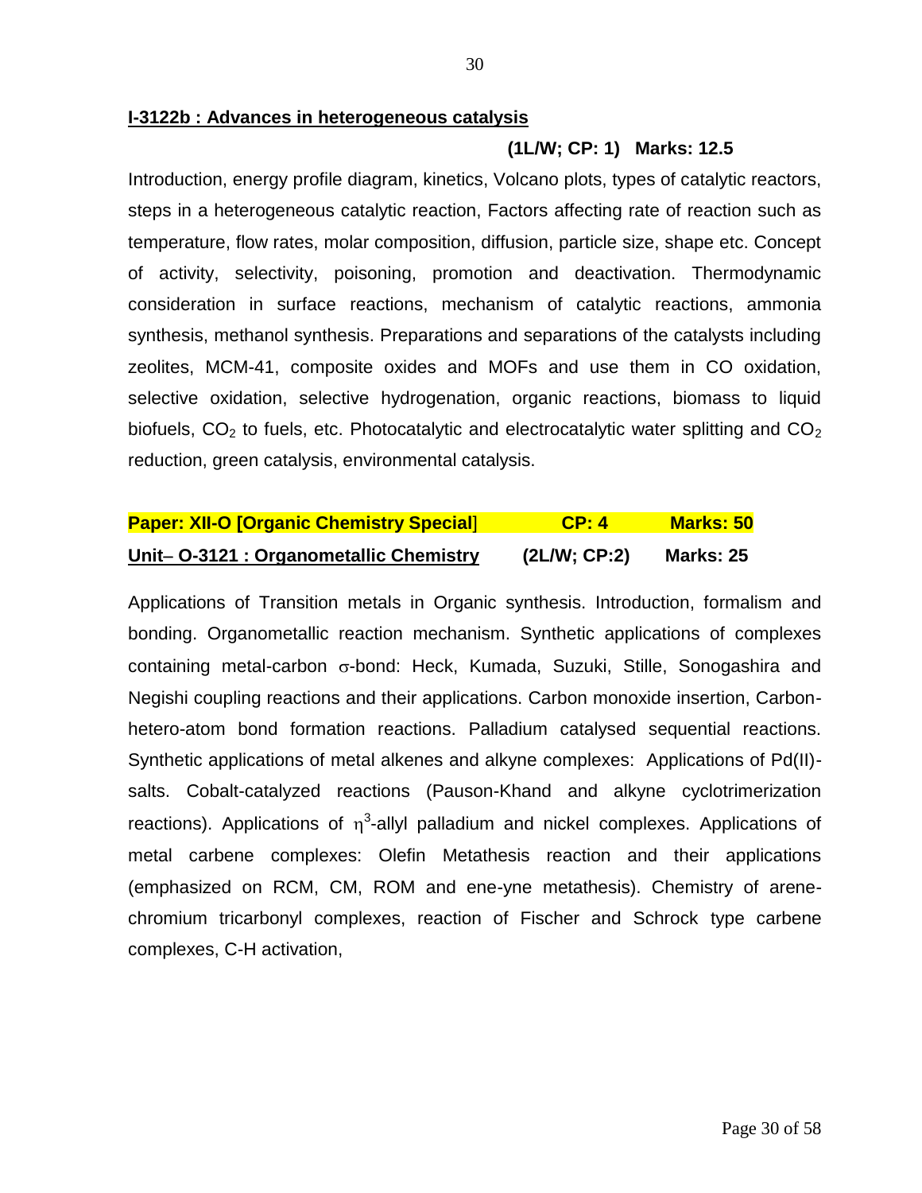**I-3122b : Advances in heterogeneous catalysis**

**(1L/W; CP: 1) Marks: 12.5**

Introduction, energy profile diagram, kinetics, Volcano plots, types of catalytic reactors, steps in a heterogeneous catalytic reaction, Factors affecting rate of reaction such as temperature, flow rates, molar composition, diffusion, particle size, shape etc. Concept of activity, selectivity, poisoning, promotion and deactivation. Thermodynamic consideration in surface reactions, mechanism of catalytic reactions, ammonia synthesis, methanol synthesis. Preparations and separations of the catalysts including zeolites, MCM-41, composite oxides and MOFs and use them in CO oxidation, selective oxidation, selective hydrogenation, organic reactions, biomass to liquid biofuels, $CO_2$ to fuels, etc. Photocatalytic and electrocatalytic water splitting and $CO_2$ reduction, green catalysis, environmental catalysis.

**Paper: XII-O [Organic Chemistry Special]** **CP: 4** **Marks: 50**

**Unit– O-3121 : Organometallic Chemistry** **(2L/W; CP:2)** **Marks: 25**

Applications of Transition metals in Organic synthesis. Introduction, formalism and bonding. Organometallic reaction mechanism. Synthetic applications of complexes containing metal-carbon $\sigma$-bond: Heck, Kumada, Suzuki, Stille, Sonogashira and Negishi coupling reactions and their applications. Carbon monoxide insertion, Carbon-hetero-atom bond formation reactions. Palladium catalysed sequential reactions. Synthetic applications of metal alkenes and alkyne complexes: Applications of Pd(II)-salts. Cobalt-catalyzed reactions (Pauson-Khand and alkyne cyclotrimerization reactions). Applications of $\eta^3$-allyl palladium and nickel complexes. Applications of metal carbene complexes: Olefin Metathesis reaction and their applications (emphasized on RCM, CM, ROM and ene-yne metathesis). Chemistry of arene-chromium tricarbonyl complexes, reaction of Fischer and Schrock type carbene complexes, C-H activation,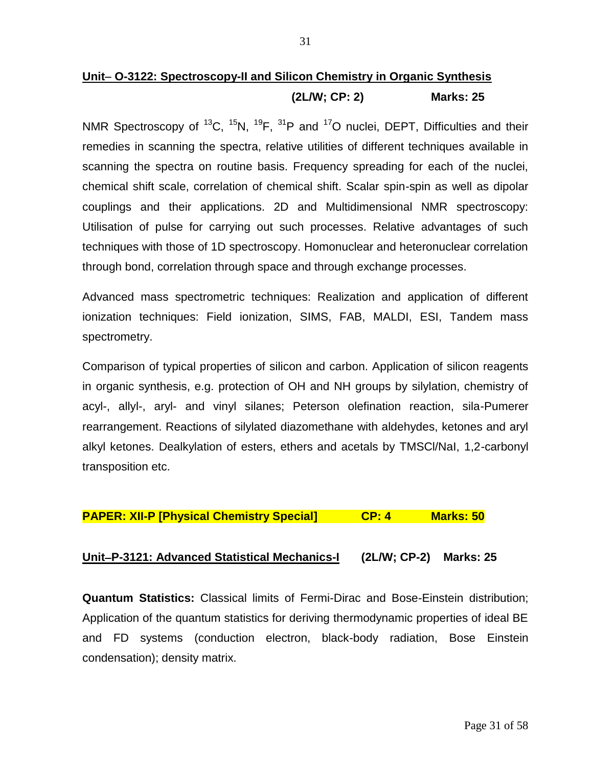## Unit– O-3122: Spectroscopy-II and Silicon Chemistry in Organic Synthesis

**(2L/W; CP: 2) Marks: 25**

NMR Spectroscopy of $^{13}C$, $^{15}N$, $^{19}F$, $^{31}P$ and $^{17}O$ nuclei, DEPT, Difficulties and their remedies in scanning the spectra, relative utilities of different techniques available in scanning the spectra on routine basis. Frequency spreading for each of the nuclei, chemical shift scale, correlation of chemical shift. Scalar spin-spin as well as dipolar couplings and their applications. 2D and Multidimensional NMR spectroscopy: Utilisation of pulse for carrying out such processes. Relative advantages of such techniques with those of 1D spectroscopy. Homonuclear and heteronuclear correlation through bond, correlation through space and through exchange processes.

Advanced mass spectrometric techniques: Realization and application of different ionization techniques: Field ionization, SIMS, FAB, MALDI, ESI, Tandem mass spectrometry.

Comparison of typical properties of silicon and carbon. Application of silicon reagents in organic synthesis, e.g. protection of OH and NH groups by silylation, chemistry of acyl-, allyl-, aryl- and vinyl silanes; Peterson olefination reaction, sila-Pumerer rearrangement. Reactions of silylated diazomethane with aldehydes, ketones and aryl alkyl ketones. Dealkylation of esters, ethers and acetals by TMSCl/NaI, 1,2-carbonyl transposition etc.

## PAPER: XII-P [Physical Chemistry Special] CP: 4 Marks: 50

## Unit–P-3121: Advanced Statistical Mechanics-I (2L/W; CP-2) Marks: 25

**Quantum Statistics:** Classical limits of Fermi-Dirac and Bose-Einstein distribution; Application of the quantum statistics for deriving thermodynamic properties of ideal BE and FD systems (conduction electron, black-body radiation, Bose Einstein condensation); density matrix.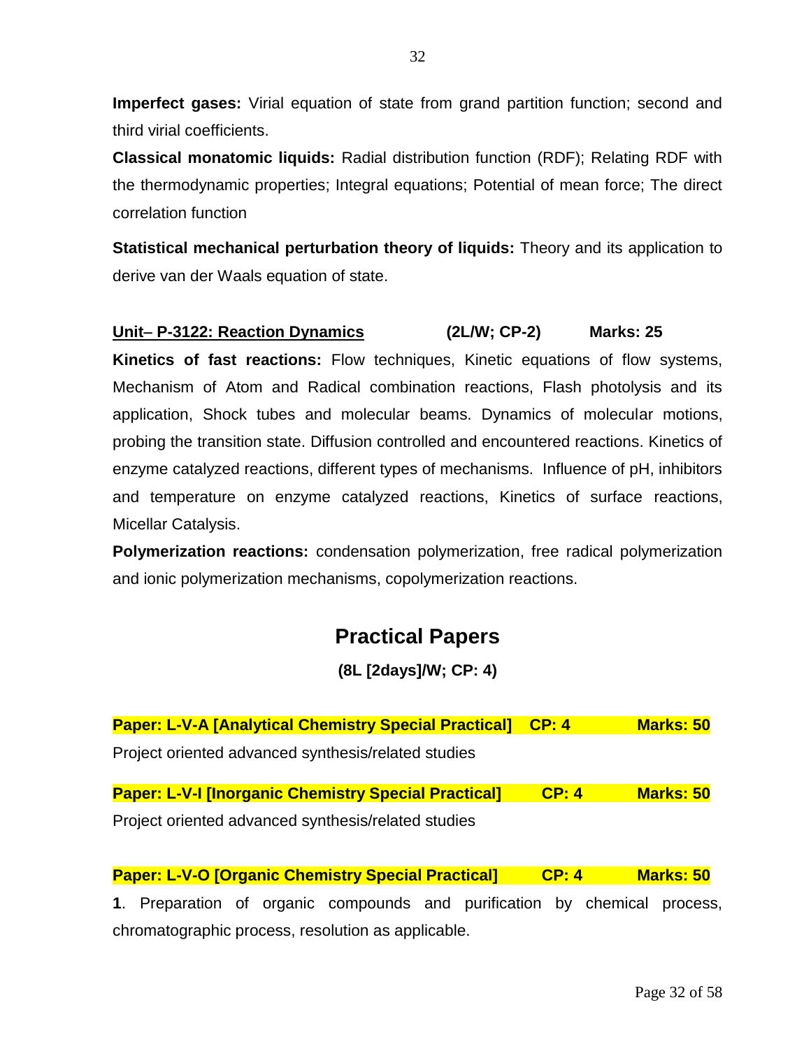**Imperfect gases:** Virial equation of state from grand partition function; second and third virial coefficients.

**Classical monatomic liquids:** Radial distribution function (RDF); Relating RDF with the thermodynamic properties; Integral equations; Potential of mean force; The direct correlation function

**Statistical mechanical perturbation theory of liquids:** Theory and its application to derive van der Waals equation of state.

**<u>Unit– P-3122: Reaction Dynamics</u> (2L/W; CP-2) Marks: 25**

**Kinetics of fast reactions:** Flow techniques, Kinetic equations of flow systems, Mechanism of Atom and Radical combination reactions, Flash photolysis and its application, Shock tubes and molecular beams. Dynamics of molecular motions, probing the transition state. Diffusion controlled and encountered reactions. Kinetics of enzyme catalyzed reactions, different types of mechanisms. Influence of pH, inhibitors and temperature on enzyme catalyzed reactions, Kinetics of surface reactions, Micellar Catalysis.

**Polymerization reactions:** condensation polymerization, free radical polymerization and ionic polymerization mechanisms, copolymerization reactions.

## Practical Papers

**(8L [2days]/W; CP: 4)**

**Paper: L-V-A [Analytical Chemistry Special Practical] CP: 4 Marks: 50**

Project oriented advanced synthesis/related studies

**Paper: L-V-I [Inorganic Chemistry Special Practical] CP: 4 Marks: 50**

Project oriented advanced synthesis/related studies

**Paper: L-V-O [Organic Chemistry Special Practical] CP: 4 Marks: 50**

**1**. Preparation of organic compounds and purification by chemical process, chromatographic process, resolution as applicable.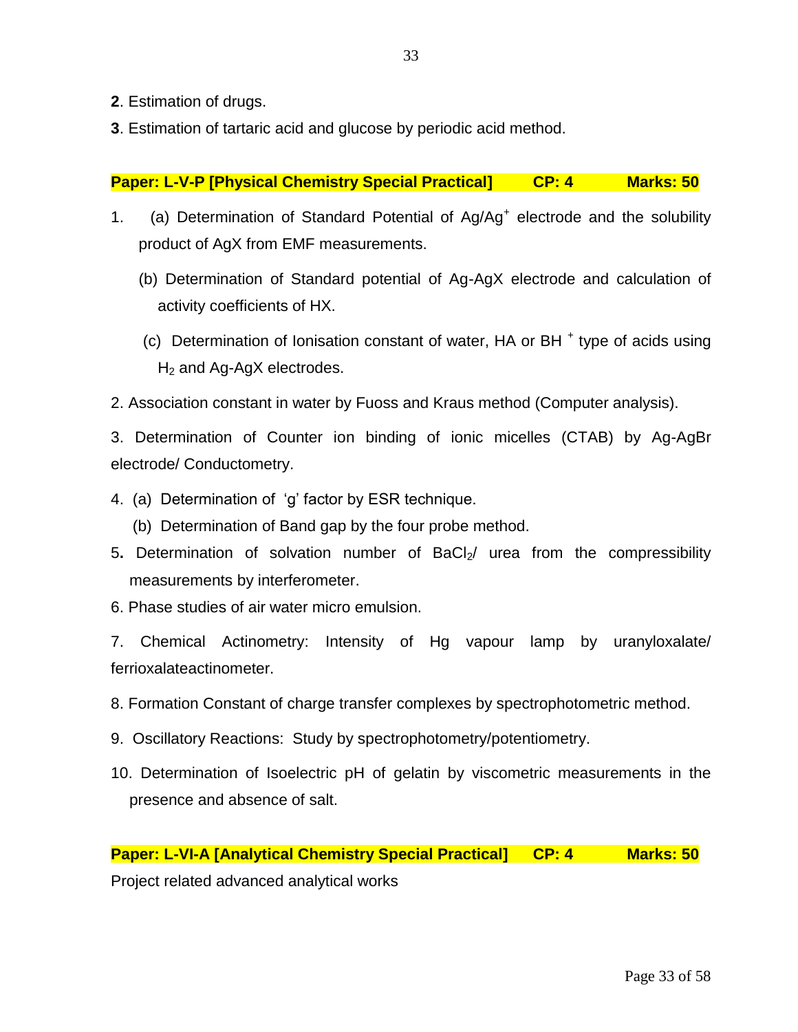**2**. Estimation of drugs.

**3**. Estimation of tartaric acid and glucose by periodic acid method.

**Paper: L-V-P [Physical Chemistry Special Practical] CP: 4 Marks: 50**

1. (a) Determination of Standard Potential of $Ag/Ag^+$ electrode and the solubility product of AgX from EMF measurements.

   (b) Determination of Standard potential of Ag-AgX electrode and calculation of activity coefficients of HX.

   (c) Determination of Ionisation constant of water, HA or $BH^+$ type of acids using $H_2$ and Ag-AgX electrodes.

2. Association constant in water by Fuoss and Kraus method (Computer analysis).

3. Determination of Counter ion binding of ionic micelles (CTAB) by Ag-AgBr electrode/ Conductometry.

4. (a) Determination of 'g' factor by ESR technique.

   (b) Determination of Band gap by the four probe method.

5. Determination of solvation number of $BaCl_2$/ urea from the compressibility measurements by interferometer.

6. Phase studies of air water micro emulsion.

7. Chemical Actinometry: Intensity of Hg vapour lamp by uranyloxalate/ ferrioxalateactinometer.

8. Formation Constant of charge transfer complexes by spectrophotometric method.

9. Oscillatory Reactions: Study by spectrophotometry/potentiometry.

10. Determination of Isoelectric pH of gelatin by viscometric measurements in the presence and absence of salt.

**Paper: L-VI-A [Analytical Chemistry Special Practical] CP: 4 Marks: 50**

Project related advanced analytical works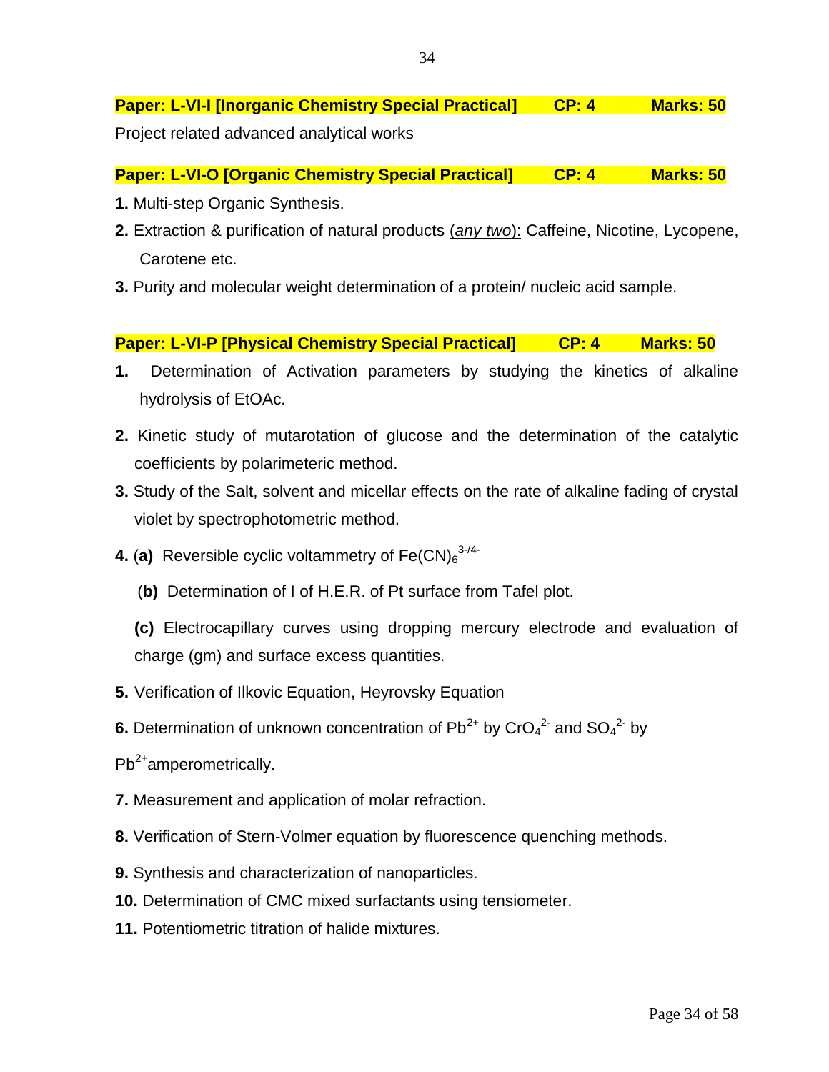**Paper: L-VI-I [Inorganic Chemistry Special Practical] CP: 4 Marks: 50**

Project related advanced analytical works

**Paper: L-VI-O [Organic Chemistry Special Practical] CP: 4 Marks: 50**

**1.** Multi-step Organic Synthesis.

**2.** Extraction & purification of natural products (*any two*): Caffeine, Nicotine, Lycopene, Carotene etc.

**3.** Purity and molecular weight determination of a protein/ nucleic acid sample.

**Paper: L-VI-P [Physical Chemistry Special Practical] CP: 4 Marks: 50**

**1.** Determination of Activation parameters by studying the kinetics of alkaline hydrolysis of EtOAc.

**2.** Kinetic study of mutarotation of glucose and the determination of the catalytic coefficients by polarimeteric method.

**3.** Study of the Salt, solvent and micellar effects on the rate of alkaline fading of crystal violet by spectrophotometric method.

**4.** (**a**) Reversible cyclic voltammetry of $Fe(CN)_6^{3-/4-}$

(**b**) Determination of I of H.E.R. of Pt surface from Tafel plot.

**(c)** Electrocapillary curves using dropping mercury electrode and evaluation of charge (gm) and surface excess quantities.

**5.** Verification of Ilkovic Equation, Heyrovsky Equation

**6.** Determination of unknown concentration of $Pb^{2+}$ by $CrO_4^{2-}$ and $SO_4^{2-}$ by $Pb^{2+}$ amperometrically.

**7.** Measurement and application of molar refraction.

**8.** Verification of Stern-Volmer equation by fluorescence quenching methods.

**9.** Synthesis and characterization of nanoparticles.

**10.** Determination of CMC mixed surfactants using tensiometer.

**11.** Potentiometric titration of halide mixtures.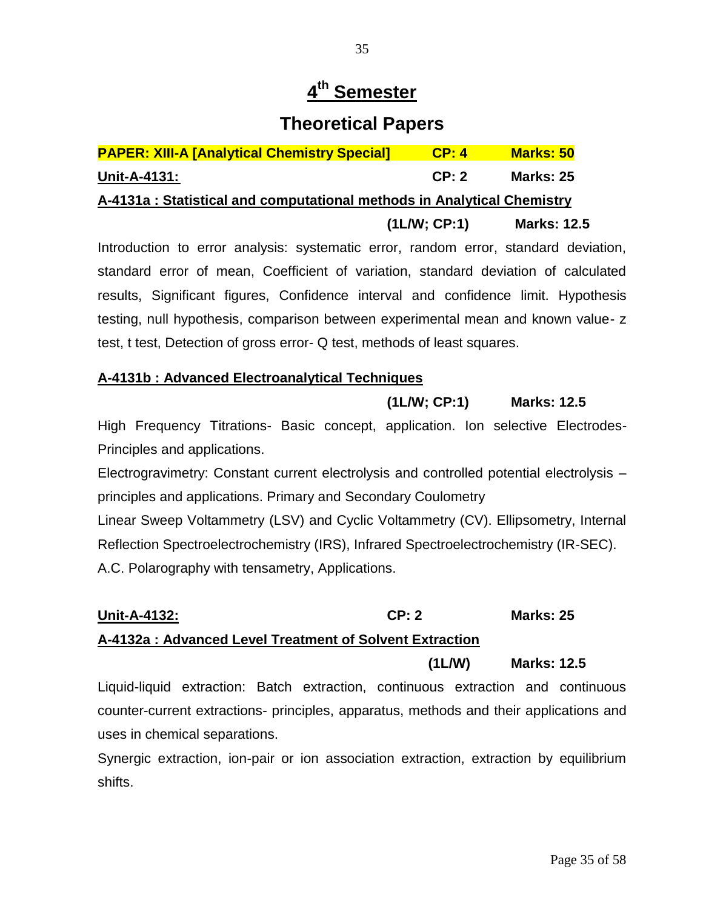# $4^{th}$ Semester

## Theoretical Papers

**PAPER: XIII-A [Analytical Chemistry Special]** **CP: 4** **Marks: 50**

**Unit-A-4131:** **CP: 2** **Marks: 25**

**A-4131a : Statistical and computational methods in Analytical Chemistry**

**(1L/W; CP:1)** **Marks: 12.5**

Introduction to error analysis: systematic error, random error, standard deviation, standard error of mean, Coefficient of variation, standard deviation of calculated results, Significant figures, Confidence interval and confidence limit. Hypothesis testing, null hypothesis, comparison between experimental mean and known value- z test, t test, Detection of gross error- Q test, methods of least squares.

**A-4131b : Advanced Electroanalytical Techniques**

**(1L/W; CP:1)** **Marks: 12.5**

High Frequency Titrations- Basic concept, application. Ion selective Electrodes- Principles and applications.

Electrogravimetry: Constant current electrolysis and controlled potential electrolysis – principles and applications. Primary and Secondary Coulometry

Linear Sweep Voltammetry (LSV) and Cyclic Voltammetry (CV). Ellipsometry, Internal Reflection Spectroelectrochemistry (IRS), Infrared Spectroelectrochemistry (IR-SEC).

A.C. Polarography with tensametry, Applications.

**Unit-A-4132:** **CP: 2** **Marks: 25**

**A-4132a : Advanced Level Treatment of Solvent Extraction**

**(1L/W)** **Marks: 12.5**

Liquid-liquid extraction: Batch extraction, continuous extraction and continuous counter-current extractions- principles, apparatus, methods and their applications and uses in chemical separations.

Synergic extraction, ion-pair or ion association extraction, extraction by equilibrium shifts.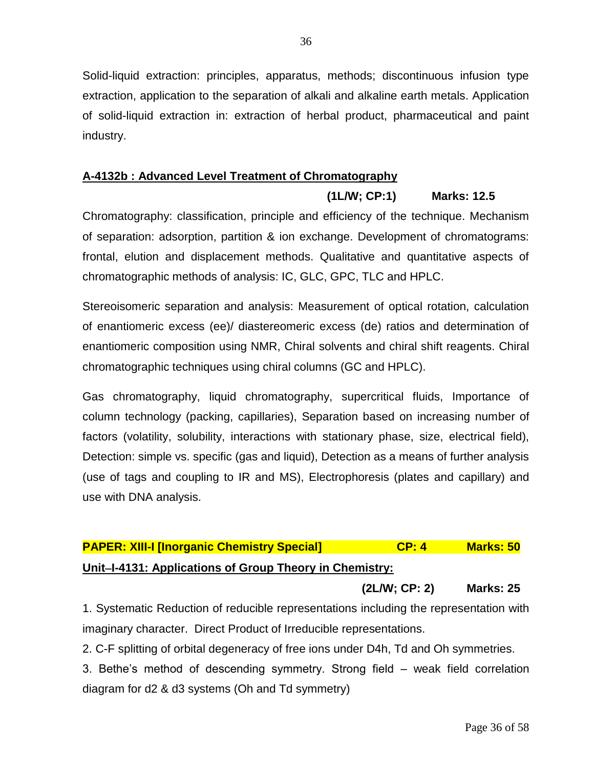Solid-liquid extraction: principles, apparatus, methods; discontinuous infusion type extraction, application to the separation of alkali and alkaline earth metals. Application of solid-liquid extraction in: extraction of herbal product, pharmaceutical and paint industry.

**A-4132b : Advanced Level Treatment of Chromatography**

**(1L/W; CP:1) Marks: 12.5**

Chromatography: classification, principle and efficiency of the technique. Mechanism of separation: adsorption, partition & ion exchange. Development of chromatograms: frontal, elution and displacement methods. Qualitative and quantitative aspects of chromatographic methods of analysis: IC, GLC, GPC, TLC and HPLC.

Stereoisomeric separation and analysis: Measurement of optical rotation, calculation of enantiomeric excess (ee)/ diastereomeric excess (de) ratios and determination of enantiomeric composition using NMR, Chiral solvents and chiral shift reagents. Chiral chromatographic techniques using chiral columns (GC and HPLC).

Gas chromatography, liquid chromatography, supercritical fluids, Importance of column technology (packing, capillaries), Separation based on increasing number of factors (volatility, solubility, interactions with stationary phase, size, electrical field), Detection: simple vs. specific (gas and liquid), Detection as a means of further analysis (use of tags and coupling to IR and MS), Electrophoresis (plates and capillary) and use with DNA analysis.

**PAPER: XIII-I [Inorganic Chemistry Special] CP: 4 Marks: 50**

**Unit–I-4131: Applications of Group Theory in Chemistry:**

**(2L/W; CP: 2) Marks: 25**

1. Systematic Reduction of reducible representations including the representation with imaginary character. Direct Product of Irreducible representations.
2. C-F splitting of orbital degeneracy of free ions under D4h, Td and Oh symmetries.
3. Bethe's method of descending symmetry. Strong field – weak field correlation diagram for d2 & d3 systems (Oh and Td symmetry)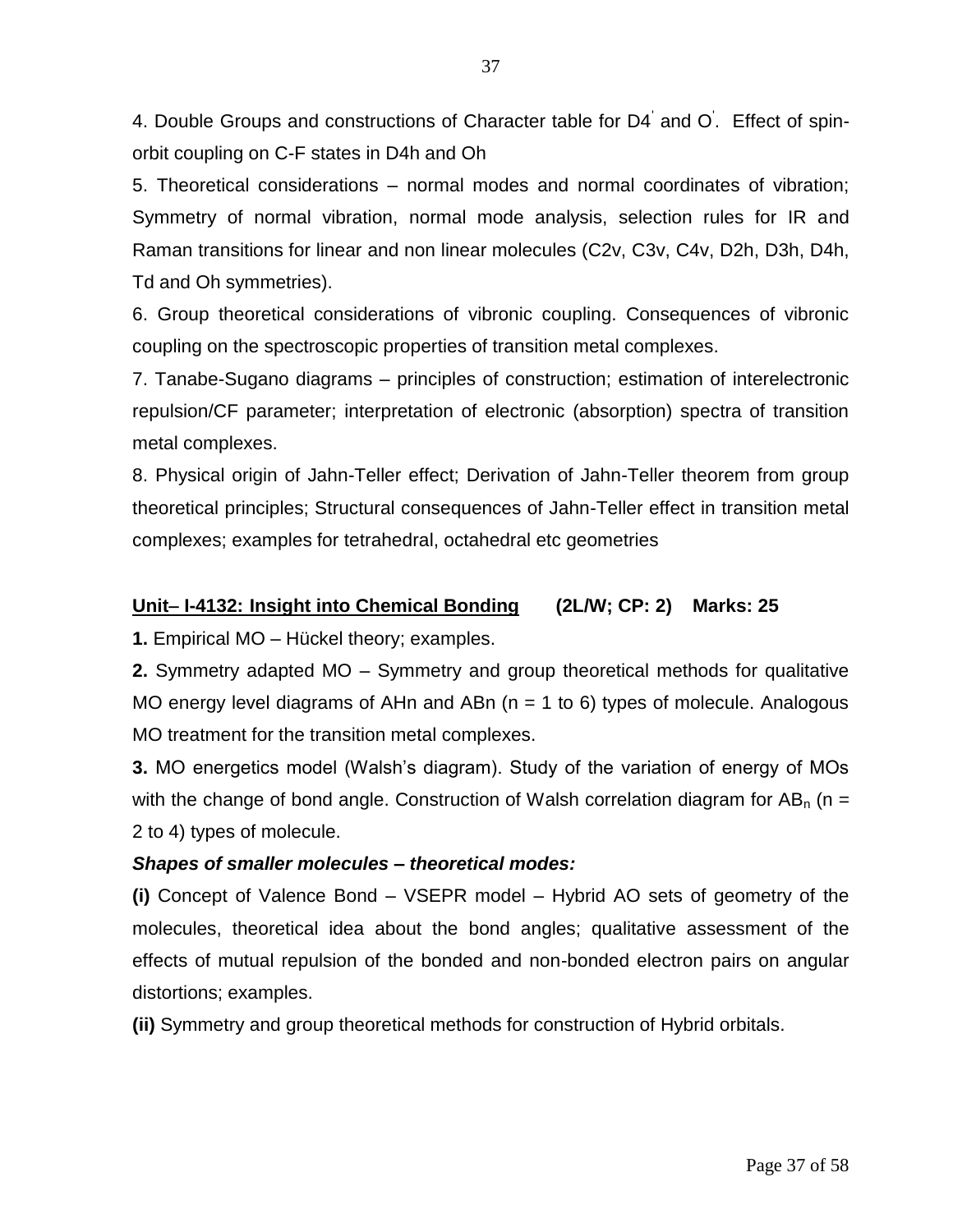4. Double Groups and constructions of Character table for D4' and O'. Effect of spin-orbit coupling on C-F states in D4h and Oh

5. Theoretical considerations – normal modes and normal coordinates of vibration; Symmetry of normal vibration, normal mode analysis, selection rules for IR and Raman transitions for linear and non linear molecules (C2v, C3v, C4v, D2h, D3h, D4h, Td and Oh symmetries).

6. Group theoretical considerations of vibronic coupling. Consequences of vibronic coupling on the spectroscopic properties of transition metal complexes.

7. Tanabe-Sugano diagrams – principles of construction; estimation of interelectronic repulsion/CF parameter; interpretation of electronic (absorption) spectra of transition metal complexes.

8. Physical origin of Jahn-Teller effect; Derivation of Jahn-Teller theorem from group theoretical principles; Structural consequences of Jahn-Teller effect in transition metal complexes; examples for tetrahedral, octahedral etc geometries

## Unit– I-4132: Insight into Chemical Bonding (2L/W; CP: 2) Marks: 25

**1.** Empirical MO – Hückel theory; examples.

**2.** Symmetry adapted MO – Symmetry and group theoretical methods for qualitative MO energy level diagrams of AHn and ABn (n = 1 to 6) types of molecule. Analogous MO treatment for the transition metal complexes.

**3.** MO energetics model (Walsh's diagram). Study of the variation of energy of MOs with the change of bond angle. Construction of Walsh correlation diagram for $AB_n$ (n = 2 to 4) types of molecule.

***Shapes of smaller molecules – theoretical modes:***

**(i)** Concept of Valence Bond – VSEPR model – Hybrid AO sets of geometry of the molecules, theoretical idea about the bond angles; qualitative assessment of the effects of mutual repulsion of the bonded and non-bonded electron pairs on angular distortions; examples.

**(ii)** Symmetry and group theoretical methods for construction of Hybrid orbitals.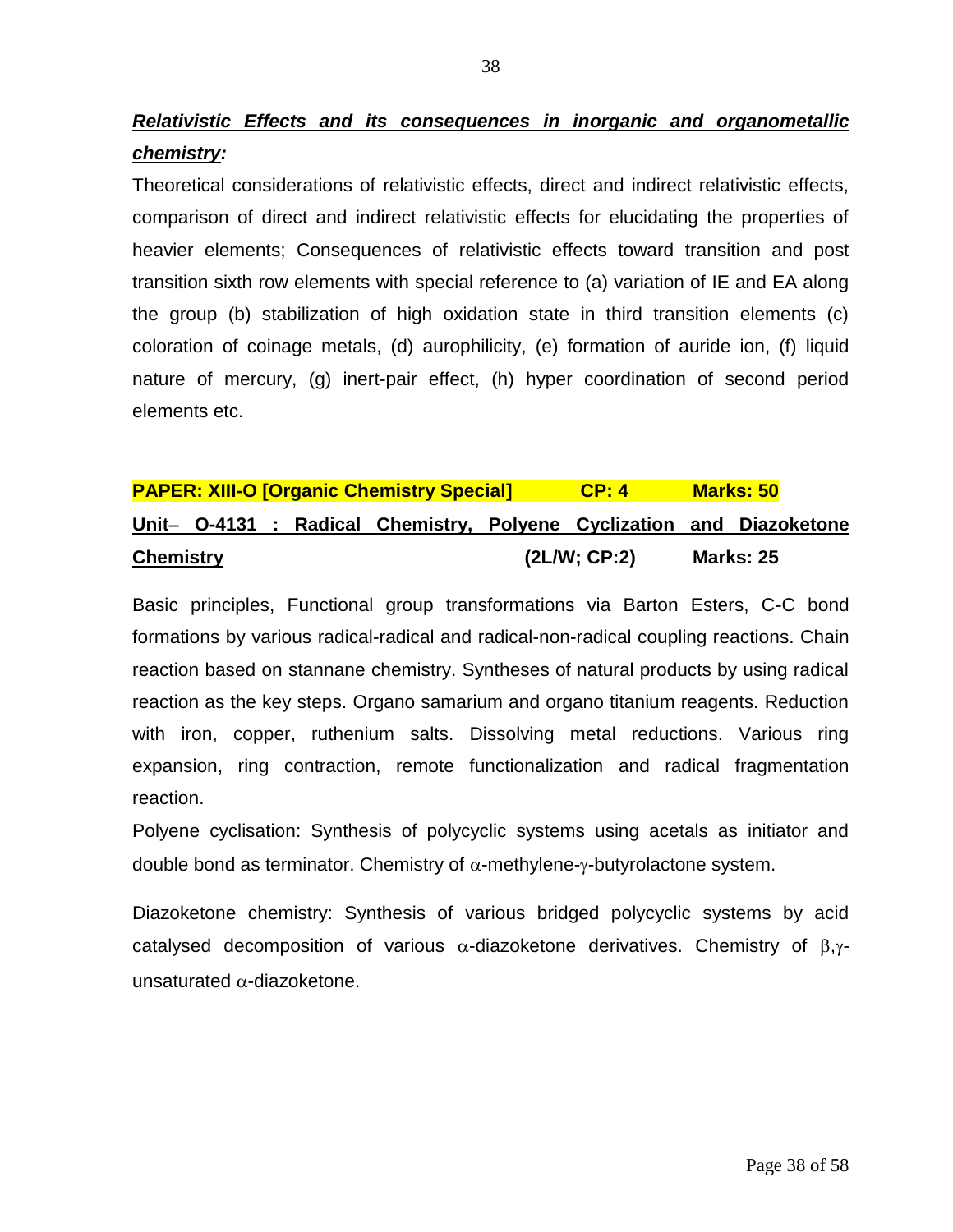***Relativistic Effects and its consequences in inorganic and organometallic chemistry:***

Theoretical considerations of relativistic effects, direct and indirect relativistic effects, comparison of direct and indirect relativistic effects for elucidating the properties of heavier elements; Consequences of relativistic effects toward transition and post transition sixth row elements with special reference to (a) variation of IE and EA along the group (b) stabilization of high oxidation state in third transition elements (c) coloration of coinage metals, (d) aurophilicity, (e) formation of auride ion, (f) liquid nature of mercury, (g) inert-pair effect, (h) hyper coordination of second period elements etc.

**PAPER: XIII-O [Organic Chemistry Special] CP: 4 Marks: 50**

**Unit– O-4131 : Radical Chemistry, Polyene Cyclization and Diazoketone Chemistry (2L/W; CP:2) Marks: 25**

Basic principles, Functional group transformations via Barton Esters, C-C bond formations by various radical-radical and radical-non-radical coupling reactions. Chain reaction based on stannane chemistry. Syntheses of natural products by using radical reaction as the key steps. Organo samarium and organo titanium reagents. Reduction with iron, copper, ruthenium salts. Dissolving metal reductions. Various ring expansion, ring contraction, remote functionalization and radical fragmentation reaction.

Polyene cyclisation: Synthesis of polycyclic systems using acetals as initiator and double bond as terminator. Chemistry of $\alpha$-methylene-$\gamma$-butyrolactone system.

Diazoketone chemistry: Synthesis of various bridged polycyclic systems by acid catalysed decomposition of various $\alpha$-diazoketone derivatives. Chemistry of $\beta,\gamma$-unsaturated $\alpha$-diazoketone.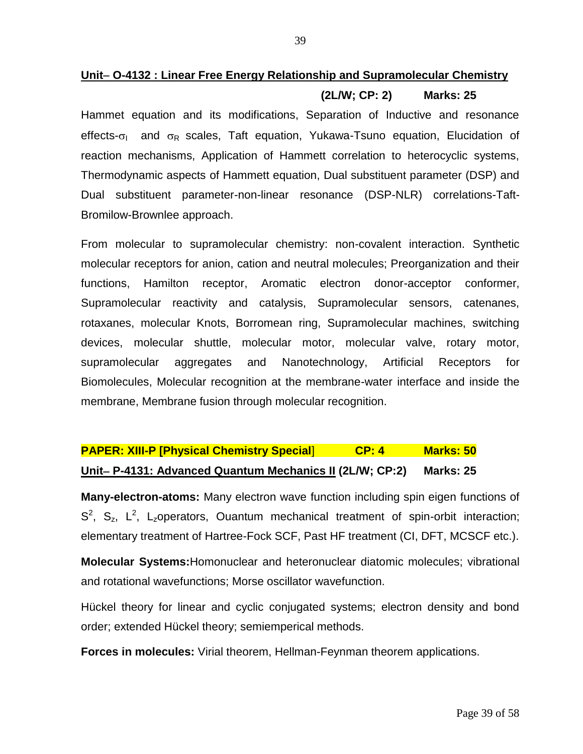**Unit– O-4132 : Linear Free Energy Relationship and Supramolecular Chemistry**

**(2L/W; CP: 2) Marks: 25**

Hammet equation and its modifications, Separation of Inductive and resonance effects-$\sigma_I$ and $\sigma_R$ scales, Taft equation, Yukawa-Tsuno equation, Elucidation of reaction mechanisms, Application of Hammett correlation to heterocyclic systems, Thermodynamic aspects of Hammett equation, Dual substituent parameter (DSP) and Dual substituent parameter-non-linear resonance (DSP-NLR) correlations-Taft-Bromilow-Brownlee approach.

From molecular to supramolecular chemistry: non-covalent interaction. Synthetic molecular receptors for anion, cation and neutral molecules; Preorganization and their functions, Hamilton receptor, Aromatic electron donor-acceptor conformer, Supramolecular reactivity and catalysis, Supramolecular sensors, catenanes, rotaxanes, molecular Knots, Borromean ring, Supramolecular machines, switching devices, molecular shuttle, molecular motor, molecular valve, rotary motor, supramolecular aggregates and Nanotechnology, Artificial Receptors for Biomolecules, Molecular recognition at the membrane-water interface and inside the membrane, Membrane fusion through molecular recognition.

**PAPER: XIII-P [Physical Chemistry Special] CP: 4 Marks: 50**

**Unit– P-4131: Advanced Quantum Mechanics II (2L/W; CP:2) Marks: 25**

**Many-electron-atoms:** Many electron wave function including spin eigen functions of $S^2$, $S_z$, $L^2$, $L_z$operators, Ouantum mechanical treatment of spin-orbit interaction; elementary treatment of Hartree-Fock SCF, Past HF treatment (CI, DFT, MCSCF etc.).

**Molecular Systems:**Homonuclear and heteronuclear diatomic molecules; vibrational and rotational wavefunctions; Morse oscillator wavefunction.

Hückel theory for linear and cyclic conjugated systems; electron density and bond order; extended Hückel theory; semiemperical methods.

**Forces in molecules:** Virial theorem, Hellman-Feynman theorem applications.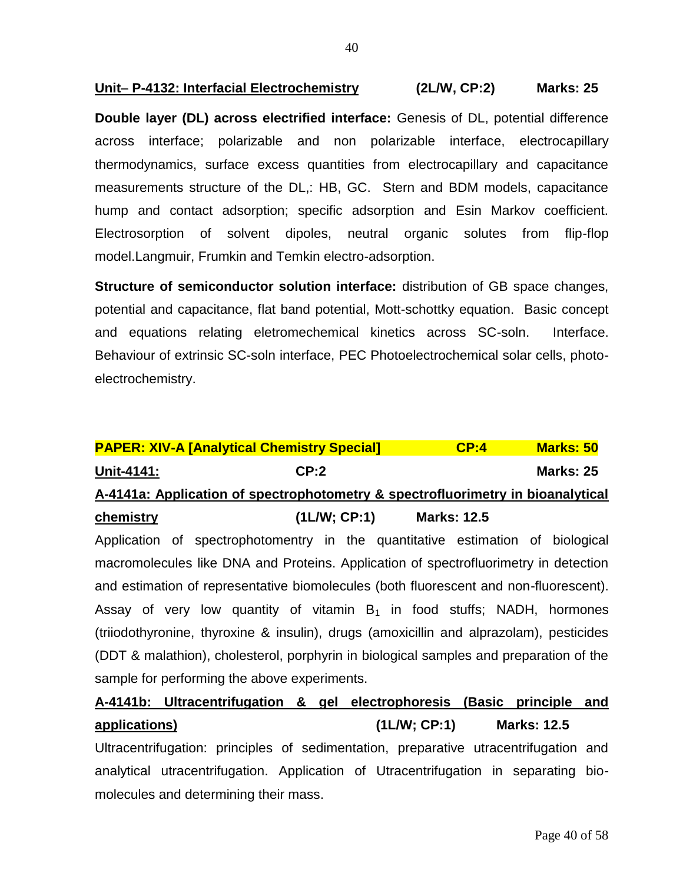**Unit– P-4132: Interfacial Electrochemistry (2L/W, CP:2) Marks: 25**

**Double layer (DL) across electrified interface:** Genesis of DL, potential difference across interface; polarizable and non polarizable interface, electrocapillary thermodynamics, surface excess quantities from electrocapillary and capacitance measurements structure of the DL,: HB, GC. Stern and BDM models, capacitance hump and contact adsorption; specific adsorption and Esin Markov coefficient. Electrosorption of solvent dipoles, neutral organic solutes from flip-flop model.Langmuir, Frumkin and Temkin electro-adsorption.

**Structure of semiconductor solution interface:** distribution of GB space changes, potential and capacitance, flat band potential, Mott-schottky equation. Basic concept and equations relating eletromechemical kinetics across SC-soln. Interface. Behaviour of extrinsic SC-soln interface, PEC Photoelectrochemical solar cells, photo-electrochemistry.

**PAPER: XIV-A [Analytical Chemistry Special] CP:4 Marks: 50**

**Unit-4141: CP:2 Marks: 25**

**A-4141a: Application of spectrophotometry & spectrofluorimetry in bioanalytical chemistry (1L/W; CP:1) Marks: 12.5**

Application of spectrophotomentry in the quantitative estimation of biological macromolecules like DNA and Proteins. Application of spectrofluorimetry in detection and estimation of representative biomolecules (both fluorescent and non-fluorescent). Assay of very low quantity of vitamin $B_1$ in food stuffs; NADH, hormones (triiodothyronine, thyroxine & insulin), drugs (amoxicillin and alprazolam), pesticides (DDT & malathion), cholesterol, porphyrin in biological samples and preparation of the sample for performing the above experiments.

**A-4141b: Ultracentrifugation & gel electrophoresis (Basic principle and applications) (1L/W; CP:1) Marks: 12.5**

Ultracentrifugation: principles of sedimentation, preparative utracentrifugation and analytical utracentrifugation. Application of Utracentrifugation in separating bio-molecules and determining their mass.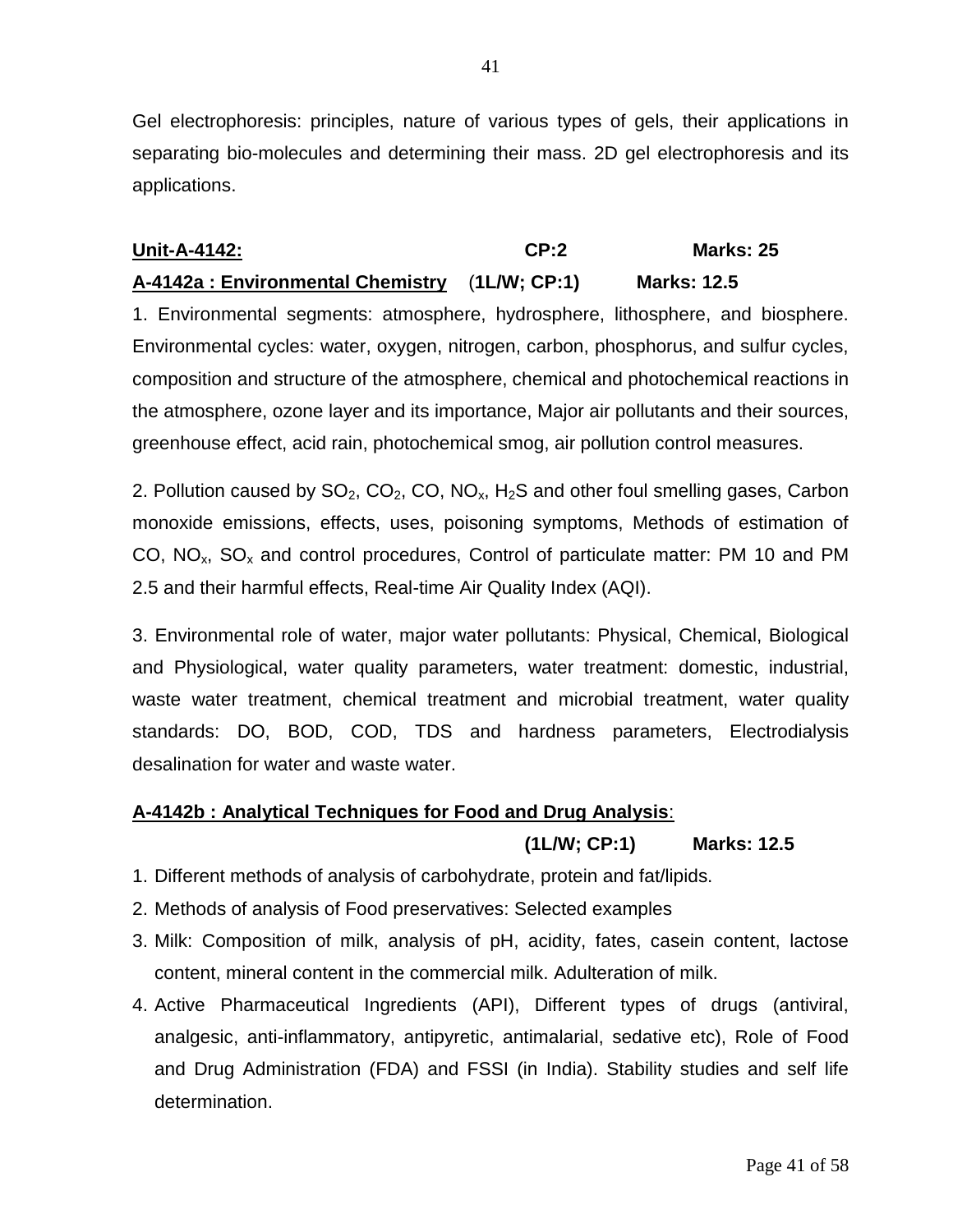Gel electrophoresis: principles, nature of various types of gels, their applications in separating bio-molecules and determining their mass. 2D gel electrophoresis and its applications.

**Unit-A-4142:** **CP:2** **Marks: 25**

**A-4142a : Environmental Chemistry** (**1L/W; CP:1)** **Marks: 12.5**

1. Environmental segments: atmosphere, hydrosphere, lithosphere, and biosphere. Environmental cycles: water, oxygen, nitrogen, carbon, phosphorus, and sulfur cycles, composition and structure of the atmosphere, chemical and photochemical reactions in the atmosphere, ozone layer and its importance, Major air pollutants and their sources, greenhouse effect, acid rain, photochemical smog, air pollution control measures.

2. Pollution caused by $SO_2$, $CO_2$, CO, $NO_x$, $H_2S$ and other foul smelling gases, Carbon monoxide emissions, effects, uses, poisoning symptoms, Methods of estimation of CO, $NO_x$, $SO_x$ and control procedures, Control of particulate matter: PM 10 and PM 2.5 and their harmful effects, Real-time Air Quality Index (AQI).

3. Environmental role of water, major water pollutants: Physical, Chemical, Biological and Physiological, water quality parameters, water treatment: domestic, industrial, waste water treatment, chemical treatment and microbial treatment, water quality standards: DO, BOD, COD, TDS and hardness parameters, Electrodialysis desalination for water and waste water.

**A-4142b : Analytical Techniques for Food and Drug Analysis**:

**(1L/W; CP:1)** **Marks: 12.5**

1. Different methods of analysis of carbohydrate, protein and fat/lipids.
2. Methods of analysis of Food preservatives: Selected examples
3. Milk: Composition of milk, analysis of pH, acidity, fates, casein content, lactose content, mineral content in the commercial milk. Adulteration of milk.
4. Active Pharmaceutical Ingredients (API), Different types of drugs (antiviral, analgesic, anti-inflammatory, antipyretic, antimalarial, sedative etc), Role of Food and Drug Administration (FDA) and FSSI (in India). Stability studies and self life determination.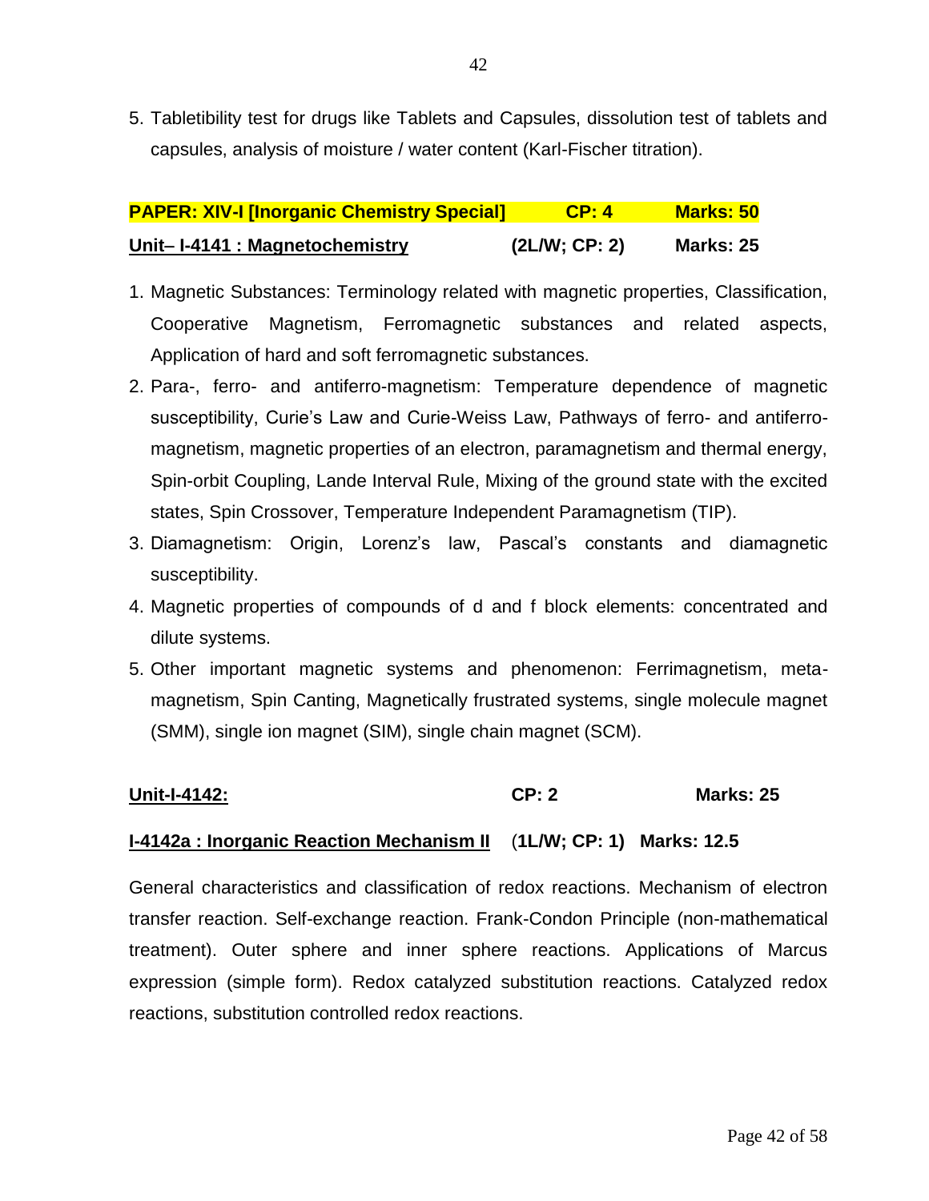5. Tabletibility test for drugs like Tablets and Capsules, dissolution test of tablets and capsules, analysis of moisture / water content (Karl-Fischer titration).

**PAPER: XIV-I [Inorganic Chemistry Special] CP: 4 Marks: 50**

**Unit– I-4141 : Magnetochemistry (2L/W; CP: 2) Marks: 25**

1. Magnetic Substances: Terminology related with magnetic properties, Classification, Cooperative Magnetism, Ferromagnetic substances and related aspects, Application of hard and soft ferromagnetic substances.
2. Para-, ferro- and antiferro-magnetism: Temperature dependence of magnetic susceptibility, Curie's Law and Curie-Weiss Law, Pathways of ferro- and antiferro-magnetism, magnetic properties of an electron, paramagnetism and thermal energy, Spin-orbit Coupling, Lande Interval Rule, Mixing of the ground state with the excited states, Spin Crossover, Temperature Independent Paramagnetism (TIP).
3. Diamagnetism: Origin, Lorenz's law, Pascal's constants and diamagnetic susceptibility.
4. Magnetic properties of compounds of d and f block elements: concentrated and dilute systems.
5. Other important magnetic systems and phenomenon: Ferrimagnetism, meta-magnetism, Spin Canting, Magnetically frustrated systems, single molecule magnet (SMM), single ion magnet (SIM), single chain magnet (SCM).

**Unit-I-4142: CP: 2 Marks: 25**

**I-4142a : Inorganic Reaction Mechanism II (1L/W; CP: 1) Marks: 12.5**

General characteristics and classification of redox reactions. Mechanism of electron transfer reaction. Self-exchange reaction. Frank-Condon Principle (non-mathematical treatment). Outer sphere and inner sphere reactions. Applications of Marcus expression (simple form). Redox catalyzed substitution reactions. Catalyzed redox reactions, substitution controlled redox reactions.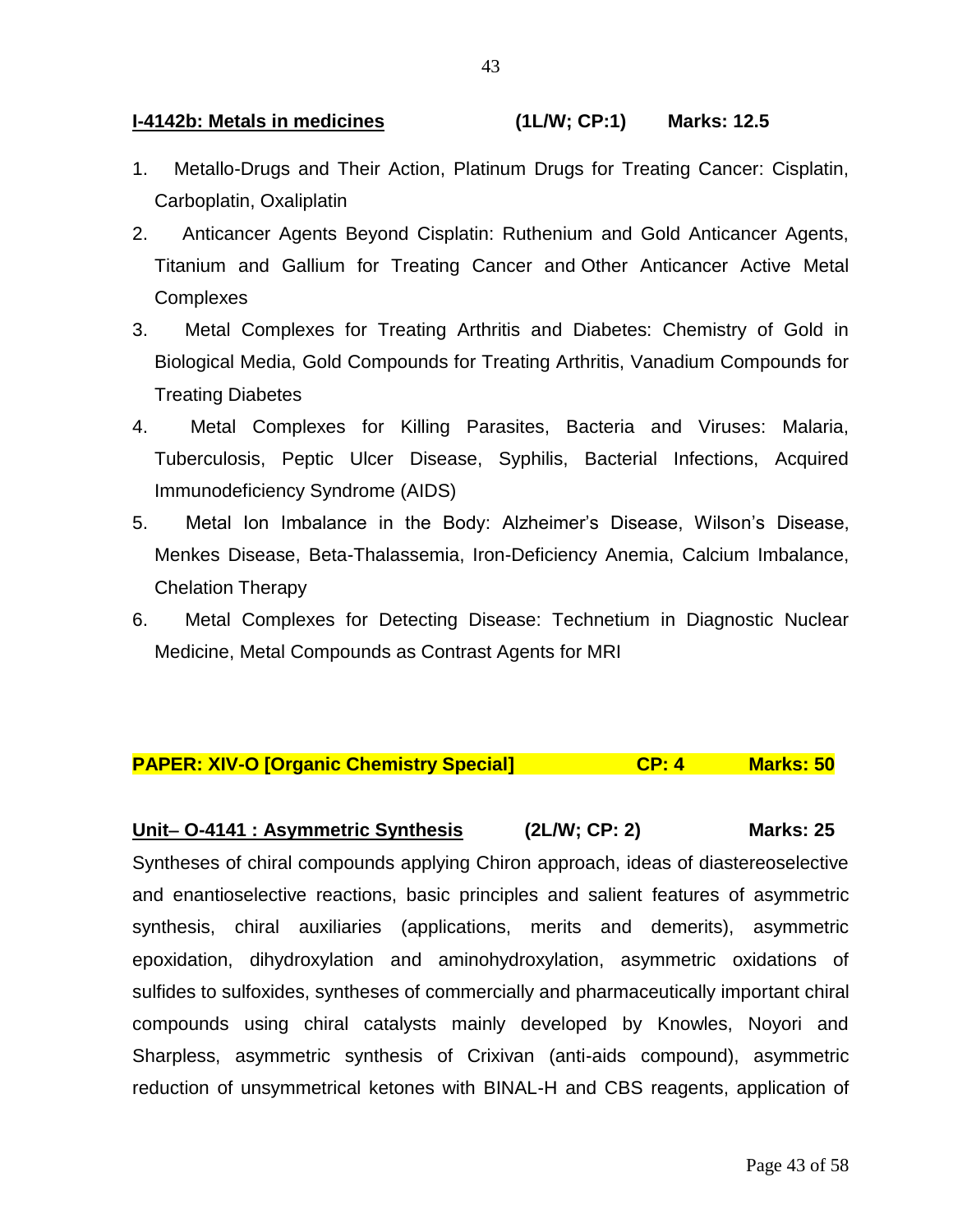**I-4142b: Metals in medicines** (1L/W; CP:1) Marks: 12.5

1. Metallo-Drugs and Their Action, Platinum Drugs for Treating Cancer: Cisplatin, Carboplatin, Oxaliplatin
2. Anticancer Agents Beyond Cisplatin: Ruthenium and Gold Anticancer Agents, Titanium and Gallium for Treating Cancer and Other Anticancer Active Metal Complexes
3. Metal Complexes for Treating Arthritis and Diabetes: Chemistry of Gold in Biological Media, Gold Compounds for Treating Arthritis, Vanadium Compounds for Treating Diabetes
4. Metal Complexes for Killing Parasites, Bacteria and Viruses: Malaria, Tuberculosis, Peptic Ulcer Disease, Syphilis, Bacterial Infections, Acquired Immunodeficiency Syndrome (AIDS)
5. Metal Ion Imbalance in the Body: Alzheimer's Disease, Wilson's Disease, Menkes Disease, Beta-Thalassemia, Iron-Deficiency Anemia, Calcium Imbalance, Chelation Therapy
6. Metal Complexes for Detecting Disease: Technetium in Diagnostic Nuclear Medicine, Metal Compounds as Contrast Agents for MRI

**PAPER: XIV-O [Organic Chemistry Special]** **CP: 4** **Marks: 50**

**Unit– O-4141 : Asymmetric Synthesis** (2L/W; CP: 2) Marks: 25

Syntheses of chiral compounds applying Chiron approach, ideas of diastereoselective and enantioselective reactions, basic principles and salient features of asymmetric synthesis, chiral auxiliaries (applications, merits and demerits), asymmetric epoxidation, dihydroxylation and aminohydroxylation, asymmetric oxidations of sulfides to sulfoxides, syntheses of commercially and pharmaceutically important chiral compounds using chiral catalysts mainly developed by Knowles, Noyori and Sharpless, asymmetric synthesis of Crixivan (anti-aids compound), asymmetric reduction of unsymmetrical ketones with BINAL-H and CBS reagents, application of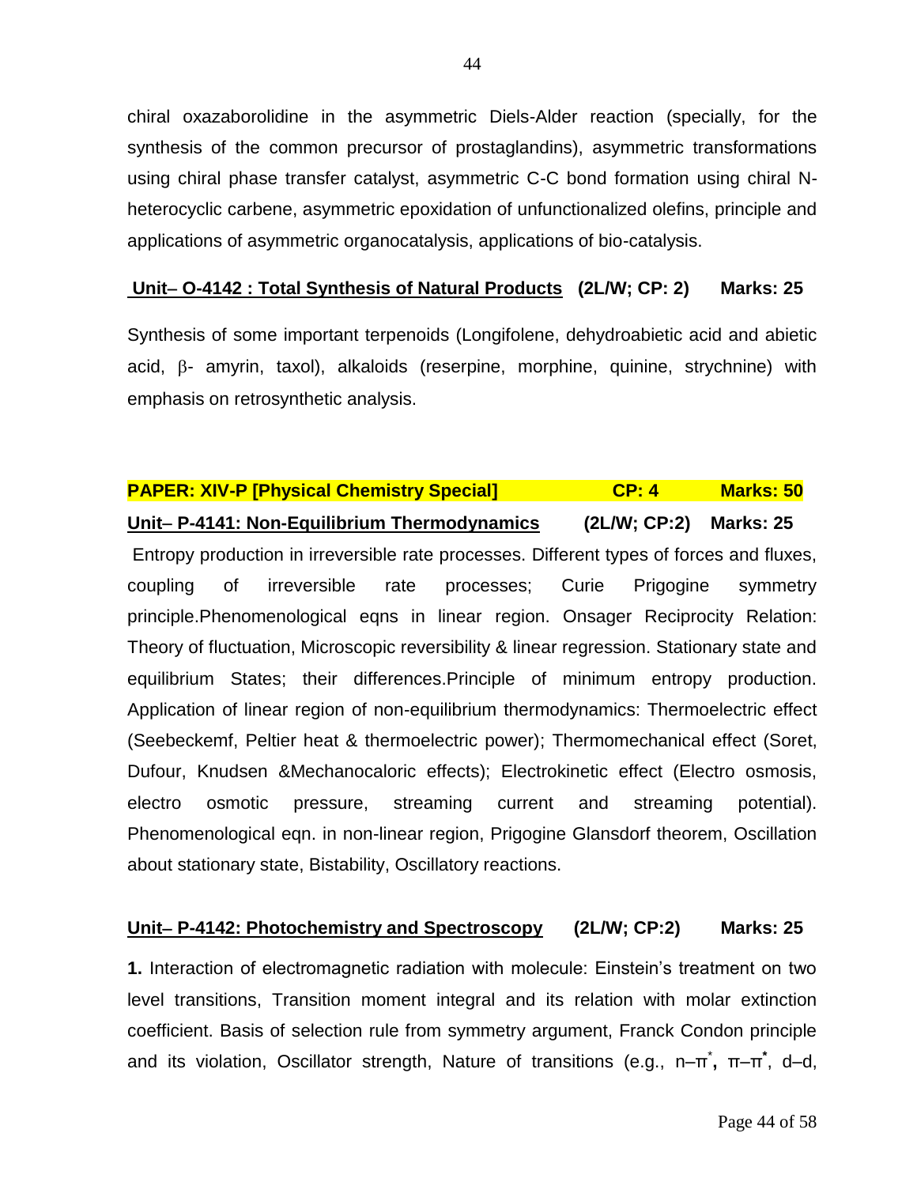chiral oxazaborolidine in the asymmetric Diels-Alder reaction (specially, for the synthesis of the common precursor of prostaglandins), asymmetric transformations using chiral phase transfer catalyst, asymmetric C-C bond formation using chiral N-heterocyclic carbene, asymmetric epoxidation of unfunctionalized olefins, principle and applications of asymmetric organocatalysis, applications of bio-catalysis.

**Unit– O-4142 : Total Synthesis of Natural Products (2L/W; CP: 2) Marks: 25**

Synthesis of some important terpenoids (Longifolene, dehydroabietic acid and abietic acid, β- amyrin, taxol), alkaloids (reserpine, morphine, quinine, strychnine) with emphasis on retrosynthetic analysis.

**PAPER: XIV-P [Physical Chemistry Special] CP: 4 Marks: 50**

**Unit– P-4141: Non-Equilibrium Thermodynamics (2L/W; CP:2) Marks: 25**

Entropy production in irreversible rate processes. Different types of forces and fluxes, coupling of irreversible rate processes; Curie Prigogine symmetry principle.Phenomenological eqns in linear region. Onsager Reciprocity Relation: Theory of fluctuation, Microscopic reversibility & linear regression. Stationary state and equilibrium States; their differences.Principle of minimum entropy production. Application of linear region of non-equilibrium thermodynamics: Thermoelectric effect (Seebeckemf, Peltier heat & thermoelectric power); Thermomechanical effect (Soret, Dufour, Knudsen &Mechanocaloric effects); Electrokinetic effect (Electro osmosis, electro osmotic pressure, streaming current and streaming potential). Phenomenological eqn. in non-linear region, Prigogine Glansdorf theorem, Oscillation about stationary state, Bistability, Oscillatory reactions.

**Unit– P-4142: Photochemistry and Spectroscopy (2L/W; CP:2) Marks: 25**

**1.** Interaction of electromagnetic radiation with molecule: Einstein's treatment on two level transitions, Transition moment integral and its relation with molar extinction coefficient. Basis of selection rule from symmetry argument, Franck Condon principle and its violation, Oscillator strength, Nature of transitions (e.g., $n–\pi^*$, $\pi–\pi^*$, d–d,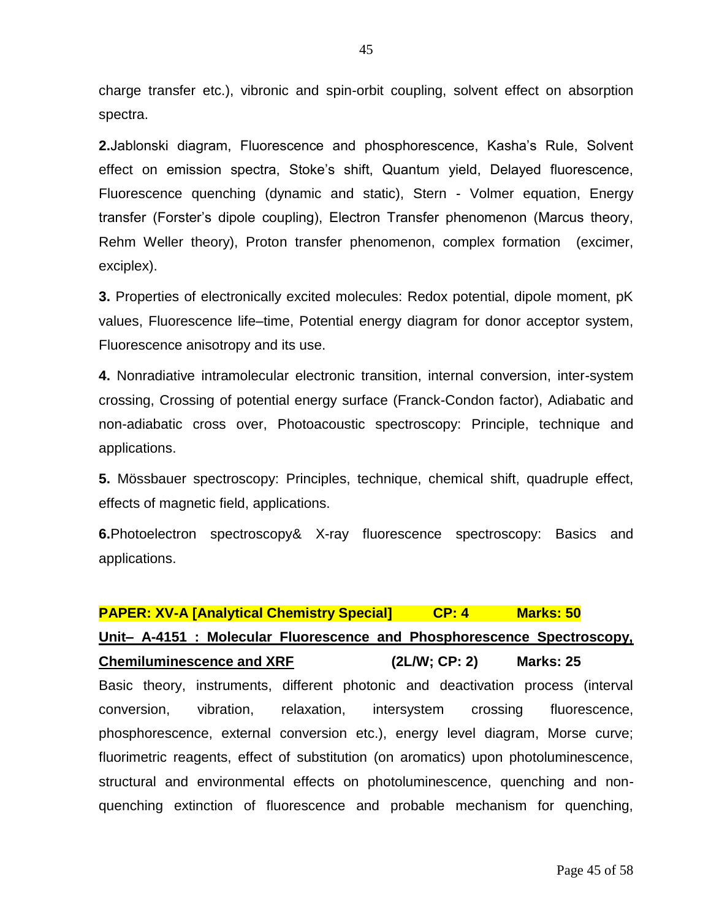charge transfer etc.), vibronic and spin-orbit coupling, solvent effect on absorption spectra.

**2.**Jablonski diagram, Fluorescence and phosphorescence, Kasha's Rule, Solvent effect on emission spectra, Stoke's shift, Quantum yield, Delayed fluorescence, Fluorescence quenching (dynamic and static), Stern - Volmer equation, Energy transfer (Forster's dipole coupling), Electron Transfer phenomenon (Marcus theory, Rehm Weller theory), Proton transfer phenomenon, complex formation (excimer, exciplex).

**3.** Properties of electronically excited molecules: Redox potential, dipole moment, pK values, Fluorescence life–time, Potential energy diagram for donor acceptor system, Fluorescence anisotropy and its use.

**4.** Nonradiative intramolecular electronic transition, internal conversion, inter-system crossing, Crossing of potential energy surface (Franck-Condon factor), Adiabatic and non-adiabatic cross over, Photoacoustic spectroscopy: Principle, technique and applications.

**5.** Mössbauer spectroscopy: Principles, technique, chemical shift, quadruple effect, effects of magnetic field, applications.

**6.**Photoelectron spectroscopy& X-ray fluorescence spectroscopy: Basics and applications.

**PAPER: XV-A [Analytical Chemistry Special] CP: 4 Marks: 50**

**Unit– A-4151 : Molecular Fluorescence and Phosphorescence Spectroscopy, Chemiluminescence and XRF (2L/W; CP: 2) Marks: 25**

Basic theory, instruments, different photonic and deactivation process (interval conversion, vibration, relaxation, intersystem crossing fluorescence, phosphorescence, external conversion etc.), energy level diagram, Morse curve; fluorimetric reagents, effect of substitution (on aromatics) upon photoluminescence, structural and environmental effects on photoluminescence, quenching and non-quenching extinction of fluorescence and probable mechanism for quenching,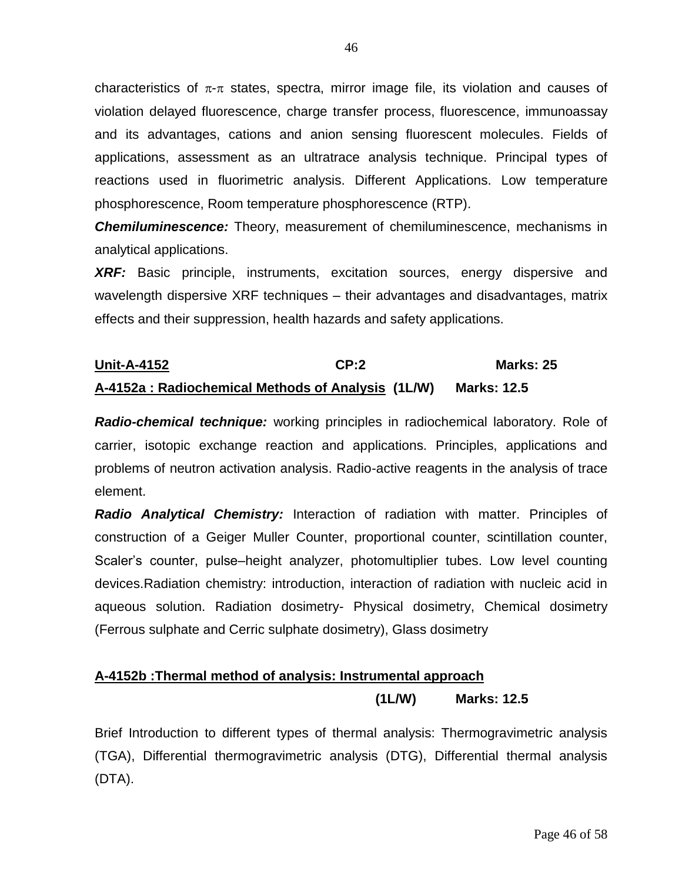characteristics of $\pi$-$\pi$ states, spectra, mirror image file, its violation and causes of violation delayed fluorescence, charge transfer process, fluorescence, immunoassay and its advantages, cations and anion sensing fluorescent molecules. Fields of applications, assessment as an ultratrace analysis technique. Principal types of reactions used in fluorimetric analysis. Different Applications. Low temperature phosphorescence, Room temperature phosphorescence (RTP).

***Chemiluminescence:*** Theory, measurement of chemiluminescence, mechanisms in analytical applications.

***XRF:*** Basic principle, instruments, excitation sources, energy dispersive and wavelength dispersive XRF techniques – their advantages and disadvantages, matrix effects and their suppression, health hazards and safety applications.

**Unit-A-4152** **CP:2** **Marks: 25**

**A-4152a : Radiochemical Methods of Analysis (1L/W) Marks: 12.5**

***Radio-chemical technique:*** working principles in radiochemical laboratory. Role of carrier, isotopic exchange reaction and applications. Principles, applications and problems of neutron activation analysis. Radio-active reagents in the analysis of trace element.

***Radio Analytical Chemistry:*** Interaction of radiation with matter. Principles of construction of a Geiger Muller Counter, proportional counter, scintillation counter, Scaler's counter, pulse–height analyzer, photomultiplier tubes. Low level counting devices.Radiation chemistry: introduction, interaction of radiation with nucleic acid in aqueous solution. Radiation dosimetry- Physical dosimetry, Chemical dosimetry (Ferrous sulphate and Cerric sulphate dosimetry), Glass dosimetry

**A-4152b :Thermal method of analysis: Instrumental approach**

**(1L/W) Marks: 12.5**

Brief Introduction to different types of thermal analysis: Thermogravimetric analysis (TGA), Differential thermogravimetric analysis (DTG), Differential thermal analysis (DTA).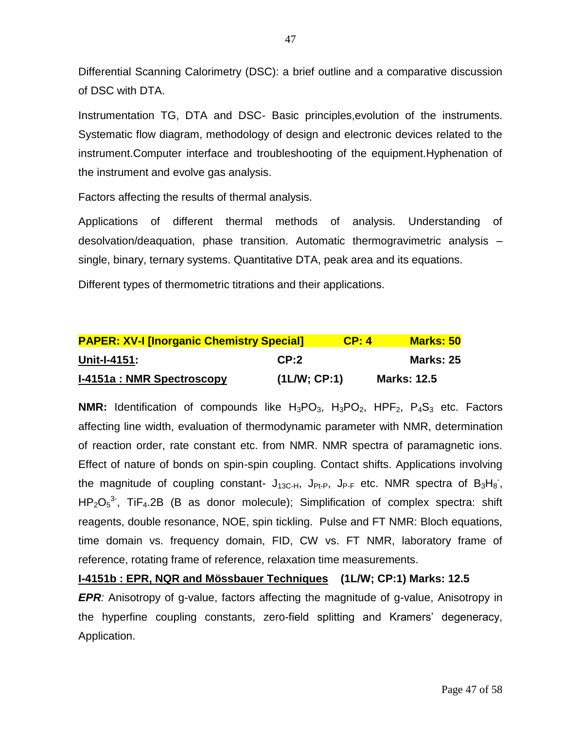Differential Scanning Calorimetry (DSC): a brief outline and a comparative discussion of DSC with DTA.

Instrumentation TG, DTA and DSC- Basic principles,evolution of the instruments. Systematic flow diagram, methodology of design and electronic devices related to the instrument.Computer interface and troubleshooting of the equipment.Hyphenation of the instrument and evolve gas analysis.

Factors affecting the results of thermal analysis.

Applications of different thermal methods of analysis. Understanding of desolvation/deaquation, phase transition. Automatic thermogravimetric analysis – single, binary, ternary systems. Quantitative DTA, peak area and its equations.

Different types of thermometric titrations and their applications.

**PAPER: XV-I [Inorganic Chemistry Special] CP: 4 Marks: 50**

**Unit-I-4151: CP:2 Marks: 25**

**I-4151a : NMR Spectroscopy (1L/W; CP:1) Marks: 12.5**

**NMR:** Identification of compounds like $H_3PO_3$, $H_3PO_2$, $HPF_2$, $P_4S_3$ etc. Factors affecting line width, evaluation of thermodynamic parameter with NMR, determination of reaction order, rate constant etc. from NMR. NMR spectra of paramagnetic ions. Effect of nature of bonds on spin-spin coupling. Contact shifts. Applications involving the magnitude of coupling constant- $J_{13C\text{-}H}$, $J_{Pt\text{-}P}$, $J_{P\text{-}F}$ etc. NMR spectra of $B_3H_8^-$, $HP_2O_5^{3-}$, $TiF_4.2B$ (B as donor molecule); Simplification of complex spectra: shift reagents, double resonance, NOE, spin tickling. Pulse and FT NMR: Bloch equations, time domain vs. frequency domain, FID, CW vs. FT NMR, laboratory frame of reference, rotating frame of reference, relaxation time measurements.

**I-4151b : EPR, NQR and Mössbauer Techniques (1L/W; CP:1) Marks: 12.5**

***EPR**:* Anisotropy of g-value, factors affecting the magnitude of g-value, Anisotropy in the hyperfine coupling constants, zero-field splitting and Kramers' degeneracy, Application.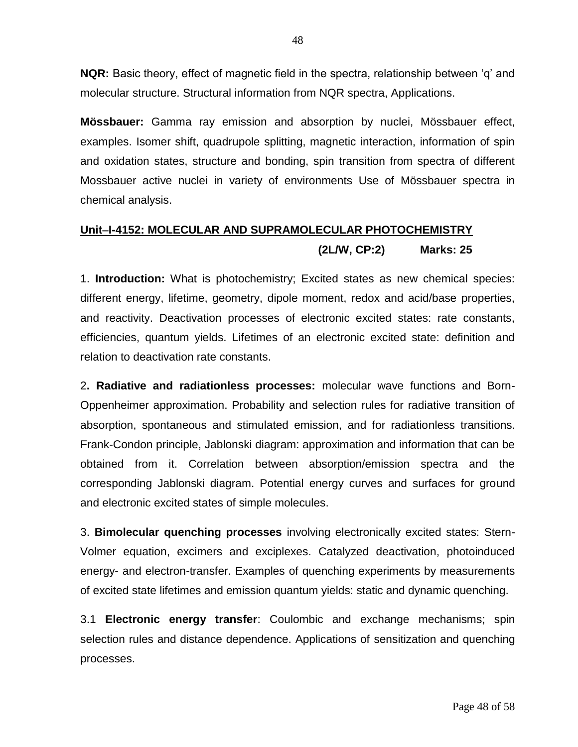**NQR:** Basic theory, effect of magnetic field in the spectra, relationship between 'q' and molecular structure. Structural information from NQR spectra, Applications.

**Mössbauer:** Gamma ray emission and absorption by nuclei, Mössbauer effect, examples. Isomer shift, quadrupole splitting, magnetic interaction, information of spin and oxidation states, structure and bonding, spin transition from spectra of different Mossbauer active nuclei in variety of environments Use of Mössbauer spectra in chemical analysis.

## Unit–I-4152: MOLECULAR AND SUPRAMOLECULAR PHOTOCHEMISTRY

**(2L/W, CP:2) Marks: 25**

1. **Introduction:** What is photochemistry; Excited states as new chemical species: different energy, lifetime, geometry, dipole moment, redox and acid/base properties, and reactivity. Deactivation processes of electronic excited states: rate constants, efficiencies, quantum yields. Lifetimes of an electronic excited state: definition and relation to deactivation rate constants.

2**. Radiative and radiationless processes:** molecular wave functions and Born-Oppenheimer approximation. Probability and selection rules for radiative transition of absorption, spontaneous and stimulated emission, and for radiationless transitions. Frank-Condon principle, Jablonski diagram: approximation and information that can be obtained from it. Correlation between absorption/emission spectra and the corresponding Jablonski diagram. Potential energy curves and surfaces for ground and electronic excited states of simple molecules.

3. **Bimolecular quenching processes** involving electronically excited states: Stern-Volmer equation, excimers and exciplexes. Catalyzed deactivation, photoinduced energy- and electron-transfer. Examples of quenching experiments by measurements of excited state lifetimes and emission quantum yields: static and dynamic quenching.

3.1 **Electronic energy transfer**: Coulombic and exchange mechanisms; spin selection rules and distance dependence. Applications of sensitization and quenching processes.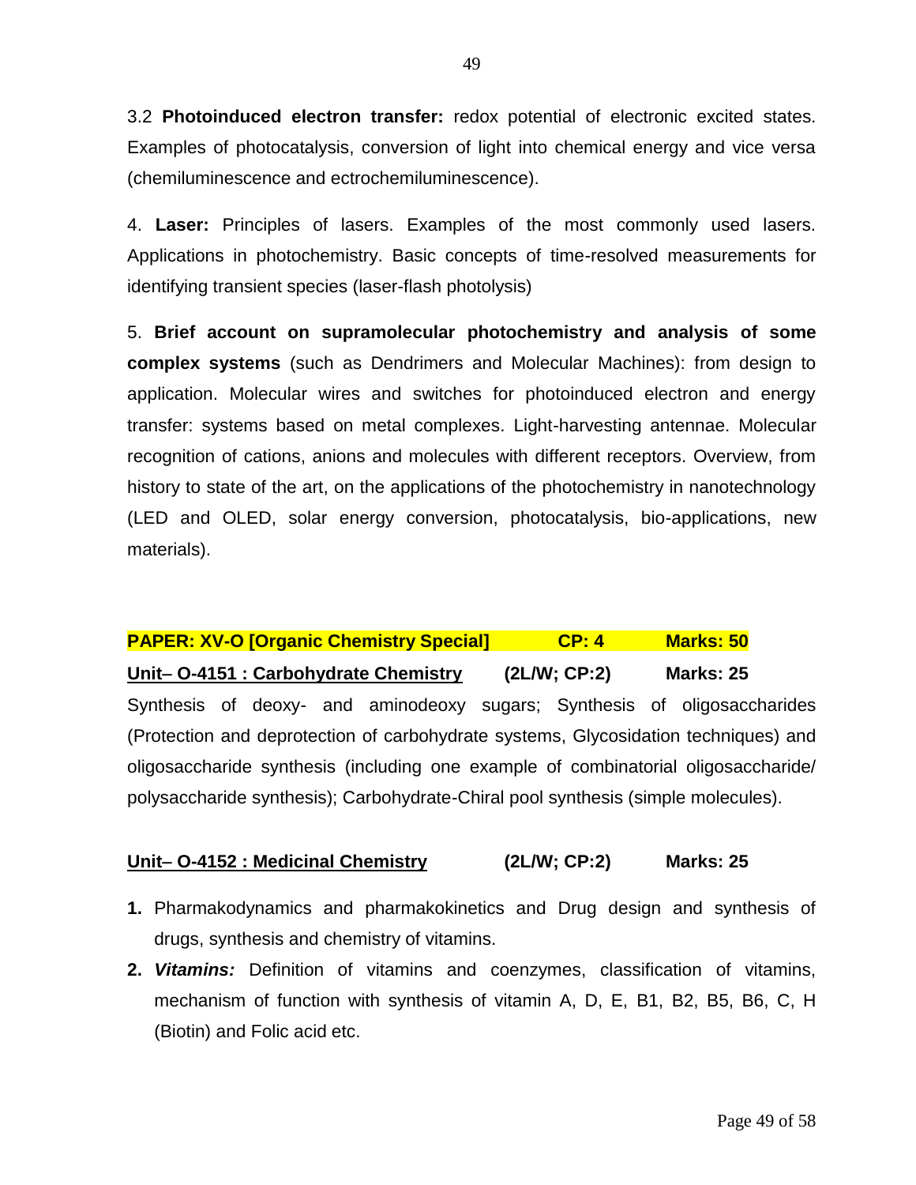3.2 **Photoinduced electron transfer:** redox potential of electronic excited states. Examples of photocatalysis, conversion of light into chemical energy and vice versa (chemiluminescence and ectrochemiluminescence).

4. **Laser:** Principles of lasers. Examples of the most commonly used lasers. Applications in photochemistry. Basic concepts of time-resolved measurements for identifying transient species (laser-flash photolysis)

5. **Brief account on supramolecular photochemistry and analysis of some complex systems** (such as Dendrimers and Molecular Machines): from design to application. Molecular wires and switches for photoinduced electron and energy transfer: systems based on metal complexes. Light-harvesting antennae. Molecular recognition of cations, anions and molecules with different receptors. Overview, from history to state of the art, on the applications of the photochemistry in nanotechnology (LED and OLED, solar energy conversion, photocatalysis, bio-applications, new materials).

**PAPER: XV-O [Organic Chemistry Special] CP: 4 Marks: 50**

**Unit– O-4151 : Carbohydrate Chemistry (2L/W; CP:2) Marks: 25**

Synthesis of deoxy- and aminodeoxy sugars; Synthesis of oligosaccharides (Protection and deprotection of carbohydrate systems, Glycosidation techniques) and oligosaccharide synthesis (including one example of combinatorial oligosaccharide/ polysaccharide synthesis); Carbohydrate-Chiral pool synthesis (simple molecules).

**Unit– O-4152 : Medicinal Chemistry (2L/W; CP:2) Marks: 25**

1. Pharmakodynamics and pharmakokinetics and Drug design and synthesis of drugs, synthesis and chemistry of vitamins.
2. ***Vitamins:*** Definition of vitamins and coenzymes, classification of vitamins, mechanism of function with synthesis of vitamin A, D, E, B1, B2, B5, B6, C, H (Biotin) and Folic acid etc.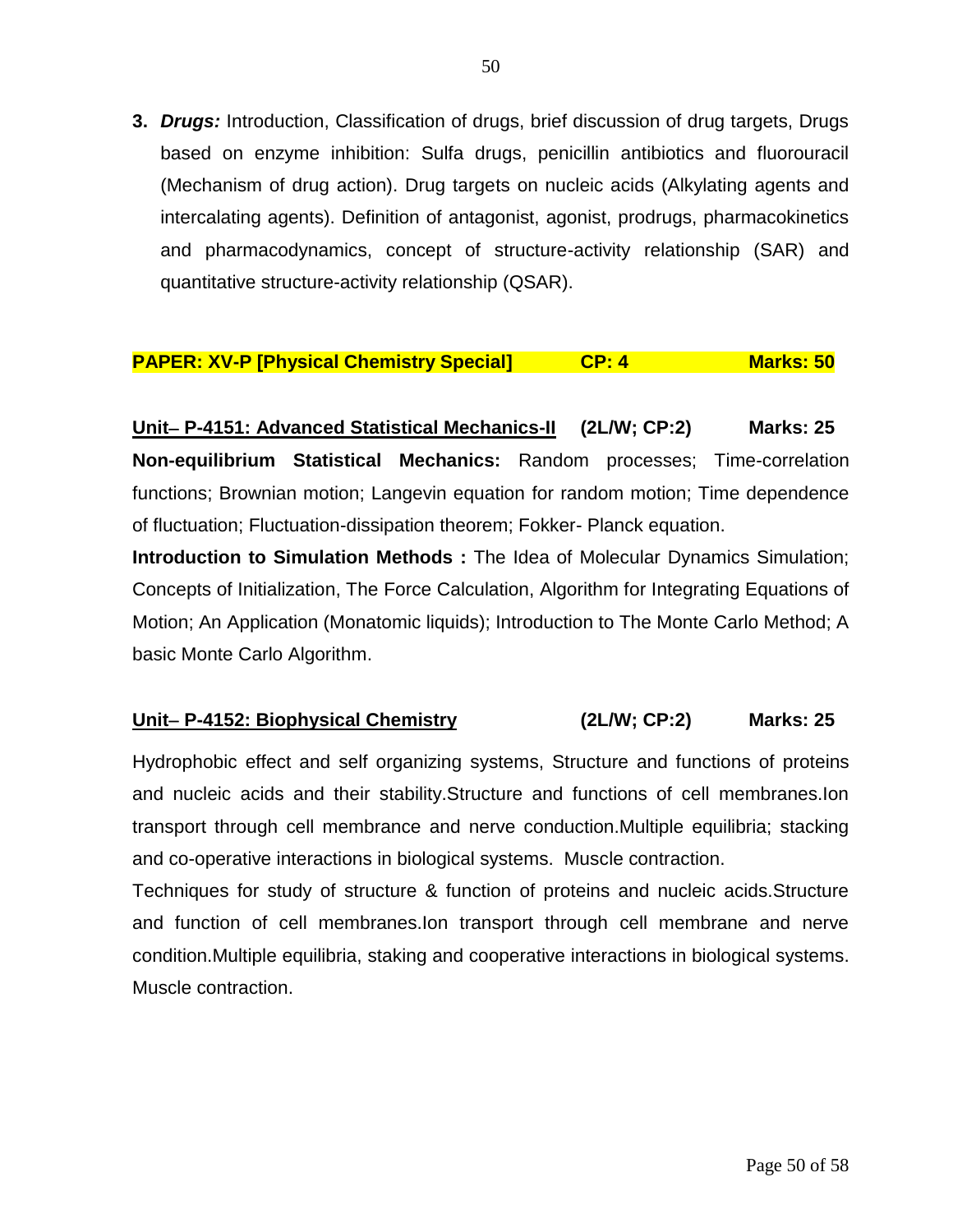3. ***Drugs:*** Introduction, Classification of drugs, brief discussion of drug targets, Drugs based on enzyme inhibition: Sulfa drugs, penicillin antibiotics and fluorouracil (Mechanism of drug action). Drug targets on nucleic acids (Alkylating agents and intercalating agents). Definition of antagonist, agonist, prodrugs, pharmacokinetics and pharmacodynamics, concept of structure-activity relationship (SAR) and quantitative structure-activity relationship (QSAR).

**PAPER: XV-P [Physical Chemistry Special] CP: 4 Marks: 50**

**Unit– P-4151: Advanced Statistical Mechanics-II (2L/W; CP:2) Marks: 25**

**Non-equilibrium Statistical Mechanics:** Random processes; Time-correlation functions; Brownian motion; Langevin equation for random motion; Time dependence of fluctuation; Fluctuation-dissipation theorem; Fokker- Planck equation.

**Introduction to Simulation Methods :** The Idea of Molecular Dynamics Simulation; Concepts of Initialization, The Force Calculation, Algorithm for Integrating Equations of Motion; An Application (Monatomic liquids); Introduction to The Monte Carlo Method; A basic Monte Carlo Algorithm.

**Unit– P-4152: Biophysical Chemistry (2L/W; CP:2) Marks: 25**

Hydrophobic effect and self organizing systems, Structure and functions of proteins and nucleic acids and their stability.Structure and functions of cell membranes.Ion transport through cell membrance and nerve conduction.Multiple equilibria; stacking and co-operative interactions in biological systems. Muscle contraction.

Techniques for study of structure & function of proteins and nucleic acids.Structure and function of cell membranes.Ion transport through cell membrane and nerve condition.Multiple equilibria, staking and cooperative interactions in biological systems. Muscle contraction.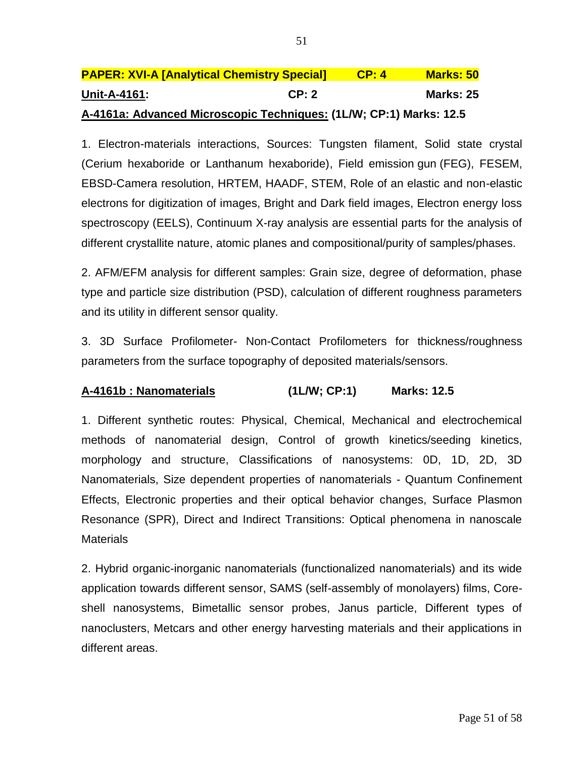**PAPER: XVI-A [Analytical Chemistry Special] CP: 4 Marks: 50**

**Unit-A-4161: CP: 2 Marks: 25**

**A-4161a: Advanced Microscopic Techniques: (1L/W; CP:1) Marks: 12.5**

1. Electron-materials interactions, Sources: Tungsten filament, Solid state crystal (Cerium hexaboride or Lanthanum hexaboride), Field emission gun (FEG), FESEM, EBSD-Camera resolution, HRTEM, HAADF, STEM, Role of an elastic and non-elastic electrons for digitization of images, Bright and Dark field images, Electron energy loss spectroscopy (EELS), Continuum X-ray analysis are essential parts for the analysis of different crystallite nature, atomic planes and compositional/purity of samples/phases.

2. AFM/EFM analysis for different samples: Grain size, degree of deformation, phase type and particle size distribution (PSD), calculation of different roughness parameters and its utility in different sensor quality.

3. 3D Surface Profilometer- Non-Contact Profilometers for thickness/roughness parameters from the surface topography of deposited materials/sensors.

**A-4161b : Nanomaterials (1L/W; CP:1) Marks: 12.5**

1. Different synthetic routes: Physical, Chemical, Mechanical and electrochemical methods of nanomaterial design, Control of growth kinetics/seeding kinetics, morphology and structure, Classifications of nanosystems: 0D, 1D, 2D, 3D Nanomaterials, Size dependent properties of nanomaterials - Quantum Confinement Effects, Electronic properties and their optical behavior changes, Surface Plasmon Resonance (SPR), Direct and Indirect Transitions: Optical phenomena in nanoscale Materials

2. Hybrid organic-inorganic nanomaterials (functionalized nanomaterials) and its wide application towards different sensor, SAMS (self-assembly of monolayers) films, Core-shell nanosystems, Bimetallic sensor probes, Janus particle, Different types of nanoclusters, Metcars and other energy harvesting materials and their applications in different areas.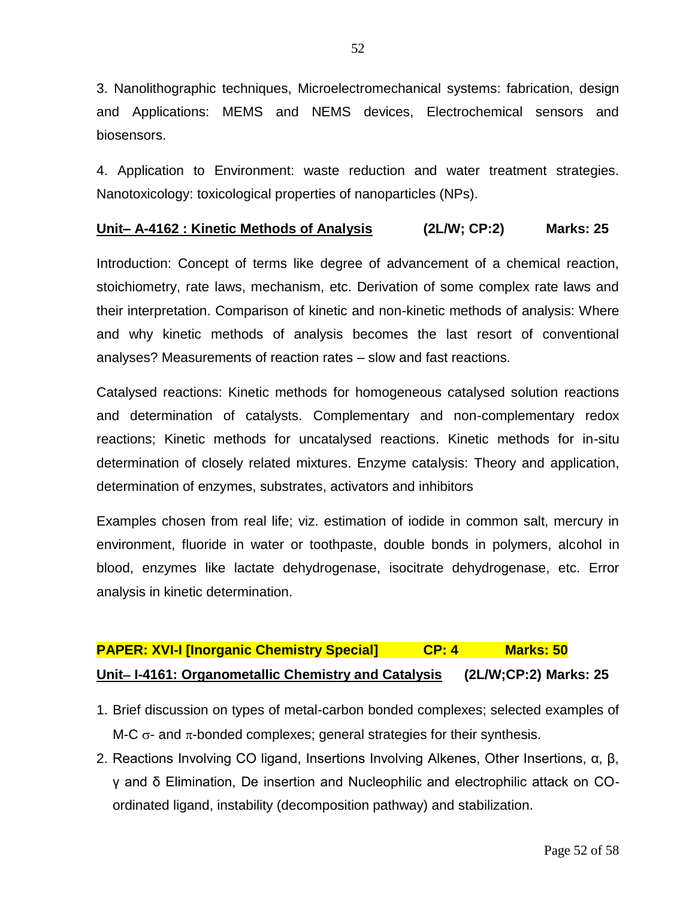3. Nanolithographic techniques, Microelectromechanical systems: fabrication, design and Applications: MEMS and NEMS devices, Electrochemical sensors and biosensors.

4. Application to Environment: waste reduction and water treatment strategies. Nanotoxicology: toxicological properties of nanoparticles (NPs).

**Unit– A-4162 : Kinetic Methods of Analysis (2L/W; CP:2) Marks: 25**

Introduction: Concept of terms like degree of advancement of a chemical reaction, stoichiometry, rate laws, mechanism, etc. Derivation of some complex rate laws and their interpretation. Comparison of kinetic and non-kinetic methods of analysis: Where and why kinetic methods of analysis becomes the last resort of conventional analyses? Measurements of reaction rates – slow and fast reactions.

Catalysed reactions: Kinetic methods for homogeneous catalysed solution reactions and determination of catalysts. Complementary and non-complementary redox reactions; Kinetic methods for uncatalysed reactions. Kinetic methods for in-situ determination of closely related mixtures. Enzyme catalysis: Theory and application, determination of enzymes, substrates, activators and inhibitors

Examples chosen from real life; viz. estimation of iodide in common salt, mercury in environment, fluoride in water or toothpaste, double bonds in polymers, alcohol in blood, enzymes like lactate dehydrogenase, isocitrate dehydrogenase, etc. Error analysis in kinetic determination.

**PAPER: XVI-I [Inorganic Chemistry Special] CP: 4 Marks: 50**

**Unit– I-4161: Organometallic Chemistry and Catalysis (2L/W;CP:2) Marks: 25**

1. Brief discussion on types of metal-carbon bonded complexes; selected examples of M-C $\sigma$- and $\pi$-bonded complexes; general strategies for their synthesis.
2. Reactions Involving CO ligand, Insertions Involving Alkenes, Other Insertions, α, β, γ and δ Elimination, De insertion and Nucleophilic and electrophilic attack on CO-ordinated ligand, instability (decomposition pathway) and stabilization.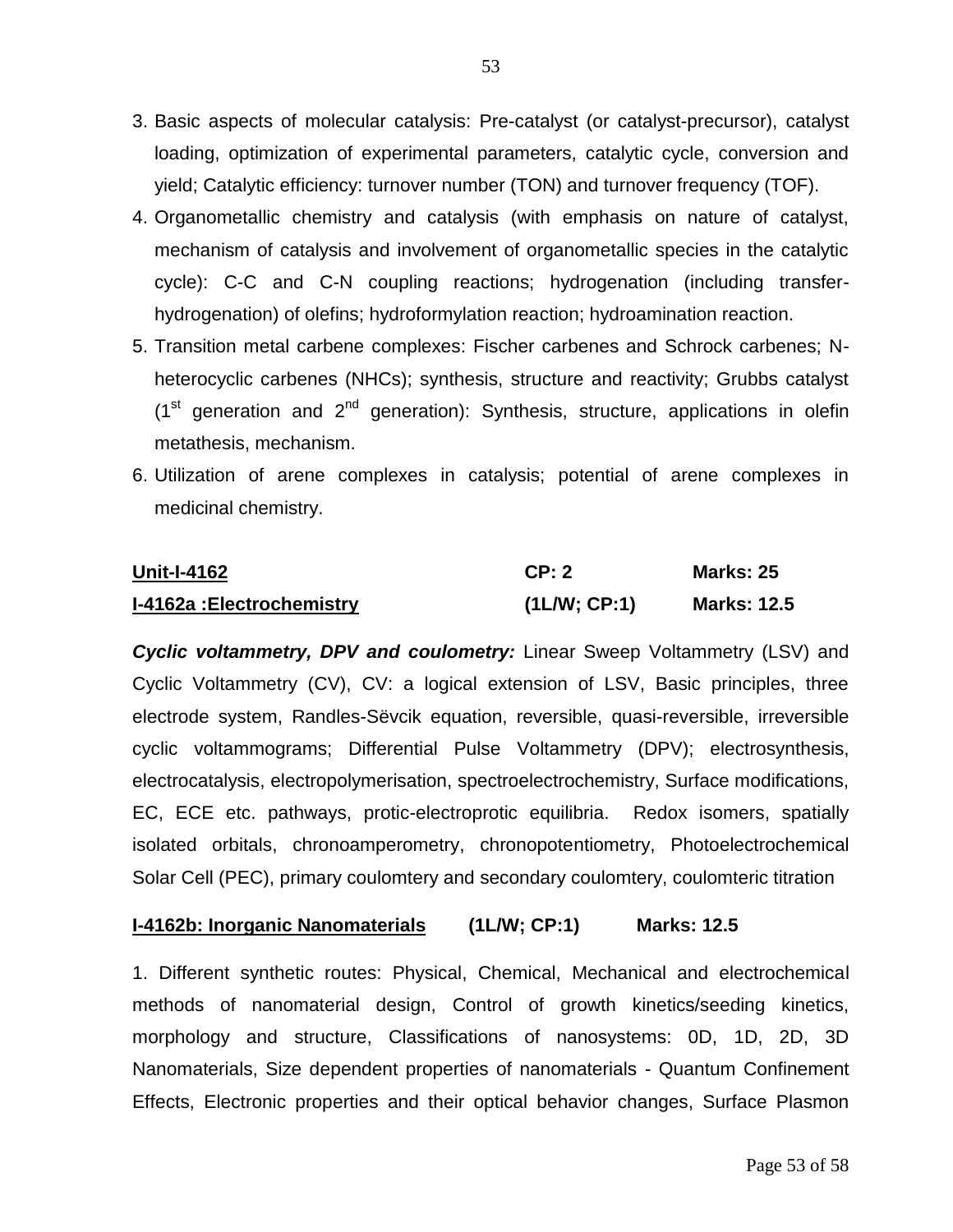3. Basic aspects of molecular catalysis: Pre-catalyst (or catalyst-precursor), catalyst loading, optimization of experimental parameters, catalytic cycle, conversion and yield; Catalytic efficiency: turnover number (TON) and turnover frequency (TOF).
4. Organometallic chemistry and catalysis (with emphasis on nature of catalyst, mechanism of catalysis and involvement of organometallic species in the catalytic cycle): C-C and C-N coupling reactions; hydrogenation (including transfer-hydrogenation) of olefins; hydroformylation reaction; hydroamination reaction.
5. Transition metal carbene complexes: Fischer carbenes and Schrock carbenes; N-heterocyclic carbenes (NHCs); synthesis, structure and reactivity; Grubbs catalyst ($1^{st}$ generation and $2^{nd}$ generation): Synthesis, structure, applications in olefin metathesis, mechanism.
6. Utilization of arene complexes in catalysis; potential of arene complexes in medicinal chemistry.

| **<u>Unit-I-4162</u>** | **CP: 2** | **Marks: 25** |
|---|---|---|
| **<u>I-4162a :Electrochemistry</u>** | **(1L/W; CP:1)** | **Marks: 12.5** |

***Cyclic voltammetry, DPV and coulometry:*** Linear Sweep Voltammetry (LSV) and Cyclic Voltammetry (CV), CV: a logical extension of LSV, Basic principles, three electrode system, Randles-Sëvcik equation, reversible, quasi-reversible, irreversible cyclic voltammograms; Differential Pulse Voltammetry (DPV); electrosynthesis, electrocatalysis, electropolymerisation, spectroelectrochemistry, Surface modifications, EC, ECE etc. pathways, protic-electroprotic equilibria. Redox isomers, spatially isolated orbitals, chronoamperometry, chronopotentiometry, Photoelectrochemical Solar Cell (PEC), primary coulomtery and secondary coulomtery, coulomteric titration

**<u>I-4162b: Inorganic Nanomaterials</u>** **(1L/W; CP:1)** **Marks: 12.5**

1. Different synthetic routes: Physical, Chemical, Mechanical and electrochemical methods of nanomaterial design, Control of growth kinetics/seeding kinetics, morphology and structure, Classifications of nanosystems: 0D, 1D, 2D, 3D Nanomaterials, Size dependent properties of nanomaterials - Quantum Confinement Effects, Electronic properties and their optical behavior changes, Surface Plasmon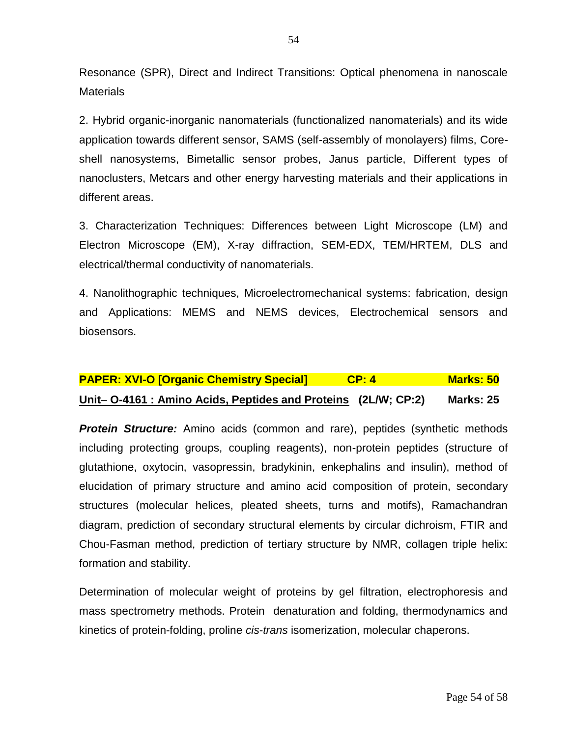Resonance (SPR), Direct and Indirect Transitions: Optical phenomena in nanoscale Materials

2. Hybrid organic-inorganic nanomaterials (functionalized nanomaterials) and its wide application towards different sensor, SAMS (self-assembly of monolayers) films, Core-shell nanosystems, Bimetallic sensor probes, Janus particle, Different types of nanoclusters, Metcars and other energy harvesting materials and their applications in different areas.

3. Characterization Techniques: Differences between Light Microscope (LM) and Electron Microscope (EM), X-ray diffraction, SEM-EDX, TEM/HRTEM, DLS and electrical/thermal conductivity of nanomaterials.

4. Nanolithographic techniques, Microelectromechanical systems: fabrication, design and Applications: MEMS and NEMS devices, Electrochemical sensors and biosensors.

**PAPER: XVI-O [Organic Chemistry Special] CP: 4 Marks: 50**

**<u>Unit– O-4161 : Amino Acids, Peptides and Proteins</u> (2L/W; CP:2) Marks: 25**

***Protein Structure:*** Amino acids (common and rare), peptides (synthetic methods including protecting groups, coupling reagents), non-protein peptides (structure of glutathione, oxytocin, vasopressin, bradykinin, enkephalins and insulin), method of elucidation of primary structure and amino acid composition of protein, secondary structures (molecular helices, pleated sheets, turns and motifs), Ramachandran diagram, prediction of secondary structural elements by circular dichroism, FTIR and Chou-Fasman method, prediction of tertiary structure by NMR, collagen triple helix: formation and stability.

Determination of molecular weight of proteins by gel filtration, electrophoresis and mass spectrometry methods. Protein denaturation and folding, thermodynamics and kinetics of protein-folding, proline *cis-trans* isomerization, molecular chaperons.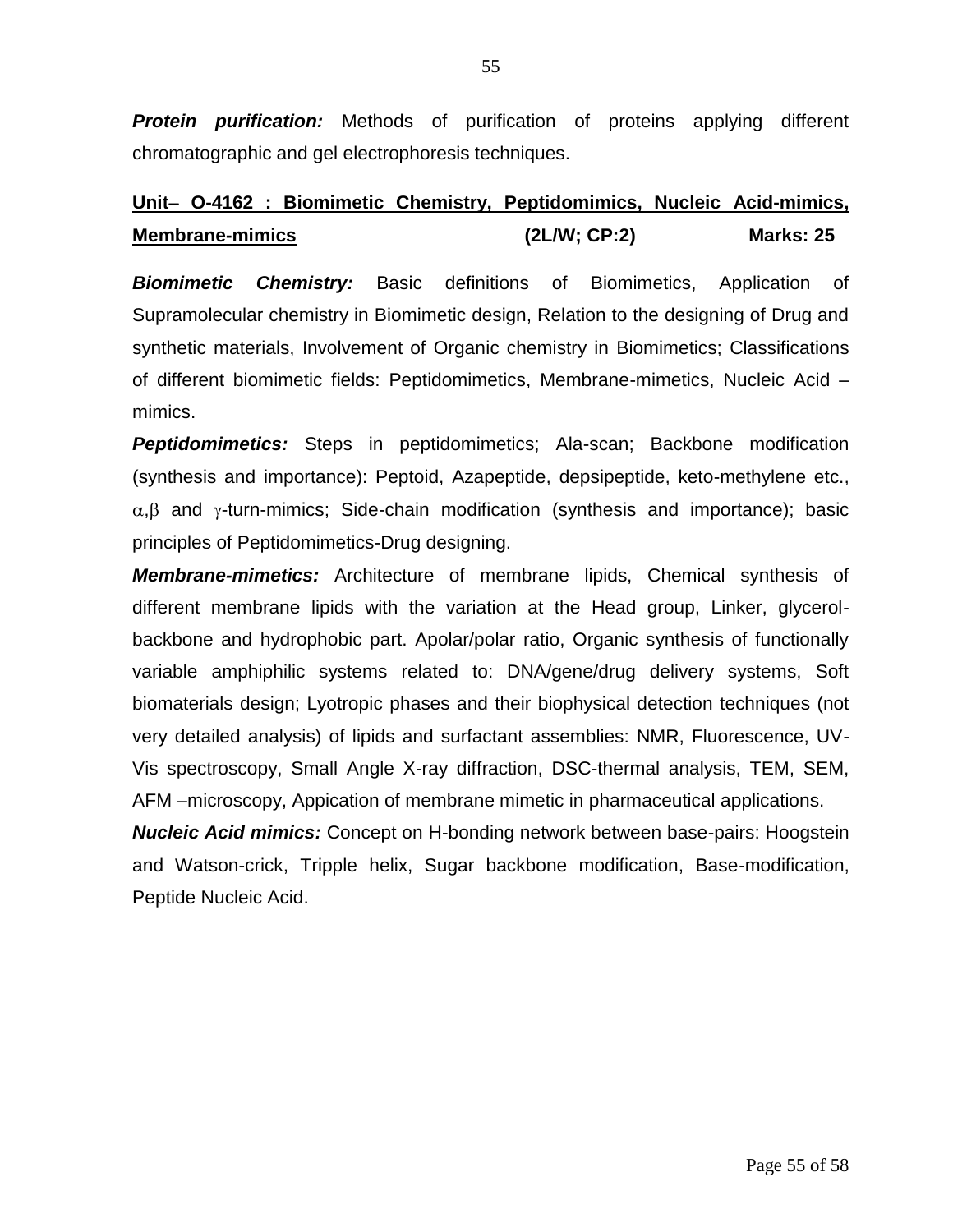***Protein purification:*** Methods of purification of proteins applying different chromatographic and gel electrophoresis techniques.

## Unit– O-4162 : Biomimetic Chemistry, Peptidomimics, Nucleic Acid-mimics, Membrane-mimics (2L/W; CP:2) Marks: 25

***Biomimetic Chemistry:*** Basic definitions of Biomimetics, Application of Supramolecular chemistry in Biomimetic design, Relation to the designing of Drug and synthetic materials, Involvement of Organic chemistry in Biomimetics; Classifications of different biomimetic fields: Peptidomimetics, Membrane-mimetics, Nucleic Acid – mimics.

***Peptidomimetics:*** Steps in peptidomimetics; Ala-scan; Backbone modification (synthesis and importance): Peptoid, Azapeptide, depsipeptide, keto-methylene etc., $\alpha,\beta$ and $\gamma$-turn-mimics; Side-chain modification (synthesis and importance); basic principles of Peptidomimetics-Drug designing.

***Membrane-mimetics:*** Architecture of membrane lipids, Chemical synthesis of different membrane lipids with the variation at the Head group, Linker, glycerol-backbone and hydrophobic part. Apolar/polar ratio, Organic synthesis of functionally variable amphiphilic systems related to: DNA/gene/drug delivery systems, Soft biomaterials design; Lyotropic phases and their biophysical detection techniques (not very detailed analysis) of lipids and surfactant assemblies: NMR, Fluorescence, UV-Vis spectroscopy, Small Angle X-ray diffraction, DSC-thermal analysis, TEM, SEM, AFM –microscopy, Appication of membrane mimetic in pharmaceutical applications.

***Nucleic Acid mimics:*** Concept on H-bonding network between base-pairs: Hoogstein and Watson-crick, Tripple helix, Sugar backbone modification, Base-modification, Peptide Nucleic Acid.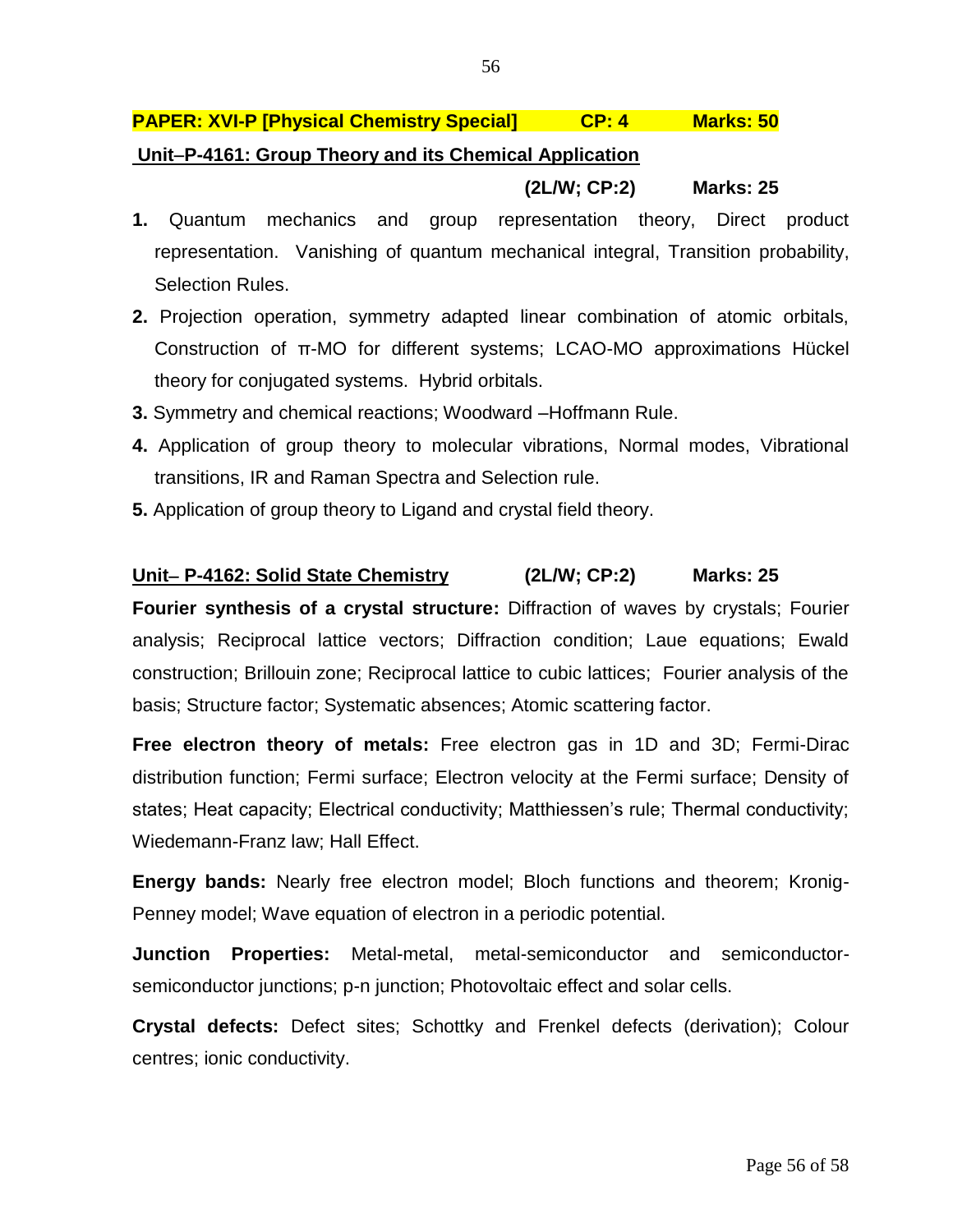## PAPER: XVI-P [Physical Chemistry Special] CP: 4 Marks: 50

### Unit–P-4161: Group Theory and its Chemical Application

**(2L/W; CP:2) Marks: 25**

1. Quantum mechanics and group representation theory, Direct product representation. Vanishing of quantum mechanical integral, Transition probability, Selection Rules.
2. Projection operation, symmetry adapted linear combination of atomic orbitals, Construction of π-MO for different systems; LCAO-MO approximations Hückel theory for conjugated systems. Hybrid orbitals.
3. Symmetry and chemical reactions; Woodward –Hoffmann Rule.
4. Application of group theory to molecular vibrations, Normal modes, Vibrational transitions, IR and Raman Spectra and Selection rule.
5. Application of group theory to Ligand and crystal field theory.

### Unit– P-4162: Solid State Chemistry (2L/W; CP:2) Marks: 25

**Fourier synthesis of a crystal structure:** Diffraction of waves by crystals; Fourier analysis; Reciprocal lattice vectors; Diffraction condition; Laue equations; Ewald construction; Brillouin zone; Reciprocal lattice to cubic lattices; Fourier analysis of the basis; Structure factor; Systematic absences; Atomic scattering factor.

**Free electron theory of metals:** Free electron gas in 1D and 3D; Fermi-Dirac distribution function; Fermi surface; Electron velocity at the Fermi surface; Density of states; Heat capacity; Electrical conductivity; Matthiessen's rule; Thermal conductivity; Wiedemann-Franz law; Hall Effect.

**Energy bands:** Nearly free electron model; Bloch functions and theorem; Kronig-Penney model; Wave equation of electron in a periodic potential.

**Junction Properties:** Metal-metal, metal-semiconductor and semiconductor-semiconductor junctions; p-n junction; Photovoltaic effect and solar cells.

**Crystal defects:** Defect sites; Schottky and Frenkel defects (derivation); Colour centres; ionic conductivity.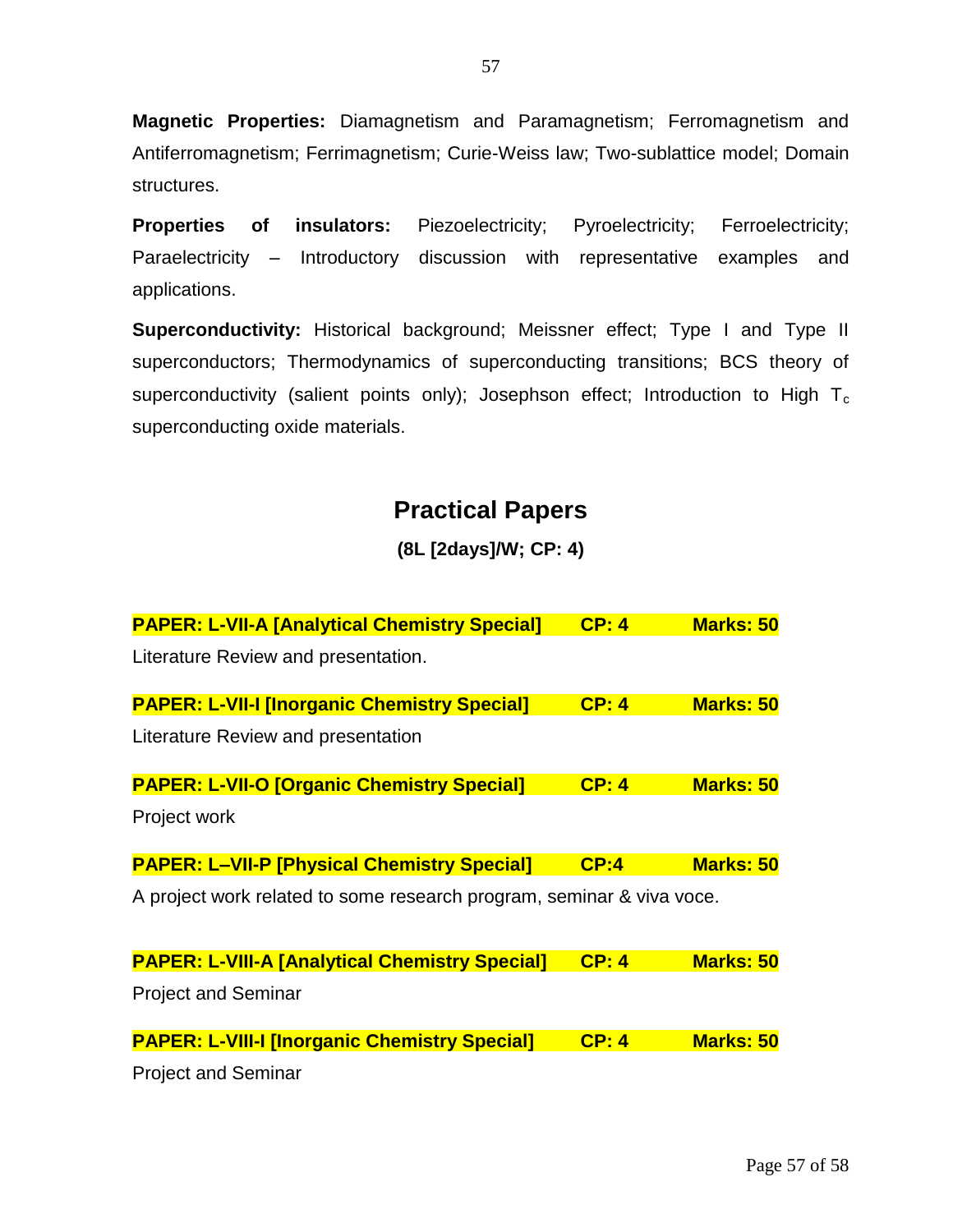**Magnetic Properties:** Diamagnetism and Paramagnetism; Ferromagnetism and Antiferromagnetism; Ferrimagnetism; Curie-Weiss law; Two-sublattice model; Domain structures.

**Properties of insulators:** Piezoelectricity; Pyroelectricity; Ferroelectricity; Paraelectricity – Introductory discussion with representative examples and applications.

**Superconductivity:** Historical background; Meissner effect; Type I and Type II superconductors; Thermodynamics of superconducting transitions; BCS theory of superconductivity (salient points only); Josephson effect; Introduction to High $T_c$ superconducting oxide materials.

## Practical Papers

**(8L [2days]/W; CP: 4)**

**PAPER: L-VII-A [Analytical Chemistry Special] CP: 4 Marks: 50**

Literature Review and presentation.

**PAPER: L-VII-I [Inorganic Chemistry Special] CP: 4 Marks: 50**

Literature Review and presentation

**PAPER: L-VII-O [Organic Chemistry Special] CP: 4 Marks: 50**

Project work

**PAPER: L–VII-P [Physical Chemistry Special] CP:4 Marks: 50**

A project work related to some research program, seminar & viva voce.

**PAPER: L-VIII-A [Analytical Chemistry Special] CP: 4 Marks: 50**

Project and Seminar

**PAPER: L-VIII-I [Inorganic Chemistry Special] CP: 4 Marks: 50**

Project and Seminar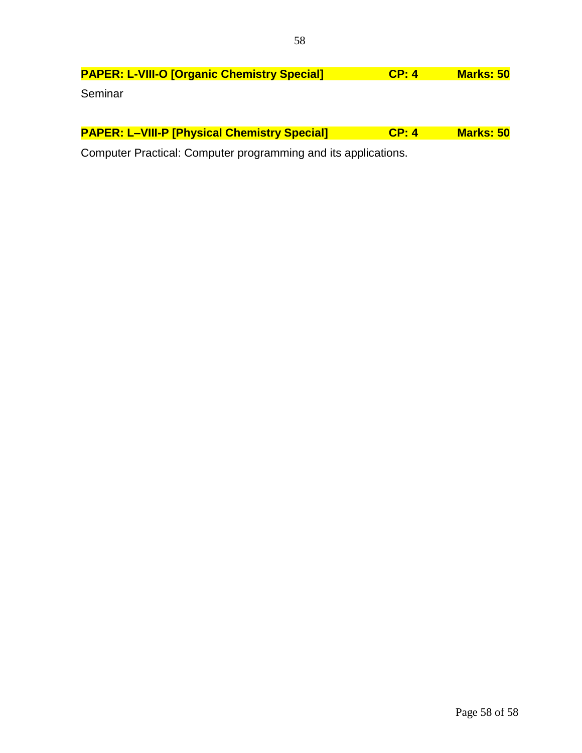**PAPER: L-VIII-O [Organic Chemistry Special] CP: 4 Marks: 50**

Seminar

**PAPER: L–VIII-P [Physical Chemistry Special] CP: 4 Marks: 50**

Computer Practical: Computer programming and its applications.